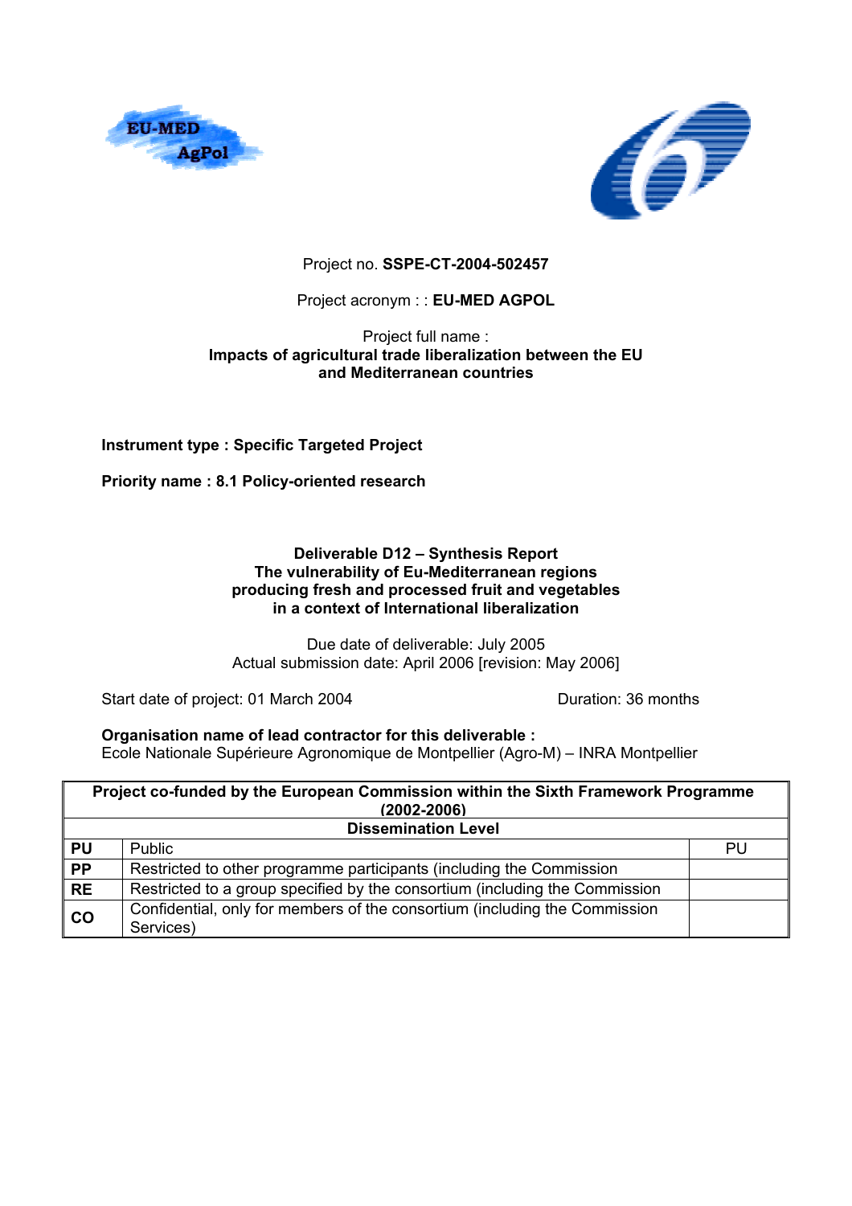Project no. **SSPE-CT-2004-502457**

Project acronym : : **EU-MED AGPOL**

Project full name :
**Impacts of agricultural trade liberalization between the EU and Mediterranean countries**

**Instrument type : Specific Targeted Project**

**Priority name : 8.1 Policy-oriented research**

**Deliverable D12 – Synthesis Report**
**The vulnerability of Eu-Mediterranean regions producing fresh and processed fruit and vegetables in a context of International liberalization**

Due date of deliverable: July 2005
Actual submission date: April 2006 [revision: May 2006]

Start date of project: 01 March 2004

Duration: 36 months

**Organisation name of lead contractor for this deliverable :**
Ecole Nationale Supérieure Agronomique de Montpellier (Agro-M) – INRA Montpellier

| **Project co-funded by the European Commission within the Sixth Framework Programme (2002-2006)** | | |
|---|---|---|
| **Dissemination Level** | | |
| **PU** | Public | PU |
| **PP** | Restricted to other programme participants (including the Commission | |
| **RE** | Restricted to a group specified by the consortium (including the Commission | |
| **CO** | Confidential, only for members of the consortium (including the Commission Services) | |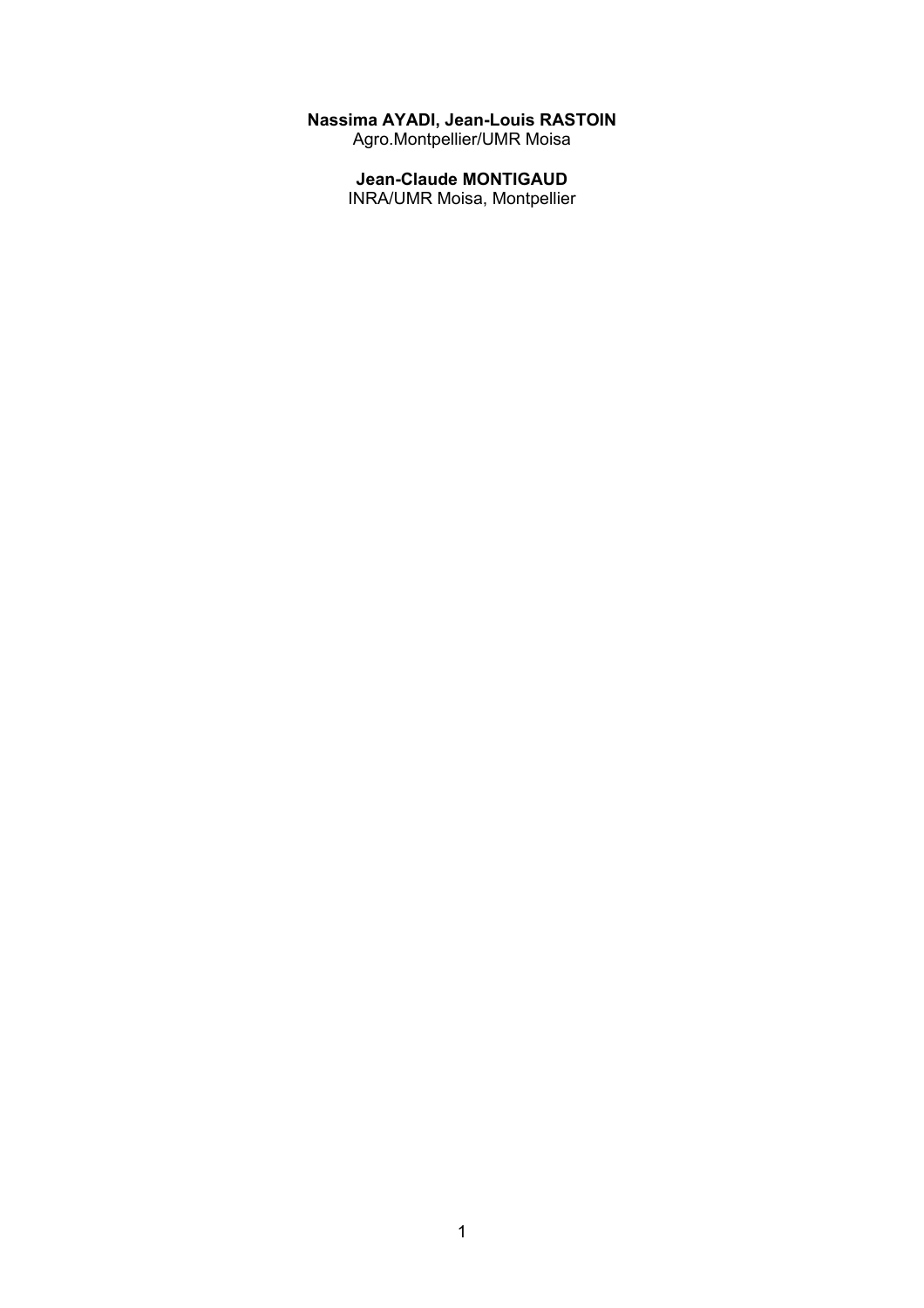**Nassima AYADI, Jean-Louis RASTOIN**
Agro.Montpellier/UMR Moisa

**Jean-Claude MONTIGAUD**
INRA/UMR Moisa, Montpellier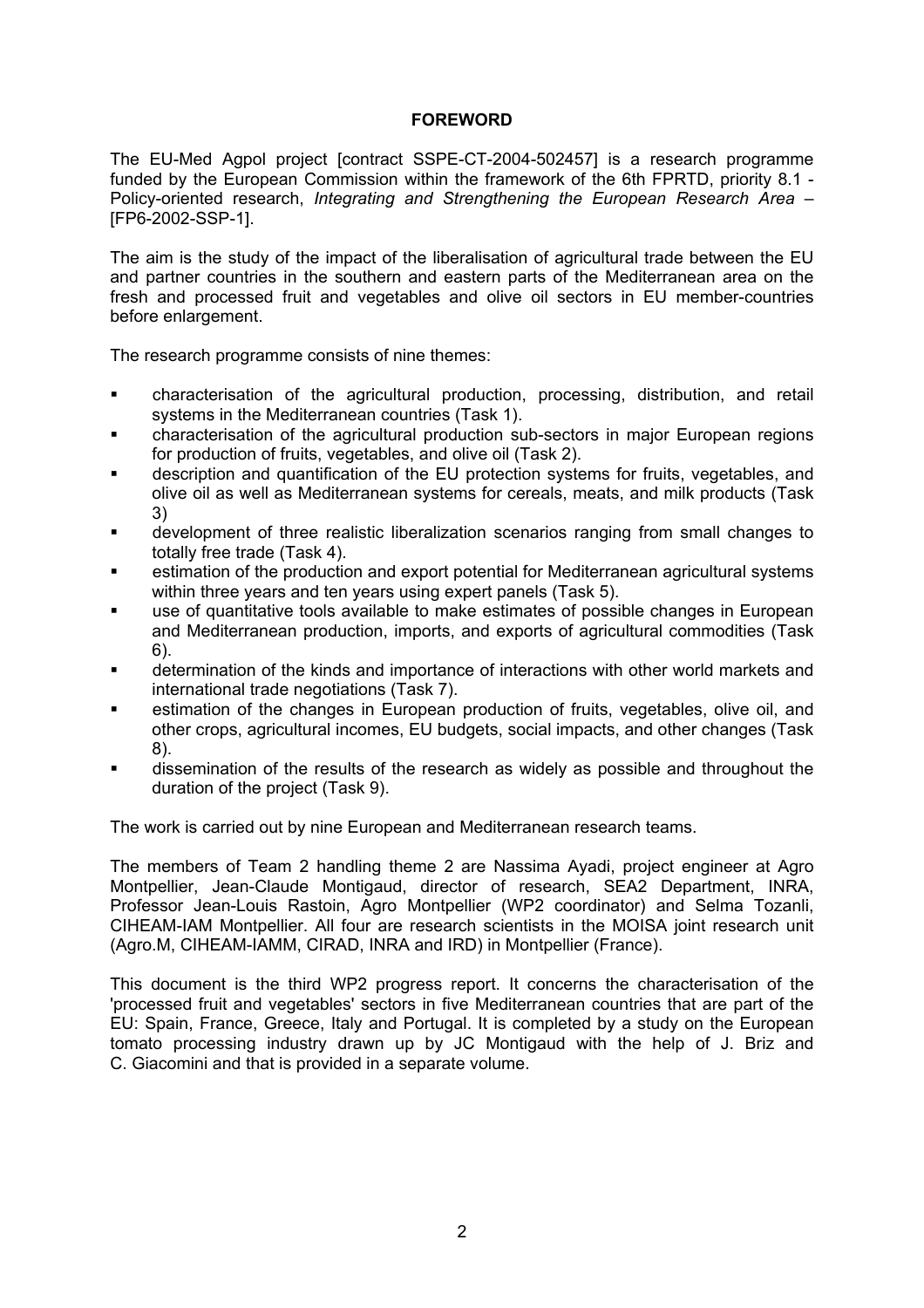## FOREWORD

The EU-Med Agpol project [contract SSPE-CT-2004-502457] is a research programme funded by the European Commission within the framework of the 6th FPRTD, priority 8.1 - Policy-oriented research, *Integrating and Strengthening the European Research Area* – [FP6-2002-SSP-1].

The aim is the study of the impact of the liberalisation of agricultural trade between the EU and partner countries in the southern and eastern parts of the Mediterranean area on the fresh and processed fruit and vegetables and olive oil sectors in EU member-countries before enlargement.

The research programme consists of nine themes:

- characterisation of the agricultural production, processing, distribution, and retail systems in the Mediterranean countries (Task 1).
- characterisation of the agricultural production sub-sectors in major European regions for production of fruits, vegetables, and olive oil (Task 2).
- description and quantification of the EU protection systems for fruits, vegetables, and olive oil as well as Mediterranean systems for cereals, meats, and milk products (Task 3)
- development of three realistic liberalization scenarios ranging from small changes to totally free trade (Task 4).
- estimation of the production and export potential for Mediterranean agricultural systems within three years and ten years using expert panels (Task 5).
- use of quantitative tools available to make estimates of possible changes in European and Mediterranean production, imports, and exports of agricultural commodities (Task 6).
- determination of the kinds and importance of interactions with other world markets and international trade negotiations (Task 7).
- estimation of the changes in European production of fruits, vegetables, olive oil, and other crops, agricultural incomes, EU budgets, social impacts, and other changes (Task 8).
- dissemination of the results of the research as widely as possible and throughout the duration of the project (Task 9).

The work is carried out by nine European and Mediterranean research teams.

The members of Team 2 handling theme 2 are Nassima Ayadi, project engineer at Agro Montpellier, Jean-Claude Montigaud, director of research, SEA2 Department, INRA, Professor Jean-Louis Rastoin, Agro Montpellier (WP2 coordinator) and Selma Tozanli, CIHEAM-IAM Montpellier. All four are research scientists in the MOISA joint research unit (Agro.M, CIHEAM-IAMM, CIRAD, INRA and IRD) in Montpellier (France).

This document is the third WP2 progress report. It concerns the characterisation of the 'processed fruit and vegetables' sectors in five Mediterranean countries that are part of the EU: Spain, France, Greece, Italy and Portugal. It is completed by a study on the European tomato processing industry drawn up by JC Montigaud with the help of J. Briz and C. Giacomini and that is provided in a separate volume.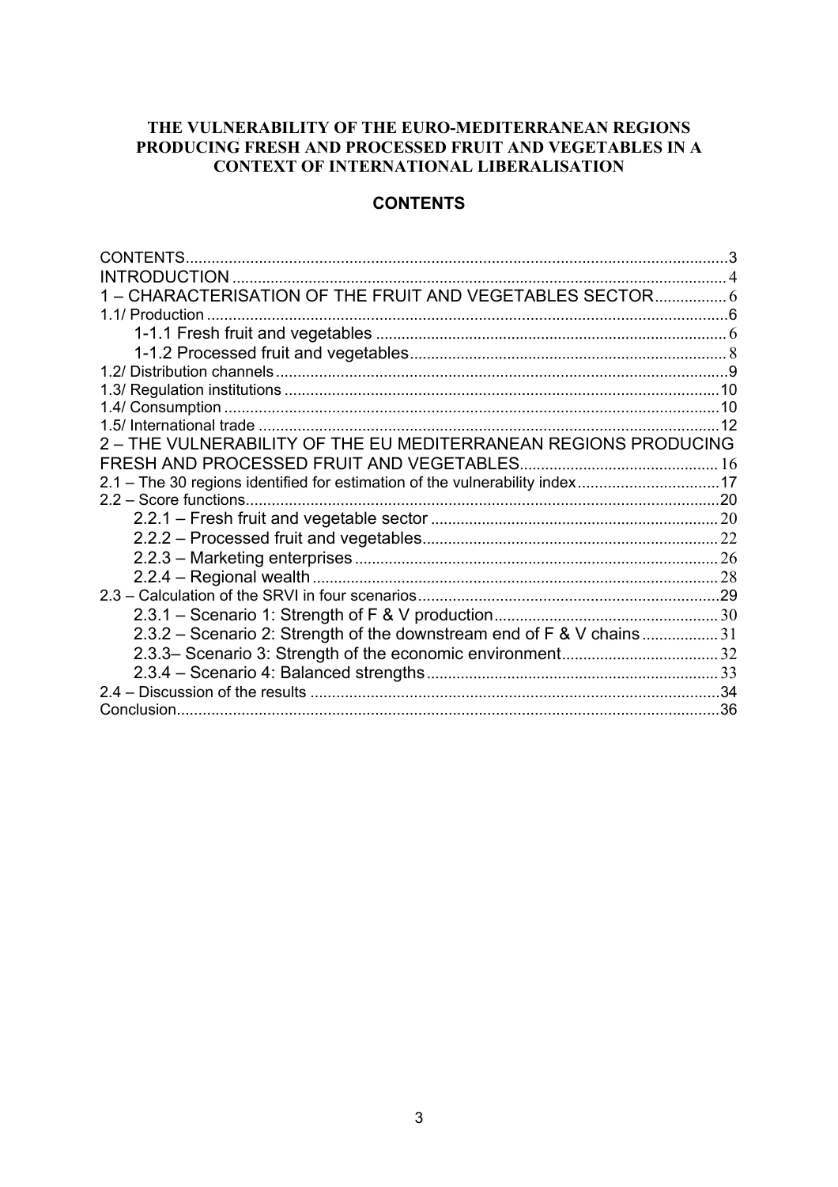**THE VULNERABILITY OF THE EURO-MEDITERRANEAN REGIONS PRODUCING FRESH AND PROCESSED FRUIT AND VEGETABLES IN A CONTEXT OF INTERNATIONAL LIBERALISATION**

# CONTENTS

CONTENTS....................................................................................................................3
INTRODUCTION .........................................................................................................4
1 – CHARACTERISATION OF THE FRUIT AND VEGETABLES SECTOR.................6
1.1/ Production ...............................................................................................................6
  1-1.1 Fresh fruit and vegetables ..................................................................................6
  1-1.2 Processed fruit and vegetables...........................................................................8
1.2/ Distribution channels ...............................................................................................9
1.3/ Regulation institutions ............................................................................................10
1.4/ Consumption ..........................................................................................................10
1.5/ International trade ..................................................................................................12
2 – THE VULNERABILITY OF THE EU MEDITERRANEAN REGIONS PRODUCING FRESH AND PROCESSED FRUIT AND VEGETABLES..............................................16
2.1 – The 30 regions identified for estimation of the vulnerability index.................................17
2.2 – Score functions.......................................................................................................20
  2.2.1 – Fresh fruit and vegetable sector ..................................................................20
  2.2.2 – Processed fruit and vegetables.....................................................................22
  2.2.3 – Marketing enterprises ...................................................................................26
  2.2.4 – Regional wealth ............................................................................................28
2.3 – Calculation of the SRVI in four scenarios......................................................................29
  2.3.1 – Scenario 1: Strength of F & V production.....................................................30
  2.3.2 – Scenario 2: Strength of the downstream end of F & V chains ..................31
  2.3.3– Scenario 3: Strength of the economic environment....................................32
  2.3.4 – Scenario 4: Balanced strengths...................................................................33
2.4 – Discussion of the results ...............................................................................................34
Conclusion.........................................................................................................................36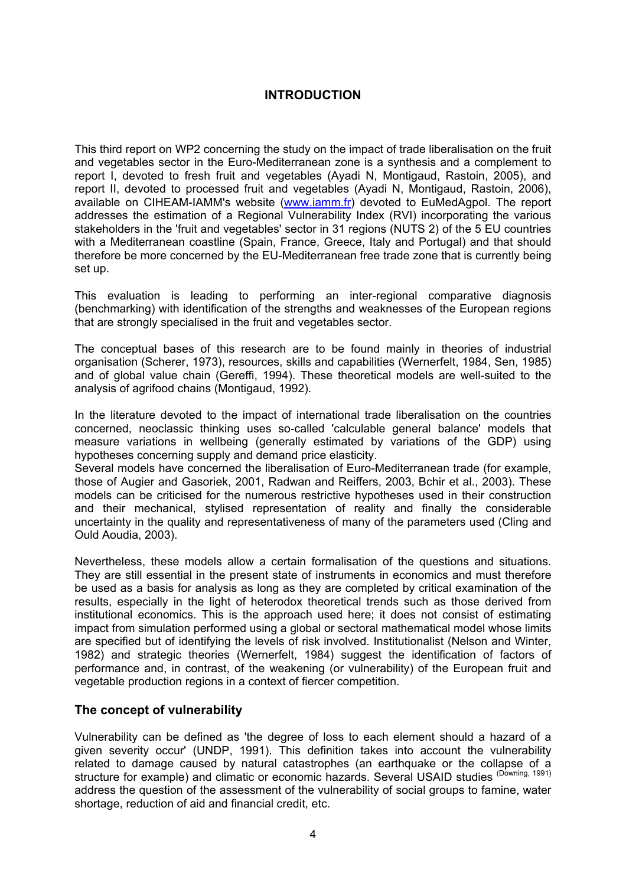# INTRODUCTION

This third report on WP2 concerning the study on the impact of trade liberalisation on the fruit and vegetables sector in the Euro-Mediterranean zone is a synthesis and a complement to report I, devoted to fresh fruit and vegetables (Ayadi N, Montigaud, Rastoin, 2005), and report II, devoted to processed fruit and vegetables (Ayadi N, Montigaud, Rastoin, 2006), available on CIHEAM-IAMM's website (www.iamm.fr) devoted to EuMedAgpol. The report addresses the estimation of a Regional Vulnerability Index (RVI) incorporating the various stakeholders in the 'fruit and vegetables' sector in 31 regions (NUTS 2) of the 5 EU countries with a Mediterranean coastline (Spain, France, Greece, Italy and Portugal) and that should therefore be more concerned by the EU-Mediterranean free trade zone that is currently being set up.

This evaluation is leading to performing an inter-regional comparative diagnosis (benchmarking) with identification of the strengths and weaknesses of the European regions that are strongly specialised in the fruit and vegetables sector.

The conceptual bases of this research are to be found mainly in theories of industrial organisation (Scherer, 1973), resources, skills and capabilities (Wernerfelt, 1984, Sen, 1985) and of global value chain (Gereffi, 1994). These theoretical models are well-suited to the analysis of agrifood chains (Montigaud, 1992).

In the literature devoted to the impact of international trade liberalisation on the countries concerned, neoclassic thinking uses so-called 'calculable general balance' models that measure variations in wellbeing (generally estimated by variations of the GDP) using hypotheses concerning supply and demand price elasticity.
Several models have concerned the liberalisation of Euro-Mediterranean trade (for example, those of Augier and Gasoriek, 2001, Radwan and Reiffers, 2003, Bchir et al., 2003). These models can be criticised for the numerous restrictive hypotheses used in their construction and their mechanical, stylised representation of reality and finally the considerable uncertainty in the quality and representativeness of many of the parameters used (Cling and Ould Aoudia, 2003).

Nevertheless, these models allow a certain formalisation of the questions and situations. They are still essential in the present state of instruments in economics and must therefore be used as a basis for analysis as long as they are completed by critical examination of the results, especially in the light of heterodox theoretical trends such as those derived from institutional economics. This is the approach used here; it does not consist of estimating impact from simulation performed using a global or sectoral mathematical model whose limits are specified but of identifying the levels of risk involved. Institutionalist (Nelson and Winter, 1982) and strategic theories (Wernerfelt, 1984) suggest the identification of factors of performance and, in contrast, of the weakening (or vulnerability) of the European fruit and vegetable production regions in a context of fiercer competition.

## The concept of vulnerability

Vulnerability can be defined as 'the degree of loss to each element should a hazard of a given severity occur' (UNDP, 1991). This definition takes into account the vulnerability related to damage caused by natural catastrophes (an earthquake or the collapse of a structure for example) and climatic or economic hazards. Several USAID studies (Downing, 1991) address the question of the assessment of the vulnerability of social groups to famine, water shortage, reduction of aid and financial credit, etc.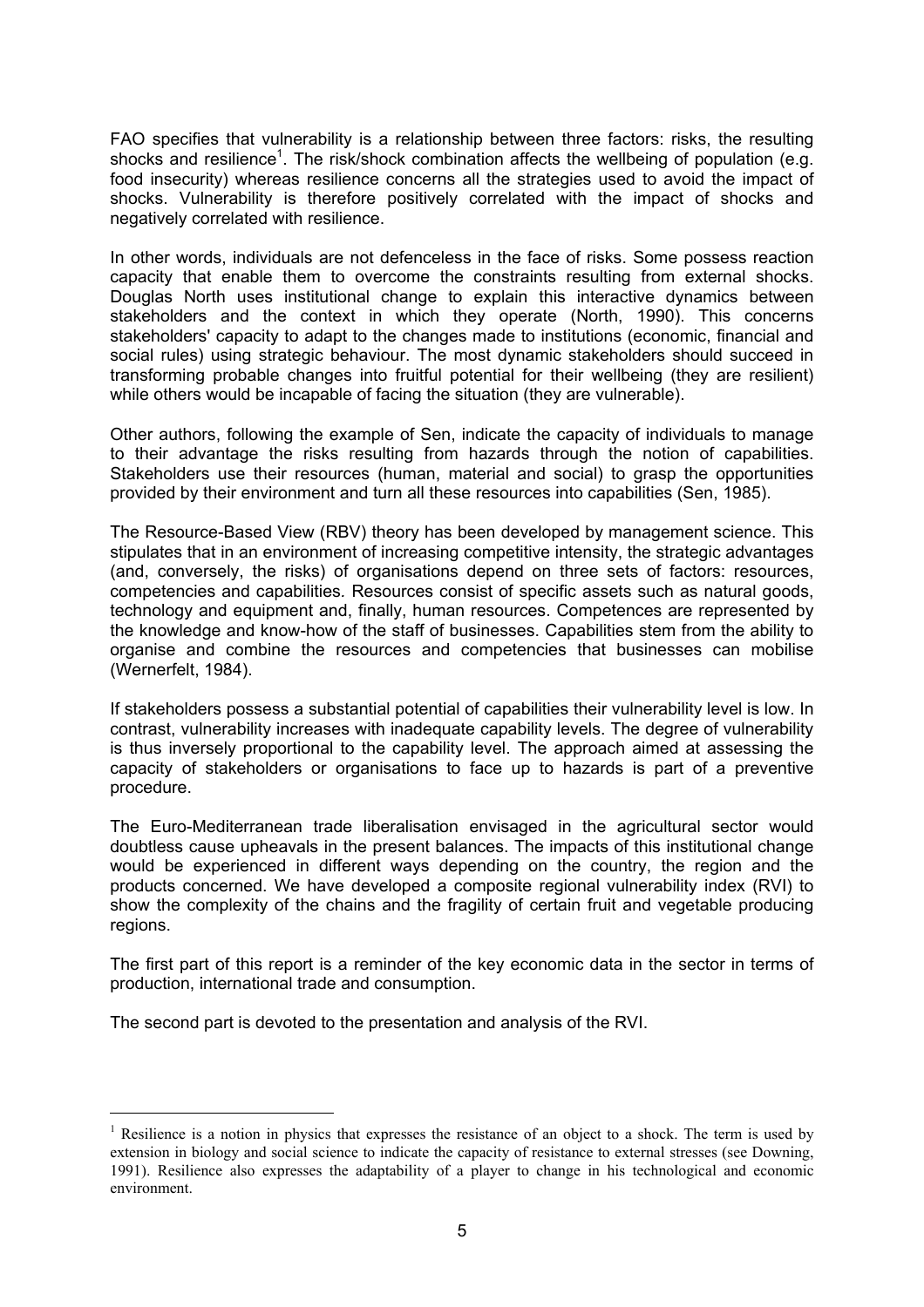FAO specifies that vulnerability is a relationship between three factors: risks, the resulting shocks and resilience[1]. The risk/shock combination affects the wellbeing of population (e.g. food insecurity) whereas resilience concerns all the strategies used to avoid the impact of shocks. Vulnerability is therefore positively correlated with the impact of shocks and negatively correlated with resilience.

In other words, individuals are not defenceless in the face of risks. Some possess reaction capacity that enable them to overcome the constraints resulting from external shocks. Douglas North uses institutional change to explain this interactive dynamics between stakeholders and the context in which they operate (North, 1990). This concerns stakeholders' capacity to adapt to the changes made to institutions (economic, financial and social rules) using strategic behaviour. The most dynamic stakeholders should succeed in transforming probable changes into fruitful potential for their wellbeing (they are resilient) while others would be incapable of facing the situation (they are vulnerable).

Other authors, following the example of Sen, indicate the capacity of individuals to manage to their advantage the risks resulting from hazards through the notion of capabilities. Stakeholders use their resources (human, material and social) to grasp the opportunities provided by their environment and turn all these resources into capabilities (Sen, 1985).

The Resource-Based View (RBV) theory has been developed by management science. This stipulates that in an environment of increasing competitive intensity, the strategic advantages (and, conversely, the risks) of organisations depend on three sets of factors: resources, competencies and capabilities. Resources consist of specific assets such as natural goods, technology and equipment and, finally, human resources. Competences are represented by the knowledge and know-how of the staff of businesses. Capabilities stem from the ability to organise and combine the resources and competencies that businesses can mobilise (Wernerfelt, 1984).

If stakeholders possess a substantial potential of capabilities their vulnerability level is low. In contrast, vulnerability increases with inadequate capability levels. The degree of vulnerability is thus inversely proportional to the capability level. The approach aimed at assessing the capacity of stakeholders or organisations to face up to hazards is part of a preventive procedure.

The Euro-Mediterranean trade liberalisation envisaged in the agricultural sector would doubtless cause upheavals in the present balances. The impacts of this institutional change would be experienced in different ways depending on the country, the region and the products concerned. We have developed a composite regional vulnerability index (RVI) to show the complexity of the chains and the fragility of certain fruit and vegetable producing regions.

The first part of this report is a reminder of the key economic data in the sector in terms of production, international trade and consumption.

The second part is devoted to the presentation and analysis of the RVI.

---

[1] Resilience is a notion in physics that expresses the resistance of an object to a shock. The term is used by extension in biology and social science to indicate the capacity of resistance to external stresses (see Downing, 1991). Resilience also expresses the adaptability of a player to change in his technological and economic environment.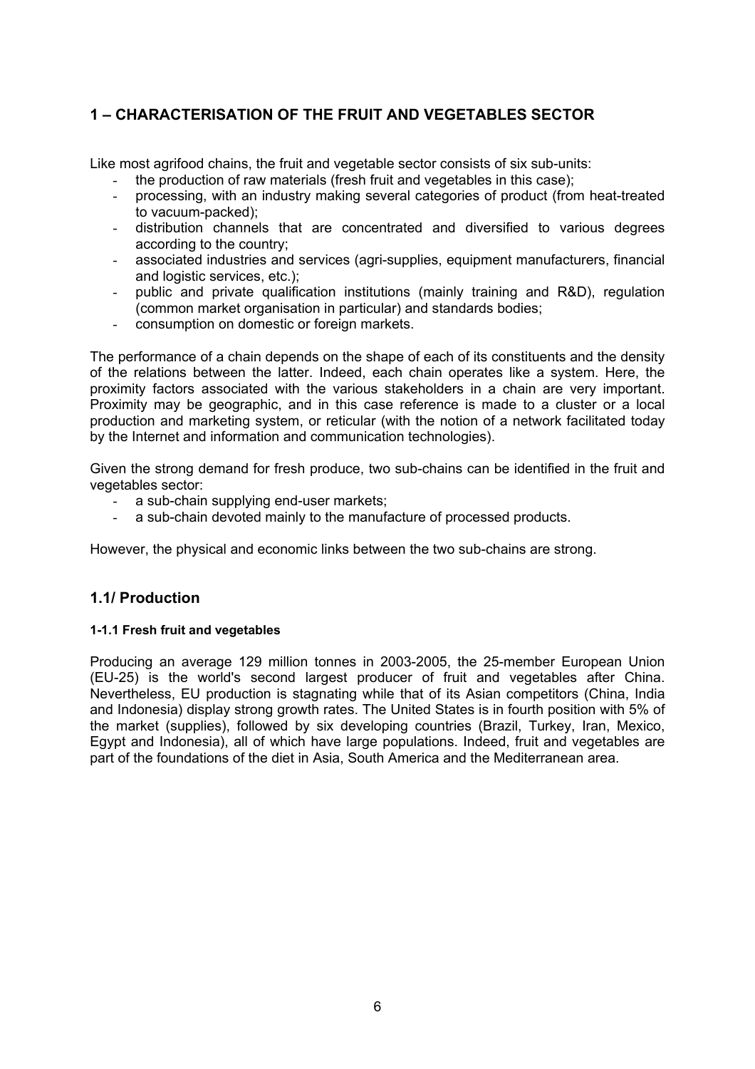## 1 – CHARACTERISATION OF THE FRUIT AND VEGETABLES SECTOR

Like most agrifood chains, the fruit and vegetable sector consists of six sub-units:

- the production of raw materials (fresh fruit and vegetables in this case);
- processing, with an industry making several categories of product (from heat-treated to vacuum-packed);
- distribution channels that are concentrated and diversified to various degrees according to the country;
- associated industries and services (agri-supplies, equipment manufacturers, financial and logistic services, etc.);
- public and private qualification institutions (mainly training and R&D), regulation (common market organisation in particular) and standards bodies;
- consumption on domestic or foreign markets.

The performance of a chain depends on the shape of each of its constituents and the density of the relations between the latter. Indeed, each chain operates like a system. Here, the proximity factors associated with the various stakeholders in a chain are very important. Proximity may be geographic, and in this case reference is made to a cluster or a local production and marketing system, or reticular (with the notion of a network facilitated today by the Internet and information and communication technologies).

Given the strong demand for fresh produce, two sub-chains can be identified in the fruit and vegetables sector:

- a sub-chain supplying end-user markets;
- a sub-chain devoted mainly to the manufacture of processed products.

However, the physical and economic links between the two sub-chains are strong.

### 1.1/ Production

#### 1-1.1 Fresh fruit and vegetables

Producing an average 129 million tonnes in 2003-2005, the 25-member European Union (EU-25) is the world's second largest producer of fruit and vegetables after China. Nevertheless, EU production is stagnating while that of its Asian competitors (China, India and Indonesia) display strong growth rates. The United States is in fourth position with 5% of the market (supplies), followed by six developing countries (Brazil, Turkey, Iran, Mexico, Egypt and Indonesia), all of which have large populations. Indeed, fruit and vegetables are part of the foundations of the diet in Asia, South America and the Mediterranean area.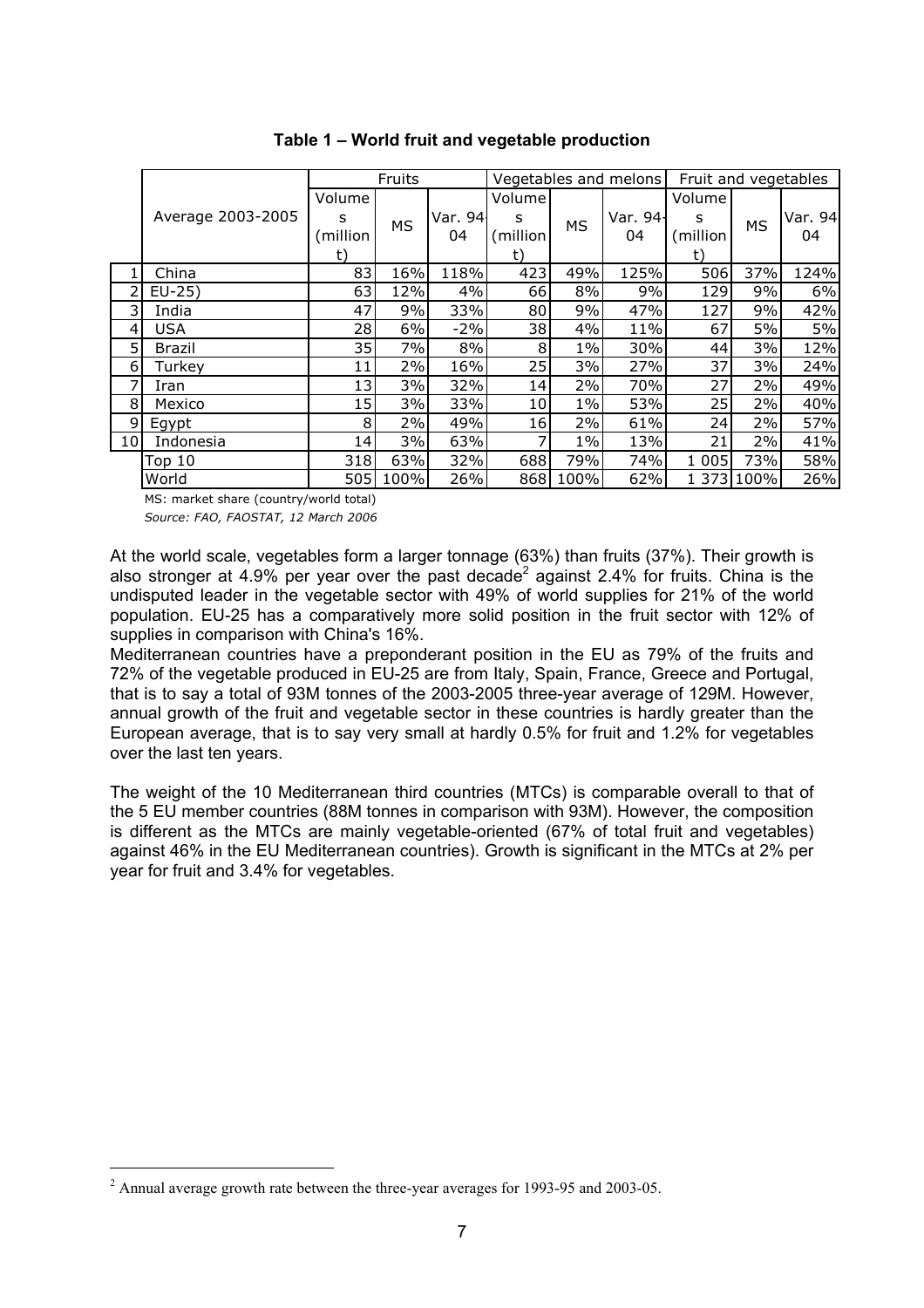**Table 1 – World fruit and vegetable production**

| | Average 2003-2005 | Fruits | | | Vegetables and melons | | | Fruit and vegetables | | |
|---|---|---|---|---|---|---|---|---|---|---|
| | | Volumes (million t) | MS | Var. 94-04 | Volumes (million t) | MS | Var. 94-04 | Volumes (million t) | MS | Var. 94-04 |
| 1 | China | 83 | 16% | 118% | 423 | 49% | 125% | 506 | 37% | 124% |
| 2 | EU-25) | 63 | 12% | 4% | 66 | 8% | 9% | 129 | 9% | 6% |
| 3 | India | 47 | 9% | 33% | 80 | 9% | 47% | 127 | 9% | 42% |
| 4 | USA | 28 | 6% | -2% | 38 | 4% | 11% | 67 | 5% | 5% |
| 5 | Brazil | 35 | 7% | 8% | 8 | 1% | 30% | 44 | 3% | 12% |
| 6 | Turkey | 11 | 2% | 16% | 25 | 3% | 27% | 37 | 3% | 24% |
| 7 | Iran | 13 | 3% | 32% | 14 | 2% | 70% | 27 | 2% | 49% |
| 8 | Mexico | 15 | 3% | 33% | 10 | 1% | 53% | 25 | 2% | 40% |
| 9 | Egypt | 8 | 2% | 49% | 16 | 2% | 61% | 24 | 2% | 57% |
| 10 | Indonesia | 14 | 3% | 63% | 7 | 1% | 13% | 21 | 2% | 41% |
| | Top 10 | 318 | 63% | 32% | 688 | 79% | 74% | 1 005 | 73% | 58% |
| | World | 505 | 100% | 26% | 868 | 100% | 62% | 1 373 | 100% | 26% |

MS: market share (country/world total)

*Source: FAO, FAOSTAT, 12 March 2006*

At the world scale, vegetables form a larger tonnage (63%) than fruits (37%). Their growth is also stronger at 4.9% per year over the past decade[2] against 2.4% for fruits. China is the undisputed leader in the vegetable sector with 49% of world supplies for 21% of the world population. EU-25 has a comparatively more solid position in the fruit sector with 12% of supplies in comparison with China's 16%.

Mediterranean countries have a preponderant position in the EU as 79% of the fruits and 72% of the vegetable produced in EU-25 are from Italy, Spain, France, Greece and Portugal, that is to say a total of 93M tonnes of the 2003-2005 three-year average of 129M. However, annual growth of the fruit and vegetable sector in these countries is hardly greater than the European average, that is to say very small at hardly 0.5% for fruit and 1.2% for vegetables over the last ten years.

The weight of the 10 Mediterranean third countries (MTCs) is comparable overall to that of the 5 EU member countries (88M tonnes in comparison with 93M). However, the composition is different as the MTCs are mainly vegetable-oriented (67% of total fruit and vegetables) against 46% in the EU Mediterranean countries). Growth is significant in the MTCs at 2% per year for fruit and 3.4% for vegetables.

[2] Annual average growth rate between the three-year averages for 1993-95 and 2003-05.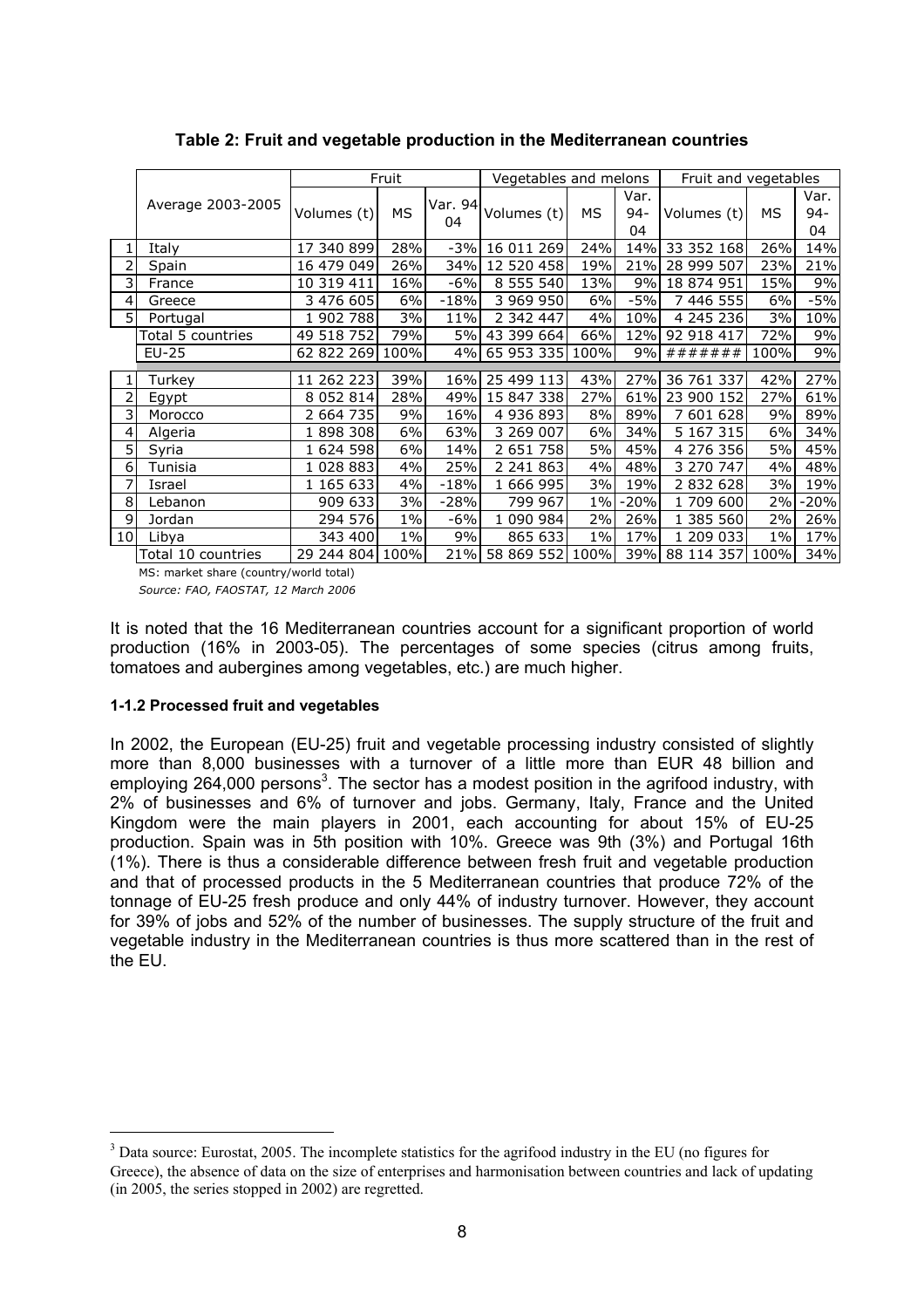**Table 2: Fruit and vegetable production in the Mediterranean countries**

| | Average 2003-2005 | Fruit | | | Vegetables and melons | | | Fruit and vegetables | | |
|---|---|---|---|---|---|---|---|---|---|---|
| | | Volumes (t) | MS | Var. 94 04 | Volumes (t) | MS | Var. 94-04 | Volumes (t) | MS | Var. 94-04 |
| 1 | Italy | 17 340 899 | 28% | -3% | 16 011 269 | 24% | 14% | 33 352 168 | 26% | 14% |
| 2 | Spain | 16 479 049 | 26% | 34% | 12 520 458 | 19% | 21% | 28 999 507 | 23% | 21% |
| 3 | France | 10 319 411 | 16% | -6% | 8 555 540 | 13% | 9% | 18 874 951 | 15% | 9% |
| 4 | Greece | 3 476 605 | 6% | -18% | 3 969 950 | 6% | -5% | 7 446 555 | 6% | -5% |
| 5 | Portugal | 1 902 788 | 3% | 11% | 2 342 447 | 4% | 10% | 4 245 236 | 3% | 10% |
| | Total 5 countries | 49 518 752 | 79% | 5% | 43 399 664 | 66% | 12% | 92 918 417 | 72% | 9% |
| | EU-25 | 62 822 269 | 100% | 4% | 65 953 335 | 100% | 9% | ####### | 100% | 9% |
| 1 | Turkey | 11 262 223 | 39% | 16% | 25 499 113 | 43% | 27% | 36 761 337 | 42% | 27% |
| 2 | Egypt | 8 052 814 | 28% | 49% | 15 847 338 | 27% | 61% | 23 900 152 | 27% | 61% |
| 3 | Morocco | 2 664 735 | 9% | 16% | 4 936 893 | 8% | 89% | 7 601 628 | 9% | 89% |
| 4 | Algeria | 1 898 308 | 6% | 63% | 3 269 007 | 6% | 34% | 5 167 315 | 6% | 34% |
| 5 | Syria | 1 624 598 | 6% | 14% | 2 651 758 | 5% | 45% | 4 276 356 | 5% | 45% |
| 6 | Tunisia | 1 028 883 | 4% | 25% | 2 241 863 | 4% | 48% | 3 270 747 | 4% | 48% |
| 7 | Israel | 1 165 633 | 4% | -18% | 1 666 995 | 3% | 19% | 2 832 628 | 3% | 19% |
| 8 | Lebanon | 909 633 | 3% | -28% | 799 967 | 1% | -20% | 1 709 600 | 2% | -20% |
| 9 | Jordan | 294 576 | 1% | -6% | 1 090 984 | 2% | 26% | 1 385 560 | 2% | 26% |
| 10 | Libya | 343 400 | 1% | 9% | 865 633 | 1% | 17% | 1 209 033 | 1% | 17% |
| | Total 10 countries | 29 244 804 | 100% | 21% | 58 869 552 | 100% | 39% | 88 114 357 | 100% | 34% |

MS: market share (country/world total)

*Source: FAO, FAOSTAT, 12 March 2006*

It is noted that the 16 Mediterranean countries account for a significant proportion of world production (16% in 2003-05). The percentages of some species (citrus among fruits, tomatoes and aubergines among vegetables, etc.) are much higher.

#### 1-1.2 Processed fruit and vegetables

In 2002, the European (EU-25) fruit and vegetable processing industry consisted of slightly more than 8,000 businesses with a turnover of a little more than EUR 48 billion and employing 264,000 persons[3]. The sector has a modest position in the agrifood industry, with 2% of businesses and 6% of turnover and jobs. Germany, Italy, France and the United Kingdom were the main players in 2001, each accounting for about 15% of EU-25 production. Spain was in 5th position with 10%. Greece was 9th (3%) and Portugal 16th (1%). There is thus a considerable difference between fresh fruit and vegetable production and that of processed products in the 5 Mediterranean countries that produce 72% of the tonnage of EU-25 fresh produce and only 44% of industry turnover. However, they account for 39% of jobs and 52% of the number of businesses. The supply structure of the fruit and vegetable industry in the Mediterranean countries is thus more scattered than in the rest of the EU.

[3] Data source: Eurostat, 2005. The incomplete statistics for the agrifood industry in the EU (no figures for Greece), the absence of data on the size of enterprises and harmonisation between countries and lack of updating (in 2005, the series stopped in 2002) are regretted.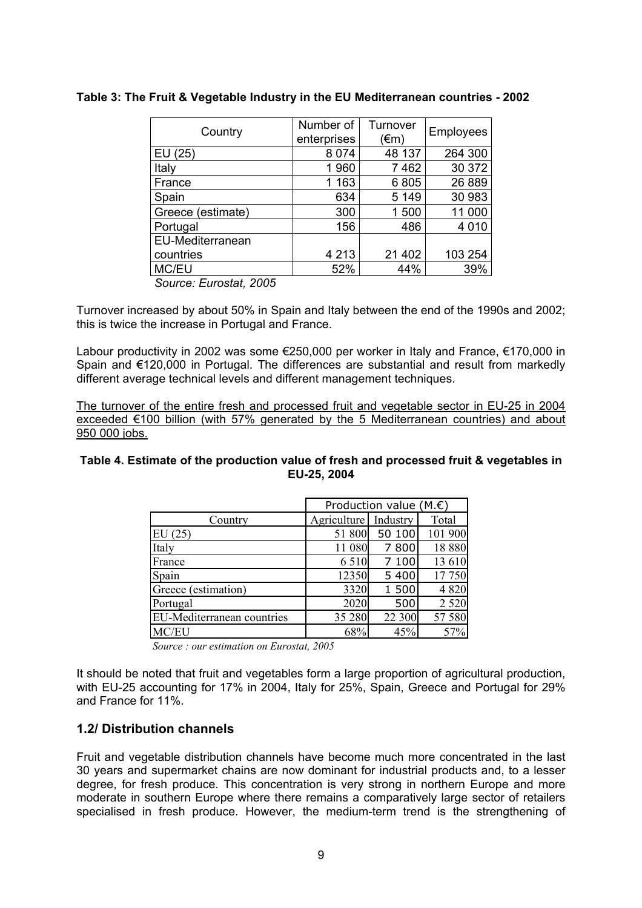**Table 3: The Fruit & Vegetable Industry in the EU Mediterranean countries - 2002**

| Country | Number of enterprises | Turnover (€m) | Employees |
|---|---|---|---|
| EU (25) | 8 074 | 48 137 | 264 300 |
| Italy | 1 960 | 7 462 | 30 372 |
| France | 1 163 | 6 805 | 26 889 |
| Spain | 634 | 5 149 | 30 983 |
| Greece (estimate) | 300 | 1 500 | 11 000 |
| Portugal | 156 | 486 | 4 010 |
| EU-Mediterranean countries | 4 213 | 21 402 | 103 254 |
| MC/EU | 52% | 44% | 39% |

*Source: Eurostat, 2005*

Turnover increased by about 50% in Spain and Italy between the end of the 1990s and 2002; this is twice the increase in Portugal and France.

Labour productivity in 2002 was some €250,000 per worker in Italy and France, €170,000 in Spain and €120,000 in Portugal. The differences are substantial and result from markedly different average technical levels and different management techniques.

The turnover of the entire fresh and processed fruit and vegetable sector in EU-25 in 2004 exceeded €100 billion (with 57% generated by the 5 Mediterranean countries) and about 950 000 jobs.

**Table 4. Estimate of the production value of fresh and processed fruit & vegetables in EU-25, 2004**

| | Production value (M.€) | | |
|---|---|---|---|
| Country | Agriculture | Industry | Total |
| EU (25) | 51 800 | 50 100 | 101 900 |
| Italy | 11 080 | 7 800 | 18 880 |
| France | 6 510 | 7 100 | 13 610 |
| Spain | 12350 | 5 400 | 17 750 |
| Greece (estimation) | 3320 | 1 500 | 4 820 |
| Portugal | 2020 | 500 | 2 520 |
| EU-Mediterranean countries | 35 280 | 22 300 | 57 580 |
| MC/EU | 68% | 45% | 57% |

*Source : our estimation on Eurostat, 2005*

It should be noted that fruit and vegetables form a large proportion of agricultural production, with EU-25 accounting for 17% in 2004, Italy for 25%, Spain, Greece and Portugal for 29% and France for 11%.

## 1.2/ Distribution channels

Fruit and vegetable distribution channels have become much more concentrated in the last 30 years and supermarket chains are now dominant for industrial products and, to a lesser degree, for fresh produce. This concentration is very strong in northern Europe and more moderate in southern Europe where there remains a comparatively large sector of retailers specialised in fresh produce. However, the medium-term trend is the strengthening of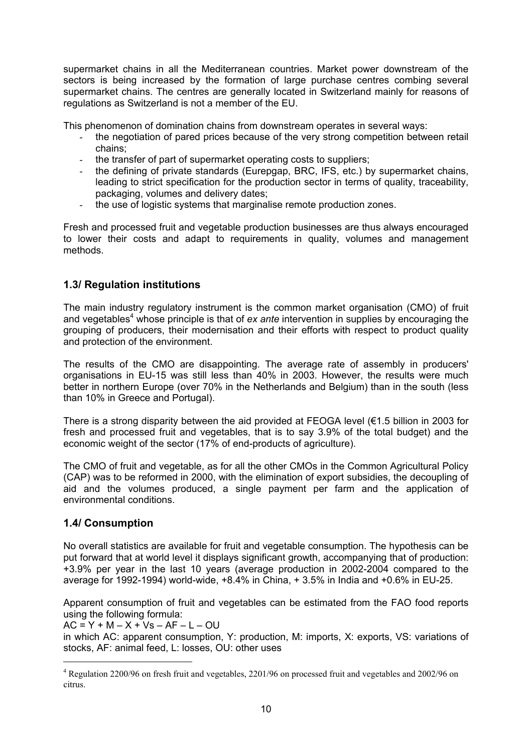supermarket chains in all the Mediterranean countries. Market power downstream of the sectors is being increased by the formation of large purchase centres combing several supermarket chains. The centres are generally located in Switzerland mainly for reasons of regulations as Switzerland is not a member of the EU.

This phenomenon of domination chains from downstream operates in several ways:

- the negotiation of pared prices because of the very strong competition between retail chains;
- the transfer of part of supermarket operating costs to suppliers;
- the defining of private standards (Eurepgap, BRC, IFS, etc.) by supermarket chains, leading to strict specification for the production sector in terms of quality, traceability, packaging, volumes and delivery dates;
- the use of logistic systems that marginalise remote production zones.

Fresh and processed fruit and vegetable production businesses are thus always encouraged to lower their costs and adapt to requirements in quality, volumes and management methods.

## 1.3/ Regulation institutions

The main industry regulatory instrument is the common market organisation (CMO) of fruit and vegetables[4] whose principle is that of *ex ante* intervention in supplies by encouraging the grouping of producers, their modernisation and their efforts with respect to product quality and protection of the environment.

The results of the CMO are disappointing. The average rate of assembly in producers' organisations in EU-15 was still less than 40% in 2003. However, the results were much better in northern Europe (over 70% in the Netherlands and Belgium) than in the south (less than 10% in Greece and Portugal).

There is a strong disparity between the aid provided at FEOGA level (€1.5 billion in 2003 for fresh and processed fruit and vegetables, that is to say 3.9% of the total budget) and the economic weight of the sector (17% of end-products of agriculture).

The CMO of fruit and vegetable, as for all the other CMOs in the Common Agricultural Policy (CAP) was to be reformed in 2000, with the elimination of export subsidies, the decoupling of aid and the volumes produced, a single payment per farm and the application of environmental conditions.

## 1.4/ Consumption

No overall statistics are available for fruit and vegetable consumption. The hypothesis can be put forward that at world level it displays significant growth, accompanying that of production: +3.9% per year in the last 10 years (average production in 2002-2004 compared to the average for 1992-1994) world-wide, +8.4% in China, + 3.5% in India and +0.6% in EU-25.

Apparent consumption of fruit and vegetables can be estimated from the FAO food reports using the following formula:

$AC = Y + M - X + Vs - AF - L - OU$

in which AC: apparent consumption, Y: production, M: imports, X: exports, VS: variations of stocks, AF: animal feed, L: losses, OU: other uses

---

[4] Regulation 2200/96 on fresh fruit and vegetables, 2201/96 on processed fruit and vegetables and 2002/96 on citrus.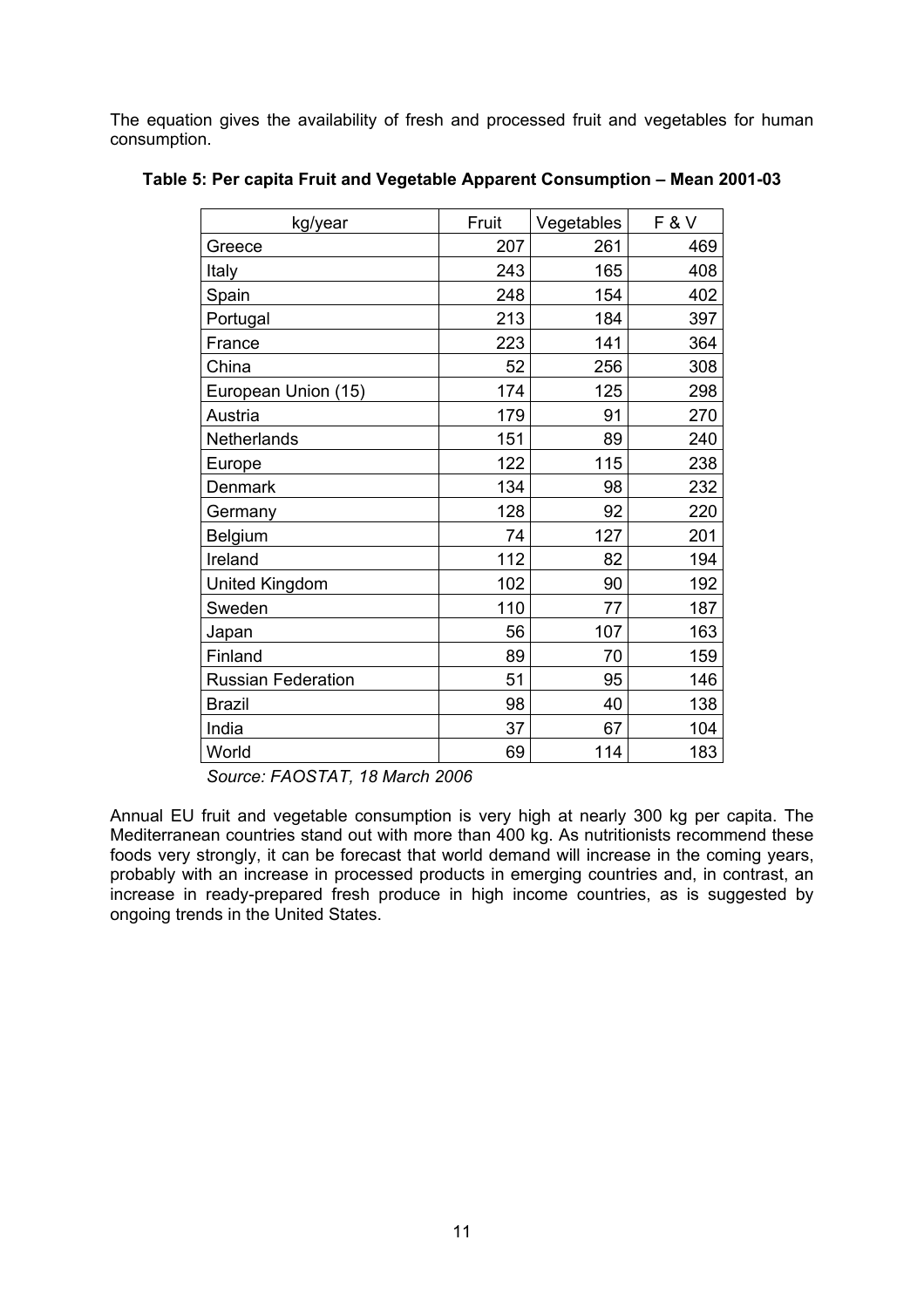The equation gives the availability of fresh and processed fruit and vegetables for human consumption.

**Table 5: Per capita Fruit and Vegetable Apparent Consumption – Mean 2001-03**

| kg/year | Fruit | Vegetables | F & V |
|---|---|---|---|
| Greece | 207 | 261 | 469 |
| Italy | 243 | 165 | 408 |
| Spain | 248 | 154 | 402 |
| Portugal | 213 | 184 | 397 |
| France | 223 | 141 | 364 |
| China | 52 | 256 | 308 |
| European Union (15) | 174 | 125 | 298 |
| Austria | 179 | 91 | 270 |
| Netherlands | 151 | 89 | 240 |
| Europe | 122 | 115 | 238 |
| Denmark | 134 | 98 | 232 |
| Germany | 128 | 92 | 220 |
| Belgium | 74 | 127 | 201 |
| Ireland | 112 | 82 | 194 |
| United Kingdom | 102 | 90 | 192 |
| Sweden | 110 | 77 | 187 |
| Japan | 56 | 107 | 163 |
| Finland | 89 | 70 | 159 |
| Russian Federation | 51 | 95 | 146 |
| Brazil | 98 | 40 | 138 |
| India | 37 | 67 | 104 |
| World | 69 | 114 | 183 |

*Source: FAOSTAT, 18 March 2006*

Annual EU fruit and vegetable consumption is very high at nearly 300 kg per capita. The Mediterranean countries stand out with more than 400 kg. As nutritionists recommend these foods very strongly, it can be forecast that world demand will increase in the coming years, probably with an increase in processed products in emerging countries and, in contrast, an increase in ready-prepared fresh produce in high income countries, as is suggested by ongoing trends in the United States.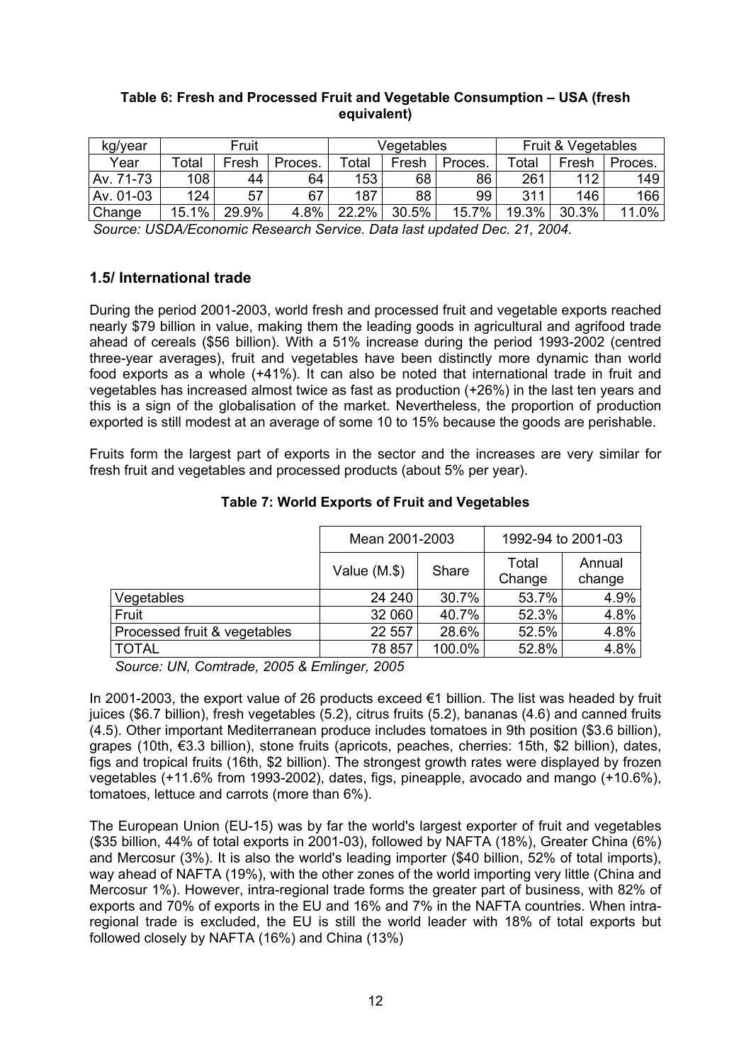**Table 6: Fresh and Processed Fruit and Vegetable Consumption – USA (fresh equivalent)**

| kg/year | Fruit | | | Vegetables | | | Fruit & Vegetables | | |
|---|---|---|---|---|---|---|---|---|---|
| Year | Total | Fresh | Proces. | Total | Fresh | Proces. | Total | Fresh | Proces. |
| Av. 71-73 | 108 | 44 | 64 | 153 | 68 | 86 | 261 | 112 | 149 |
| Av. 01-03 | 124 | 57 | 67 | 187 | 88 | 99 | 311 | 146 | 166 |
| Change | 15.1% | 29.9% | 4.8% | 22.2% | 30.5% | 15.7% | 19.3% | 30.3% | 11.0% |

*Source: USDA/Economic Research Service. Data last updated Dec. 21, 2004.*

## 1.5/ International trade

During the period 2001-2003, world fresh and processed fruit and vegetable exports reached nearly $79 billion in value, making them the leading goods in agricultural and agrifood trade ahead of cereals ($56 billion). With a 51% increase during the period 1993-2002 (centred three-year averages), fruit and vegetables have been distinctly more dynamic than world food exports as a whole (+41%). It can also be noted that international trade in fruit and vegetables has increased almost twice as fast as production (+26%) in the last ten years and this is a sign of the globalisation of the market. Nevertheless, the proportion of production exported is still modest at an average of some 10 to 15% because the goods are perishable.

Fruits form the largest part of exports in the sector and the increases are very similar for fresh fruit and vegetables and processed products (about 5% per year).

**Table 7: World Exports of Fruit and Vegetables**

| | Mean 2001-2003 | | 1992-94 to 2001-03 | |
|---|---|---|---|---|
| | Value (M.$) | Share | Total Change | Annual change |
| Vegetables | 24 240 | 30.7% | 53.7% | 4.9% |
| Fruit | 32 060 | 40.7% | 52.3% | 4.8% |
| Processed fruit & vegetables | 22 557 | 28.6% | 52.5% | 4.8% |
| TOTAL | 78 857 | 100.0% | 52.8% | 4.8% |

*Source: UN, Comtrade, 2005 & Emlinger, 2005*

In 2001-2003, the export value of 26 products exceed €1 billion. The list was headed by fruit juices ($6.7 billion), fresh vegetables (5.2), citrus fruits (5.2), bananas (4.6) and canned fruits (4.5). Other important Mediterranean produce includes tomatoes in 9th position ($3.6 billion), grapes (10th, €3.3 billion), stone fruits (apricots, peaches, cherries: 15th, $2 billion), dates, figs and tropical fruits (16th, $2 billion). The strongest growth rates were displayed by frozen vegetables (+11.6% from 1993-2002), dates, figs, pineapple, avocado and mango (+10.6%), tomatoes, lettuce and carrots (more than 6%).

The European Union (EU-15) was by far the world's largest exporter of fruit and vegetables ($35 billion, 44% of total exports in 2001-03), followed by NAFTA (18%), Greater China (6%) and Mercosur (3%). It is also the world's leading importer ($40 billion, 52% of total imports), way ahead of NAFTA (19%), with the other zones of the world importing very little (China and Mercosur 1%). However, intra-regional trade forms the greater part of business, with 82% of exports and 70% of exports in the EU and 16% and 7% in the NAFTA countries. When intra-regional trade is excluded, the EU is still the world leader with 18% of total exports but followed closely by NAFTA (16%) and China (13%)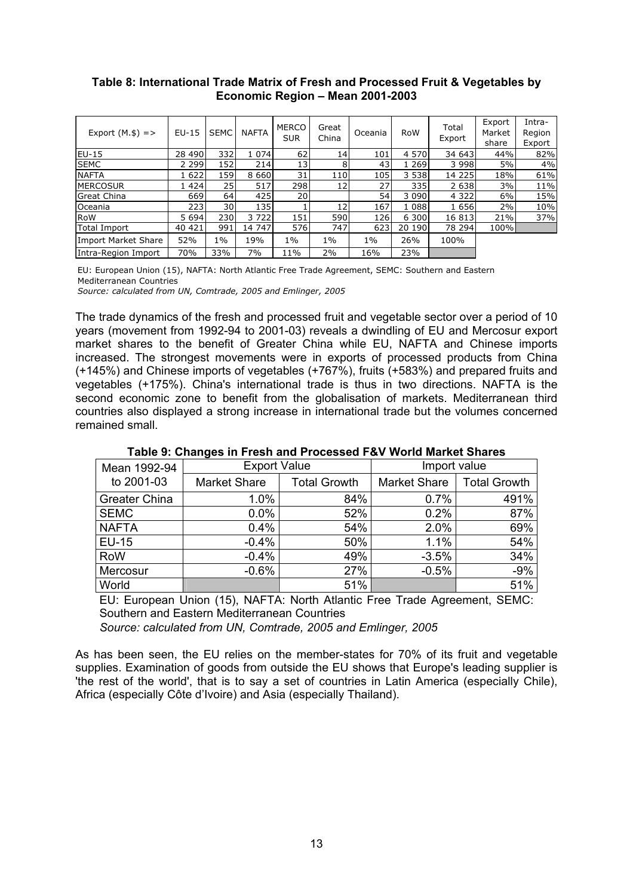**Table 8: International Trade Matrix of Fresh and Processed Fruit & Vegetables by Economic Region – Mean 2001-2003**

| Export (M.$) => | EU-15 | SEMC | NAFTA | MERCOSUR | Great China | Oceania | RoW | Total Export | Export Market share | Intra-Region Export |
|---|---|---|---|---|---|---|---|---|---|---|
| EU-15 | 28 490 | 332 | 1 074 | 62 | 14 | 101 | 4 570 | 34 643 | 44% | 82% |
| SEMC | 2 299 | 152 | 214 | 13 | 8 | 43 | 1 269 | 3 998 | 5% | 4% |
| NAFTA | 1 622 | 159 | 8 660 | 31 | 110 | 105 | 3 538 | 14 225 | 18% | 61% |
| MERCOSUR | 1 424 | 25 | 517 | 298 | 12 | 27 | 335 | 2 638 | 3% | 11% |
| Great China | 669 | 64 | 425 | 20 | | 54 | 3 090 | 4 322 | 6% | 15% |
| Oceania | 223 | 30 | 135 | 1 | 12 | 167 | 1 088 | 1 656 | 2% | 10% |
| RoW | 5 694 | 230 | 3 722 | 151 | 590 | 126 | 6 300 | 16 813 | 21% | 37% |
| Total Import | 40 421 | 991 | 14 747 | 576 | 747 | 623 | 20 190 | 78 294 | 100% | |
| Import Market Share | 52% | 1% | 19% | 1% | 1% | 1% | 26% | 100% | | |
| Intra-Region Import | 70% | 33% | 7% | 11% | 2% | 16% | 23% | | | |

EU: European Union (15), NAFTA: North Atlantic Free Trade Agreement, SEMC: Southern and Eastern Mediterranean Countries

*Source: calculated from UN, Comtrade, 2005 and Emlinger, 2005*

The trade dynamics of the fresh and processed fruit and vegetable sector over a period of 10 years (movement from 1992-94 to 2001-03) reveals a dwindling of EU and Mercosur export market shares to the benefit of Greater China while EU, NAFTA and Chinese imports increased. The strongest movements were in exports of processed products from China (+145%) and Chinese imports of vegetables (+767%), fruits (+583%) and prepared fruits and vegetables (+175%). China's international trade is thus in two directions. NAFTA is the second economic zone to benefit from the globalisation of markets. Mediterranean third countries also displayed a strong increase in international trade but the volumes concerned remained small.

**Table 9: Changes in Fresh and Processed F&V World Market Shares**

| Mean 1992-94 to 2001-03 | Export Value | | Import value | |
|---|---|---|---|---|
| | Market Share | Total Growth | Market Share | Total Growth |
| Greater China | 1.0% | 84% | 0.7% | 491% |
| SEMC | 0.0% | 52% | 0.2% | 87% |
| NAFTA | 0.4% | 54% | 2.0% | 69% |
| EU-15 | -0.4% | 50% | 1.1% | 54% |
| RoW | -0.4% | 49% | -3.5% | 34% |
| Mercosur | -0.6% | 27% | -0.5% | -9% |
| World | | 51% | | 51% |

EU: European Union (15), NAFTA: North Atlantic Free Trade Agreement, SEMC: Southern and Eastern Mediterranean Countries

*Source: calculated from UN, Comtrade, 2005 and Emlinger, 2005*

As has been seen, the EU relies on the member-states for 70% of its fruit and vegetable supplies. Examination of goods from outside the EU shows that Europe's leading supplier is 'the rest of the world', that is to say a set of countries in Latin America (especially Chile), Africa (especially Côte d'Ivoire) and Asia (especially Thailand).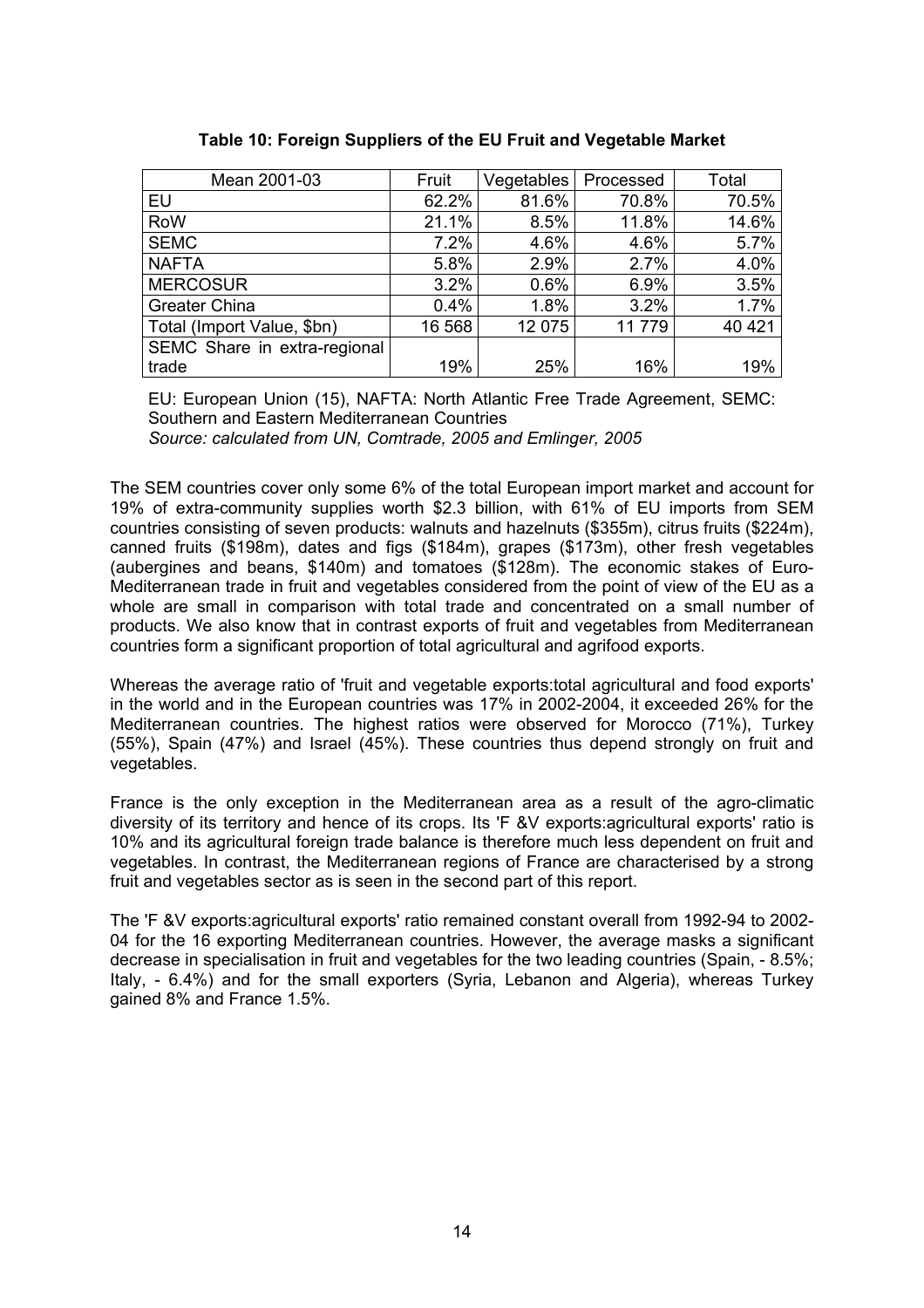**Table 10: Foreign Suppliers of the EU Fruit and Vegetable Market**

| Mean 2001-03 | Fruit | Vegetables | Processed | Total |
|---|---|---|---|---|
| EU | 62.2% | 81.6% | 70.8% | 70.5% |
| RoW | 21.1% | 8.5% | 11.8% | 14.6% |
| SEMC | 7.2% | 4.6% | 4.6% | 5.7% |
| NAFTA | 5.8% | 2.9% | 2.7% | 4.0% |
| MERCOSUR | 3.2% | 0.6% | 6.9% | 3.5% |
| Greater China | 0.4% | 1.8% | 3.2% | 1.7% |
| Total (Import Value, $bn) | 16 568 | 12 075 | 11 779 | 40 421 |
| SEMC Share in extra-regional trade | 19% | 25% | 16% | 19% |

EU: European Union (15), NAFTA: North Atlantic Free Trade Agreement, SEMC: Southern and Eastern Mediterranean Countries
*Source: calculated from UN, Comtrade, 2005 and Emlinger, 2005*

The SEM countries cover only some 6% of the total European import market and account for 19% of extra-community supplies worth $2.3 billion, with 61% of EU imports from SEM countries consisting of seven products: walnuts and hazelnuts ($355m), citrus fruits ($224m), canned fruits ($198m), dates and figs ($184m), grapes ($173m), other fresh vegetables (aubergines and beans, $140m) and tomatoes ($128m). The economic stakes of Euro-Mediterranean trade in fruit and vegetables considered from the point of view of the EU as a whole are small in comparison with total trade and concentrated on a small number of products. We also know that in contrast exports of fruit and vegetables from Mediterranean countries form a significant proportion of total agricultural and agrifood exports.

Whereas the average ratio of 'fruit and vegetable exports:total agricultural and food exports' in the world and in the European countries was 17% in 2002-2004, it exceeded 26% for the Mediterranean countries. The highest ratios were observed for Morocco (71%), Turkey (55%), Spain (47%) and Israel (45%). These countries thus depend strongly on fruit and vegetables.

France is the only exception in the Mediterranean area as a result of the agro-climatic diversity of its territory and hence of its crops. Its 'F &V exports:agricultural exports' ratio is 10% and its agricultural foreign trade balance is therefore much less dependent on fruit and vegetables. In contrast, the Mediterranean regions of France are characterised by a strong fruit and vegetables sector as is seen in the second part of this report.

The 'F &V exports:agricultural exports' ratio remained constant overall from 1992-94 to 2002-04 for the 16 exporting Mediterranean countries. However, the average masks a significant decrease in specialisation in fruit and vegetables for the two leading countries (Spain, - 8.5%; Italy, - 6.4%) and for the small exporters (Syria, Lebanon and Algeria), whereas Turkey gained 8% and France 1.5%.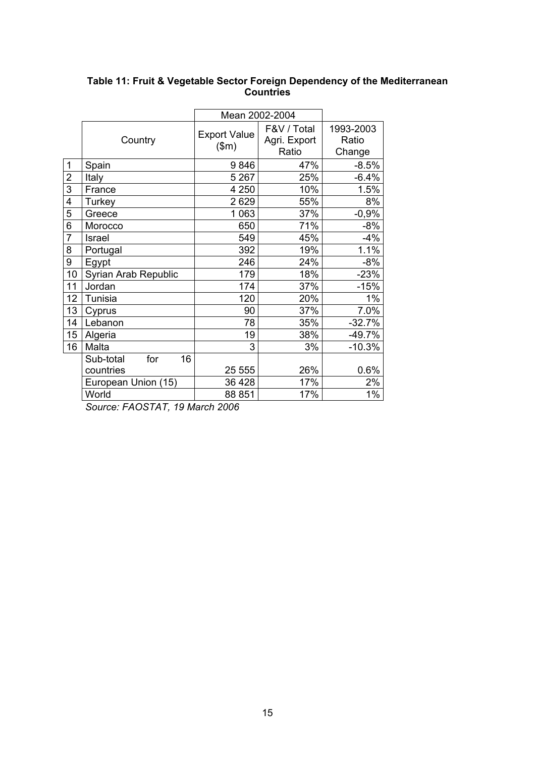**Table 11: Fruit & Vegetable Sector Foreign Dependency of the Mediterranean Countries**

| | Country | Mean 2002-2004 | | |
|---|---|---|---|---|
| | | Export Value ($m) | F&V / Total Agri. Export Ratio | 1993-2003 Ratio Change |
| 1 | Spain | 9 846 | 47% | -8.5% |
| 2 | Italy | 5 267 | 25% | -6.4% |
| 3 | France | 4 250 | 10% | 1.5% |
| 4 | Turkey | 2 629 | 55% | 8% |
| 5 | Greece | 1 063 | 37% | -0,9% |
| 6 | Morocco | 650 | 71% | -8% |
| 7 | Israel | 549 | 45% | -4% |
| 8 | Portugal | 392 | 19% | 1.1% |
| 9 | Egypt | 246 | 24% | -8% |
| 10 | Syrian Arab Republic | 179 | 18% | -23% |
| 11 | Jordan | 174 | 37% | -15% |
| 12 | Tunisia | 120 | 20% | 1% |
| 13 | Cyprus | 90 | 37% | 7.0% |
| 14 | Lebanon | 78 | 35% | -32.7% |
| 15 | Algeria | 19 | 38% | -49.7% |
| 16 | Malta | 3 | 3% | -10.3% |
| | Sub-total for 16 countries | 25 555 | 26% | 0.6% |
| | European Union (15) | 36 428 | 17% | 2% |
| | World | 88 851 | 17% | 1% |

*Source: FAOSTAT, 19 March 2006*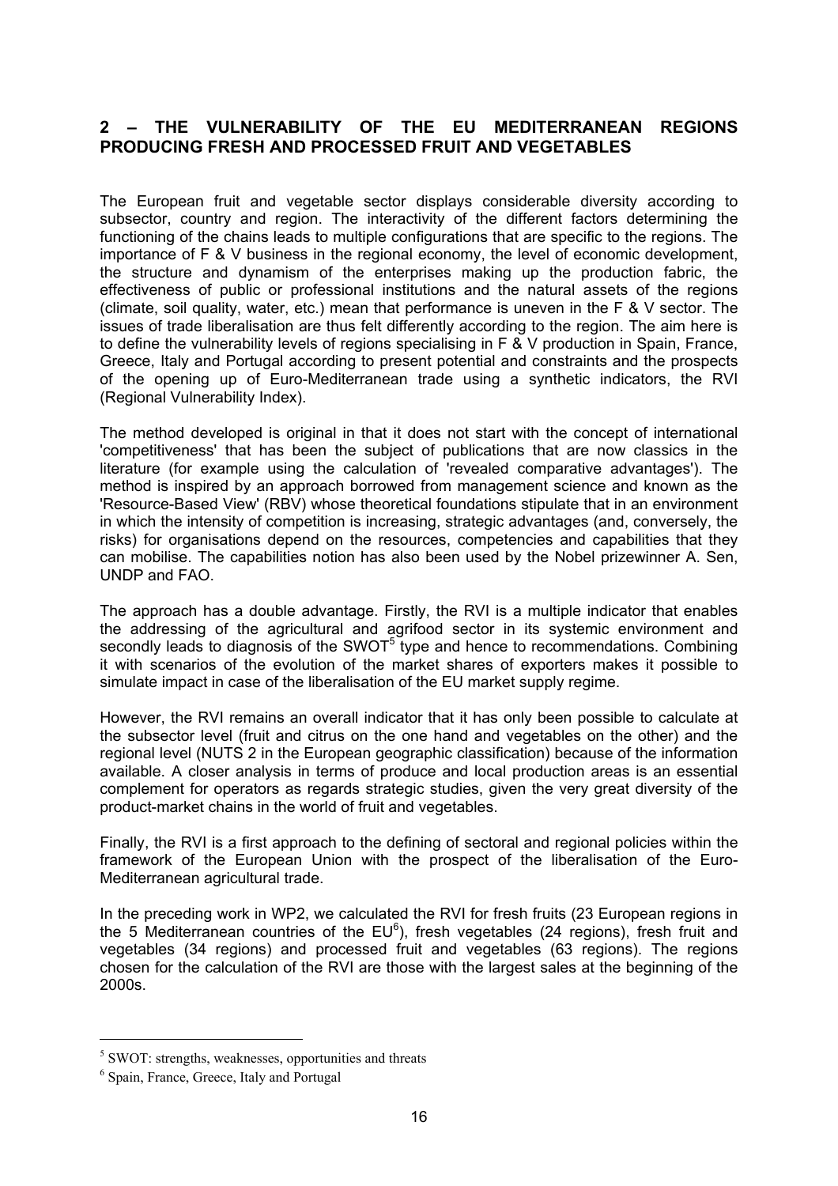## 2 – THE VULNERABILITY OF THE EU MEDITERRANEAN REGIONS PRODUCING FRESH AND PROCESSED FRUIT AND VEGETABLES

The European fruit and vegetable sector displays considerable diversity according to subsector, country and region. The interactivity of the different factors determining the functioning of the chains leads to multiple configurations that are specific to the regions. The importance of F & V business in the regional economy, the level of economic development, the structure and dynamism of the enterprises making up the production fabric, the effectiveness of public or professional institutions and the natural assets of the regions (climate, soil quality, water, etc.) mean that performance is uneven in the F & V sector. The issues of trade liberalisation are thus felt differently according to the region. The aim here is to define the vulnerability levels of regions specialising in F & V production in Spain, France, Greece, Italy and Portugal according to present potential and constraints and the prospects of the opening up of Euro-Mediterranean trade using a synthetic indicators, the RVI (Regional Vulnerability Index).

The method developed is original in that it does not start with the concept of international 'competitiveness' that has been the subject of publications that are now classics in the literature (for example using the calculation of 'revealed comparative advantages'). The method is inspired by an approach borrowed from management science and known as the 'Resource-Based View' (RBV) whose theoretical foundations stipulate that in an environment in which the intensity of competition is increasing, strategic advantages (and, conversely, the risks) for organisations depend on the resources, competencies and capabilities that they can mobilise. The capabilities notion has also been used by the Nobel prizewinner A. Sen, UNDP and FAO.

The approach has a double advantage. Firstly, the RVI is a multiple indicator that enables the addressing of the agricultural and agrifood sector in its systemic environment and secondly leads to diagnosis of the SWOT[5] type and hence to recommendations. Combining it with scenarios of the evolution of the market shares of exporters makes it possible to simulate impact in case of the liberalisation of the EU market supply regime.

However, the RVI remains an overall indicator that it has only been possible to calculate at the subsector level (fruit and citrus on the one hand and vegetables on the other) and the regional level (NUTS 2 in the European geographic classification) because of the information available. A closer analysis in terms of produce and local production areas is an essential complement for operators as regards strategic studies, given the very great diversity of the product-market chains in the world of fruit and vegetables.

Finally, the RVI is a first approach to the defining of sectoral and regional policies within the framework of the European Union with the prospect of the liberalisation of the Euro-Mediterranean agricultural trade.

In the preceding work in WP2, we calculated the RVI for fresh fruits (23 European regions in the 5 Mediterranean countries of the EU[6]), fresh vegetables (24 regions), fresh fruit and vegetables (34 regions) and processed fruit and vegetables (63 regions). The regions chosen for the calculation of the RVI are those with the largest sales at the beginning of the 2000s.

---

[5] SWOT: strengths, weaknesses, opportunities and threats

[6] Spain, France, Greece, Italy and Portugal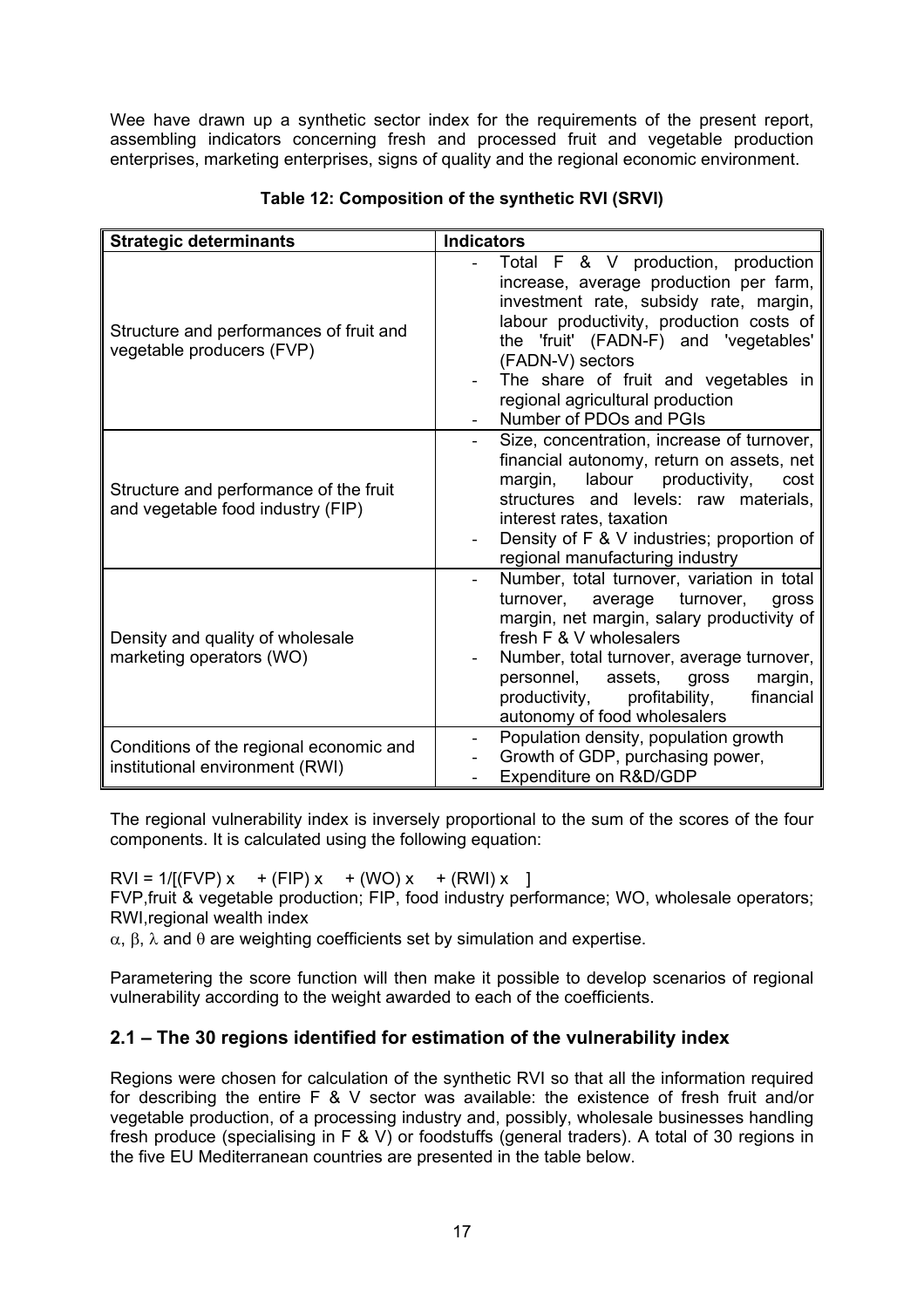Wee have drawn up a synthetic sector index for the requirements of the present report, assembling indicators concerning fresh and processed fruit and vegetable production enterprises, marketing enterprises, signs of quality and the regional economic environment.

**Table 12: Composition of the synthetic RVI (SRVI)**

| Strategic determinants | Indicators |
|---|---|
| Structure and performances of fruit and vegetable producers (FVP) | - Total F & V production, production increase, average production per farm, investment rate, subsidy rate, margin, labour productivity, production costs of the 'fruit' (FADN-F) and 'vegetables' (FADN-V) sectors<br>- The share of fruit and vegetables in regional agricultural production<br>- Number of PDOs and PGIs |
| Structure and performance of the fruit and vegetable food industry (FIP) | - Size, concentration, increase of turnover, financial autonomy, return on assets, net margin, labour productivity, cost structures and levels: raw materials, interest rates, taxation<br>- Density of F & V industries; proportion of regional manufacturing industry |
| Density and quality of wholesale marketing operators (WO) | - Number, total turnover, variation in total turnover, average turnover, gross margin, net margin, salary productivity of fresh F & V wholesalers<br>- Number, total turnover, average turnover, personnel, assets, gross margin, productivity, profitability, financial autonomy of food wholesalers |
| Conditions of the regional economic and institutional environment (RWI) | - Population density, population growth<br>- Growth of GDP, purchasing power,<br>- Expenditure on R&D/GDP |

The regional vulnerability index is inversely proportional to the sum of the scores of the four components. It is calculated using the following equation:

$$RVI = 1/[(FVP) \times \; + (FIP) \times \; + (WO) \times \; + (RWI) \times \; ]$$

FVP, fruit & vegetable production; FIP, food industry performance; WO, wholesale operators; RWI, regional wealth index

$\alpha$, $\beta$, $\lambda$ and $\theta$ are weighting coefficients set by simulation and expertise.

Parametering the score function will then make it possible to develop scenarios of regional vulnerability according to the weight awarded to each of the coefficients.

## 2.1 – The 30 regions identified for estimation of the vulnerability index

Regions were chosen for calculation of the synthetic RVI so that all the information required for describing the entire F & V sector was available: the existence of fresh fruit and/or vegetable production, of a processing industry and, possibly, wholesale businesses handling fresh produce (specialising in F & V) or foodstuffs (general traders). A total of 30 regions in the five EU Mediterranean countries are presented in the table below.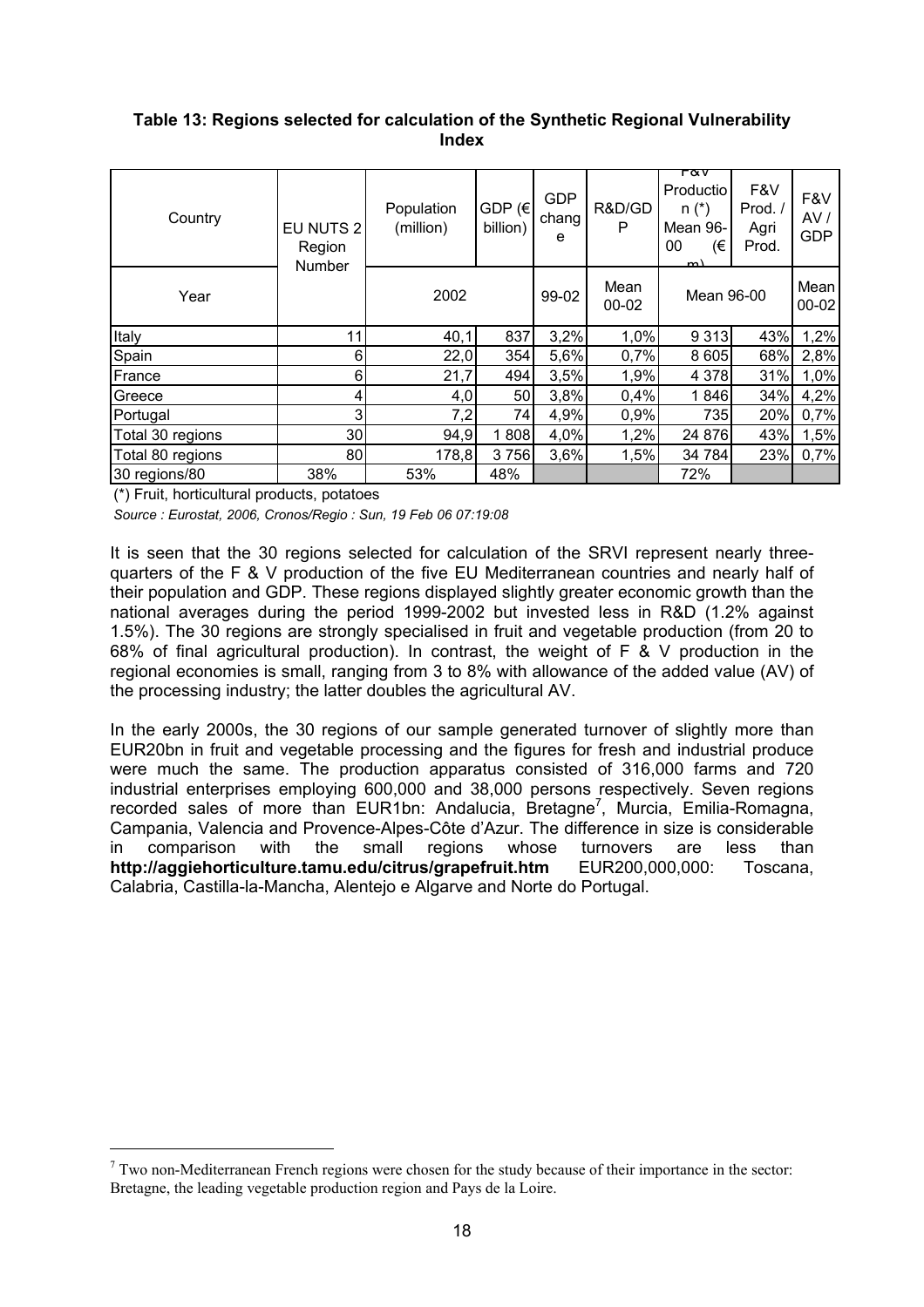**Table 13: Regions selected for calculation of the Synthetic Regional Vulnerability Index**

| Country | EU NUTS 2 Region Number | Population (million) | GDP (€ billion) | GDP change | R&D/GDP | F&V Production (*) Mean 96-00 (€ m) | F&V Prod. / Agri Prod. | F&V AV / GDP |
|---|---|---|---|---|---|---|---|---|
| Year | | 2002 | | 99-02 | Mean 00-02 | Mean 96-00 | | Mean 00-02 |
| Italy | 11 | 40,1 | 837 | 3,2% | 1,0% | 9 313 | 43% | 1,2% |
| Spain | 6 | 22,0 | 354 | 5,6% | 0,7% | 8 605 | 68% | 2,8% |
| France | 6 | 21,7 | 494 | 3,5% | 1,9% | 4 378 | 31% | 1,0% |
| Greece | 4 | 4,0 | 50 | 3,8% | 0,4% | 1 846 | 34% | 4,2% |
| Portugal | 3 | 7,2 | 74 | 4,9% | 0,9% | 735 | 20% | 0,7% |
| Total 30 regions | 30 | 94,9 | 1 808 | 4,0% | 1,2% | 24 876 | 43% | 1,5% |
| Total 80 regions | 80 | 178,8 | 3 756 | 3,6% | 1,5% | 34 784 | 23% | 0,7% |
| 30 regions/80 | 38% | 53% | 48% | | | 72% | | |

(*) Fruit, horticultural products, potatoes

*Source : Eurostat, 2006, Cronos/Regio : Sun, 19 Feb 06 07:19:08*

It is seen that the 30 regions selected for calculation of the SRVI represent nearly three-quarters of the F & V production of the five EU Mediterranean countries and nearly half of their population and GDP. These regions displayed slightly greater economic growth than the national averages during the period 1999-2002 but invested less in R&D (1.2% against 1.5%). The 30 regions are strongly specialised in fruit and vegetable production (from 20 to 68% of final agricultural production). In contrast, the weight of F & V production in the regional economies is small, ranging from 3 to 8% with allowance of the added value (AV) of the processing industry; the latter doubles the agricultural AV.

In the early 2000s, the 30 regions of our sample generated turnover of slightly more than EUR20bn in fruit and vegetable processing and the figures for fresh and industrial produce were much the same. The production apparatus consisted of 316,000 farms and 720 industrial enterprises employing 600,000 and 38,000 persons respectively. Seven regions recorded sales of more than EUR1bn: Andalucia, Bretagne[7], Murcia, Emilia-Romagna, Campania, Valencia and Provence-Alpes-Côte d'Azur. The difference in size is considerable in comparison with the small regions whose turnovers are less than **http://aggiehorticulture.tamu.edu/citrus/grapefruit.htm** EUR200,000,000: Toscana, Calabria, Castilla-la-Mancha, Alentejo e Algarve and Norte do Portugal.

[7] Two non-Mediterranean French regions were chosen for the study because of their importance in the sector: Bretagne, the leading vegetable production region and Pays de la Loire.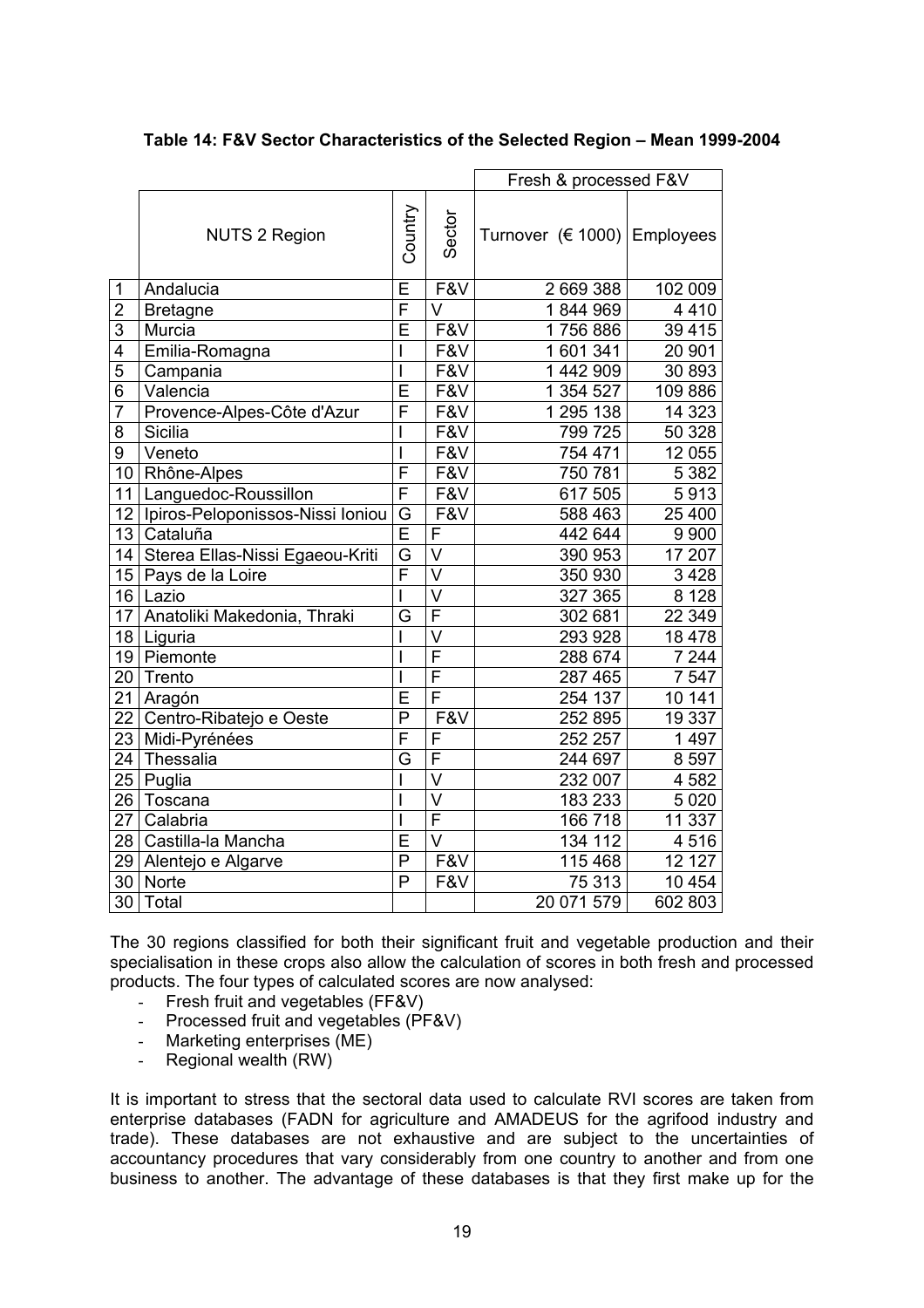**Table 14: F&V Sector Characteristics of the Selected Region – Mean 1999-2004**

| | NUTS 2 Region | Country | Sector | Fresh & processed F&V | |
|---|---|---|---|---|---|
| | | | | Turnover (€ 1000) | Employees |
| 1 | Andalucia | E | F&V | 2 669 388 | 102 009 |
| 2 | Bretagne | F | V | 1 844 969 | 4 410 |
| 3 | Murcia | E | F&V | 1 756 886 | 39 415 |
| 4 | Emilia-Romagna | I | F&V | 1 601 341 | 20 901 |
| 5 | Campania | I | F&V | 1 442 909 | 30 893 |
| 6 | Valencia | E | F&V | 1 354 527 | 109 886 |
| 7 | Provence-Alpes-Côte d'Azur | F | F&V | 1 295 138 | 14 323 |
| 8 | Sicilia | I | F&V | 799 725 | 50 328 |
| 9 | Veneto | I | F&V | 754 471 | 12 055 |
| 10 | Rhône-Alpes | F | F&V | 750 781 | 5 382 |
| 11 | Languedoc-Roussillon | F | F&V | 617 505 | 5 913 |
| 12 | Ipiros-Peloponissos-Nissi Ioniou | G | F&V | 588 463 | 25 400 |
| 13 | Cataluña | E | F | 442 644 | 9 900 |
| 14 | Sterea Ellas-Nissi Egaeou-Kriti | G | V | 390 953 | 17 207 |
| 15 | Pays de la Loire | F | V | 350 930 | 3 428 |
| 16 | Lazio | I | V | 327 365 | 8 128 |
| 17 | Anatoliki Makedonia, Thraki | G | F | 302 681 | 22 349 |
| 18 | Liguria | I | V | 293 928 | 18 478 |
| 19 | Piemonte | I | F | 288 674 | 7 244 |
| 20 | Trento | I | F | 287 465 | 7 547 |
| 21 | Aragón | E | F | 254 137 | 10 141 |
| 22 | Centro-Ribatejo e Oeste | P | F&V | 252 895 | 19 337 |
| 23 | Midi-Pyrénées | F | F | 252 257 | 1 497 |
| 24 | Thessalia | G | F | 244 697 | 8 597 |
| 25 | Puglia | I | V | 232 007 | 4 582 |
| 26 | Toscana | I | V | 183 233 | 5 020 |
| 27 | Calabria | I | F | 166 718 | 11 337 |
| 28 | Castilla-la Mancha | E | V | 134 112 | 4 516 |
| 29 | Alentejo e Algarve | P | F&V | 115 468 | 12 127 |
| 30 | Norte | P | F&V | 75 313 | 10 454 |
| 30 | Total | | | 20 071 579 | 602 803 |

The 30 regions classified for both their significant fruit and vegetable production and their specialisation in these crops also allow the calculation of scores in both fresh and processed products. The four types of calculated scores are now analysed:

- Fresh fruit and vegetables (FF&V)
- Processed fruit and vegetables (PF&V)
- Marketing enterprises (ME)
- Regional wealth (RW)

It is important to stress that the sectoral data used to calculate RVI scores are taken from enterprise databases (FADN for agriculture and AMADEUS for the agrifood industry and trade). These databases are not exhaustive and are subject to the uncertainties of accountancy procedures that vary considerably from one country to another and from one business to another. The advantage of these databases is that they first make up for the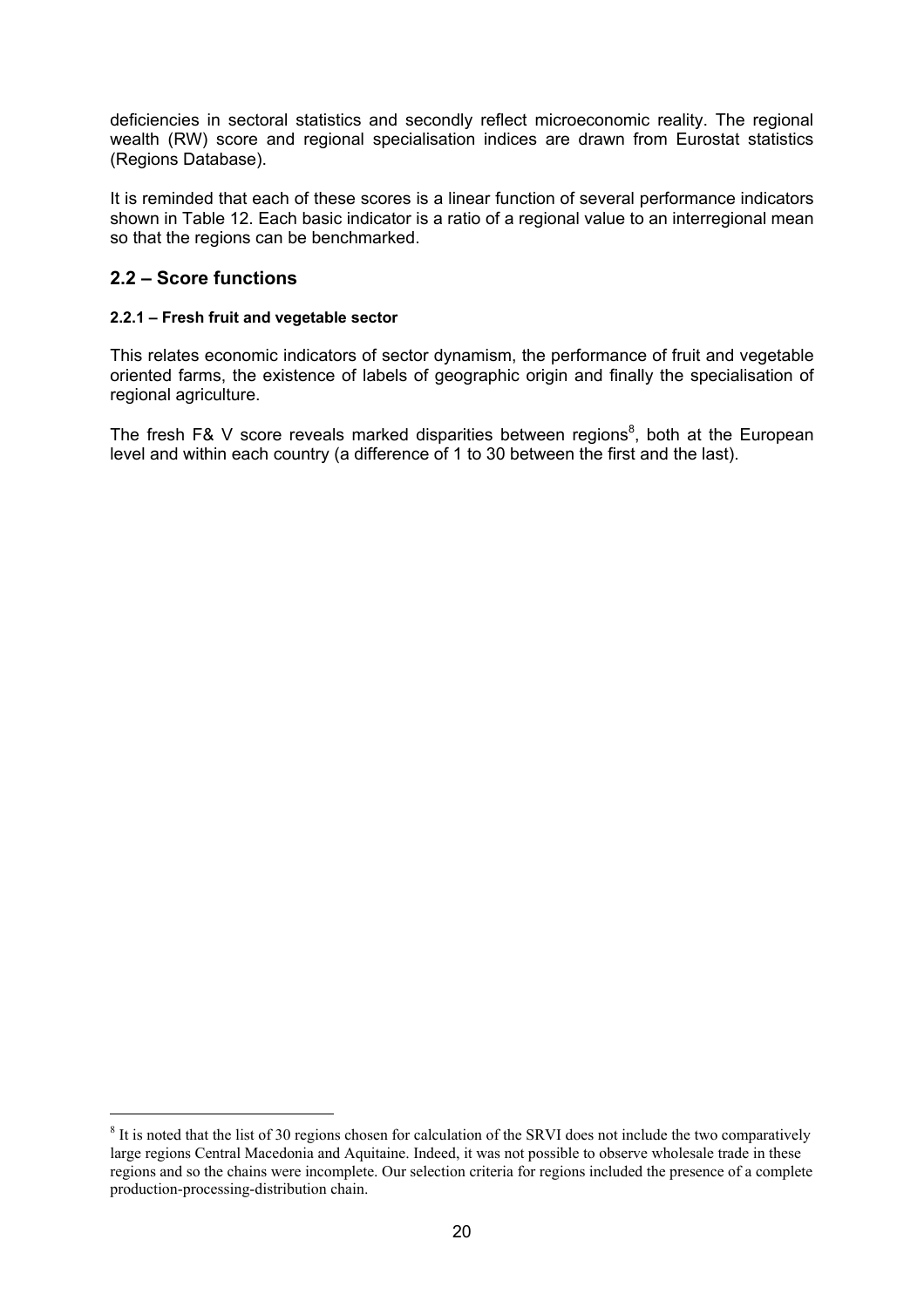deficiencies in sectoral statistics and secondly reflect microeconomic reality. The regional wealth (RW) score and regional specialisation indices are drawn from Eurostat statistics (Regions Database).

It is reminded that each of these scores is a linear function of several performance indicators shown in Table 12. Each basic indicator is a ratio of a regional value to an interregional mean so that the regions can be benchmarked.

## 2.2 – Score functions

### 2.2.1 – Fresh fruit and vegetable sector

This relates economic indicators of sector dynamism, the performance of fruit and vegetable oriented farms, the existence of labels of geographic origin and finally the specialisation of regional agriculture.

The fresh F& V score reveals marked disparities between regions[8], both at the European level and within each country (a difference of 1 to 30 between the first and the last).

---

[8] It is noted that the list of 30 regions chosen for calculation of the SRVI does not include the two comparatively large regions Central Macedonia and Aquitaine. Indeed, it was not possible to observe wholesale trade in these regions and so the chains were incomplete. Our selection criteria for regions included the presence of a complete production-processing-distribution chain.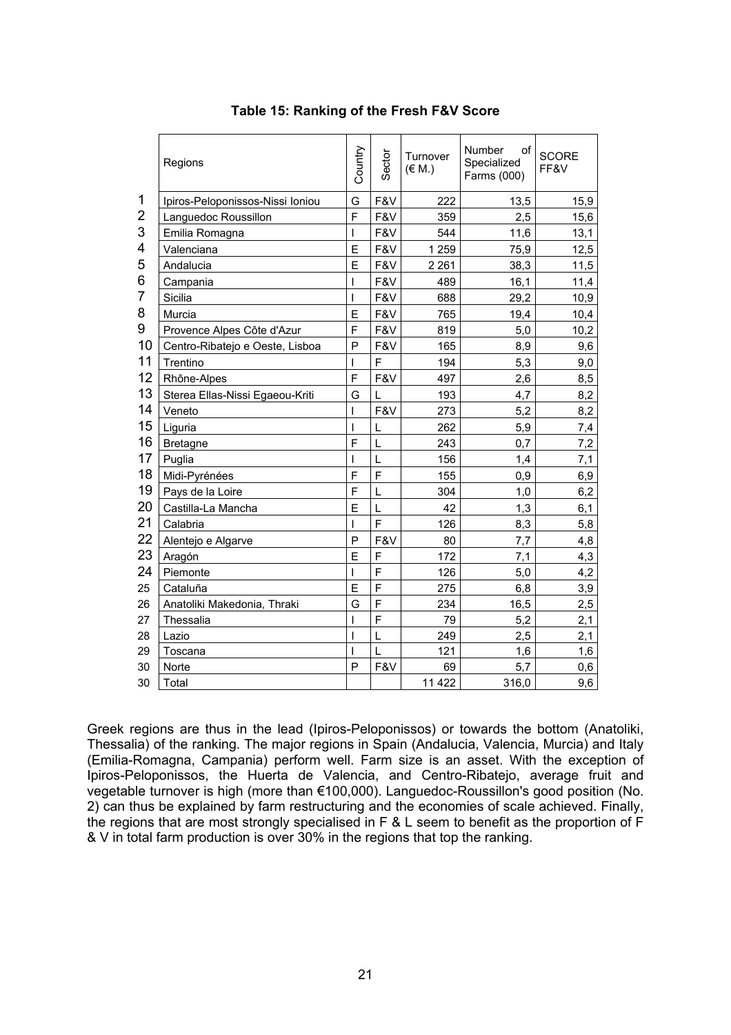**Table 15: Ranking of the Fresh F&V Score**

| | Regions | Country | Sector | Turnover (€ M.) | Number of Specialized Farms (000) | SCORE FF&V |
|---|---|---|---|---|---|---|
| 1 | Ipiros-Peloponissos-Nissi Ioniou | G | F&V | 222 | 13,5 | 15,9 |
| 2 | Languedoc Roussillon | F | F&V | 359 | 2,5 | 15,6 |
| 3 | Emilia Romagna | I | F&V | 544 | 11,6 | 13,1 |
| 4 | Valenciana | E | F&V | 1 259 | 75,9 | 12,5 |
| 5 | Andalucia | E | F&V | 2 261 | 38,3 | 11,5 |
| 6 | Campania | I | F&V | 489 | 16,1 | 11,4 |
| 7 | Sicilia | I | F&V | 688 | 29,2 | 10,9 |
| 8 | Murcia | E | F&V | 765 | 19,4 | 10,4 |
| 9 | Provence Alpes Côte d'Azur | F | F&V | 819 | 5,0 | 10,2 |
| 10 | Centro-Ribatejo e Oeste, Lisboa | P | F&V | 165 | 8,9 | 9,6 |
| 11 | Trentino | I | F | 194 | 5,3 | 9,0 |
| 12 | Rhône-Alpes | F | F&V | 497 | 2,6 | 8,5 |
| 13 | Sterea Ellas-Nissi Egaeou-Kriti | G | L | 193 | 4,7 | 8,2 |
| 14 | Veneto | I | F&V | 273 | 5,2 | 8,2 |
| 15 | Liguria | I | L | 262 | 5,9 | 7,4 |
| 16 | Bretagne | F | L | 243 | 0,7 | 7,2 |
| 17 | Puglia | I | L | 156 | 1,4 | 7,1 |
| 18 | Midi-Pyrénées | F | F | 155 | 0,9 | 6,9 |
| 19 | Pays de la Loire | F | L | 304 | 1,0 | 6,2 |
| 20 | Castilla-La Mancha | E | L | 42 | 1,3 | 6,1 |
| 21 | Calabria | I | F | 126 | 8,3 | 5,8 |
| 22 | Alentejo e Algarve | P | F&V | 80 | 7,7 | 4,8 |
| 23 | Aragón | E | F | 172 | 7,1 | 4,3 |
| 24 | Piemonte | I | F | 126 | 5,0 | 4,2 |
| 25 | Cataluña | E | F | 275 | 6,8 | 3,9 |
| 26 | Anatoliki Makedonia, Thraki | G | F | 234 | 16,5 | 2,5 |
| 27 | Thessalia | I | F | 79 | 5,2 | 2,1 |
| 28 | Lazio | I | L | 249 | 2,5 | 2,1 |
| 29 | Toscana | I | L | 121 | 1,6 | 1,6 |
| 30 | Norte | P | F&V | 69 | 5,7 | 0,6 |
| 30 | Total | | | 11 422 | 316,0 | 9,6 |

Greek regions are thus in the lead (Ipiros-Peloponissos) or towards the bottom (Anatoliki, Thessalia) of the ranking. The major regions in Spain (Andalucia, Valencia, Murcia) and Italy (Emilia-Romagna, Campania) perform well. Farm size is an asset. With the exception of Ipiros-Peloponissos, the Huerta de Valencia, and Centro-Ribatejo, average fruit and vegetable turnover is high (more than €100,000). Languedoc-Roussillon's good position (No. 2) can thus be explained by farm restructuring and the economies of scale achieved. Finally, the regions that are most strongly specialised in F & L seem to benefit as the proportion of F & V in total farm production is over 30% in the regions that top the ranking.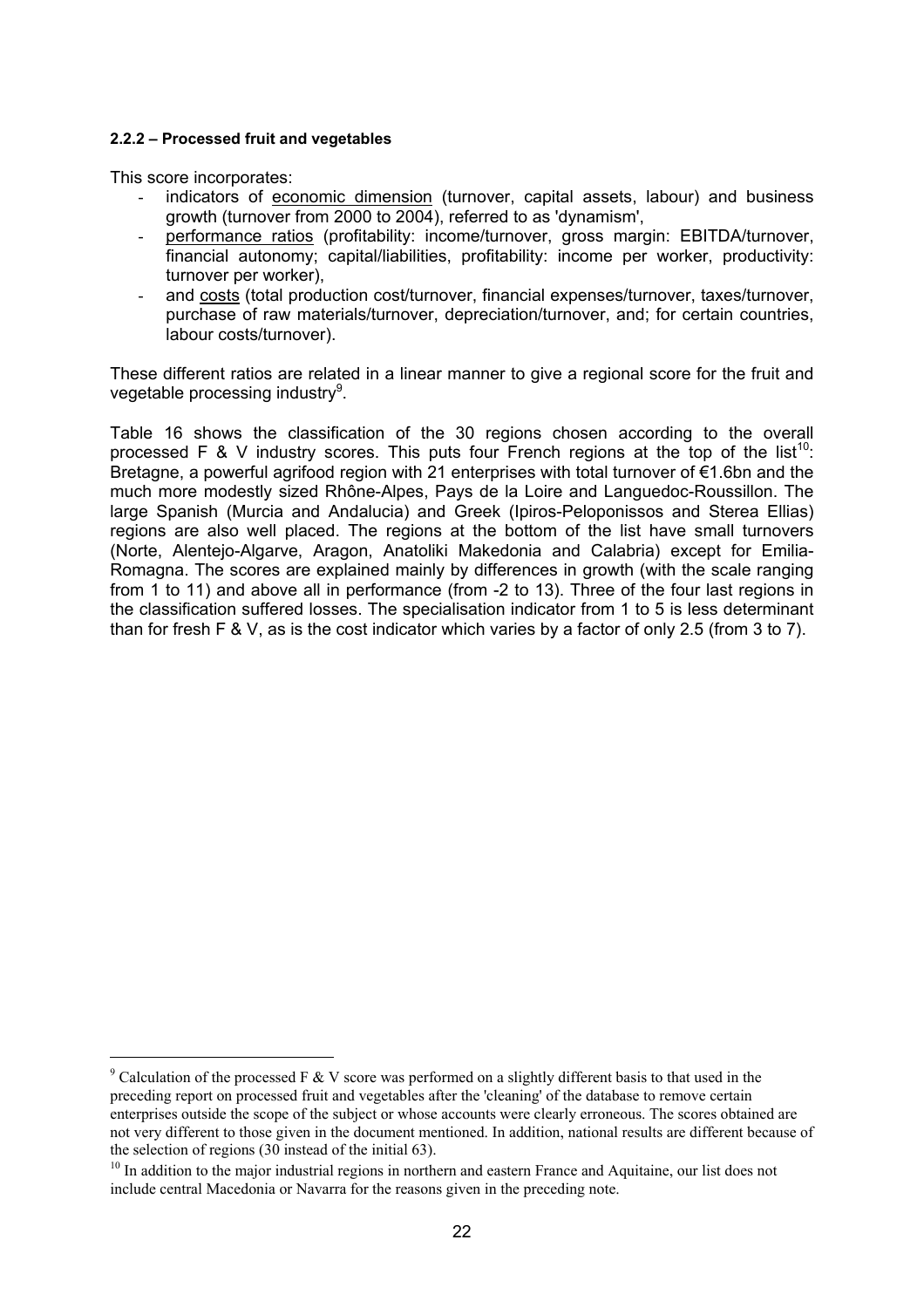#### 2.2.2 – Processed fruit and vegetables

This score incorporates:

- indicators of economic dimension (turnover, capital assets, labour) and business growth (turnover from 2000 to 2004), referred to as 'dynamism',
- performance ratios (profitability: income/turnover, gross margin: EBITDA/turnover, financial autonomy; capital/liabilities, profitability: income per worker, productivity: turnover per worker),
- and costs (total production cost/turnover, financial expenses/turnover, taxes/turnover, purchase of raw materials/turnover, depreciation/turnover, and; for certain countries, labour costs/turnover).

These different ratios are related in a linear manner to give a regional score for the fruit and vegetable processing industry[9].

Table 16 shows the classification of the 30 regions chosen according to the overall processed F & V industry scores. This puts four French regions at the top of the list[10]: Bretagne, a powerful agrifood region with 21 enterprises with total turnover of €1.6bn and the much more modestly sized Rhône-Alpes, Pays de la Loire and Languedoc-Roussillon. The large Spanish (Murcia and Andalucia) and Greek (Ipiros-Peloponissos and Sterea Ellias) regions are also well placed. The regions at the bottom of the list have small turnovers (Norte, Alentejo-Algarve, Aragon, Anatoliki Makedonia and Calabria) except for Emilia-Romagna. The scores are explained mainly by differences in growth (with the scale ranging from 1 to 11) and above all in performance (from -2 to 13). Three of the four last regions in the classification suffered losses. The specialisation indicator from 1 to 5 is less determinant than for fresh F & V, as is the cost indicator which varies by a factor of only 2.5 (from 3 to 7).

---

[9] Calculation of the processed F & V score was performed on a slightly different basis to that used in the preceding report on processed fruit and vegetables after the 'cleaning' of the database to remove certain enterprises outside the scope of the subject or whose accounts were clearly erroneous. The scores obtained are not very different to those given in the document mentioned. In addition, national results are different because of the selection of regions (30 instead of the initial 63).

[10] In addition to the major industrial regions in northern and eastern France and Aquitaine, our list does not include central Macedonia or Navarra for the reasons given in the preceding note.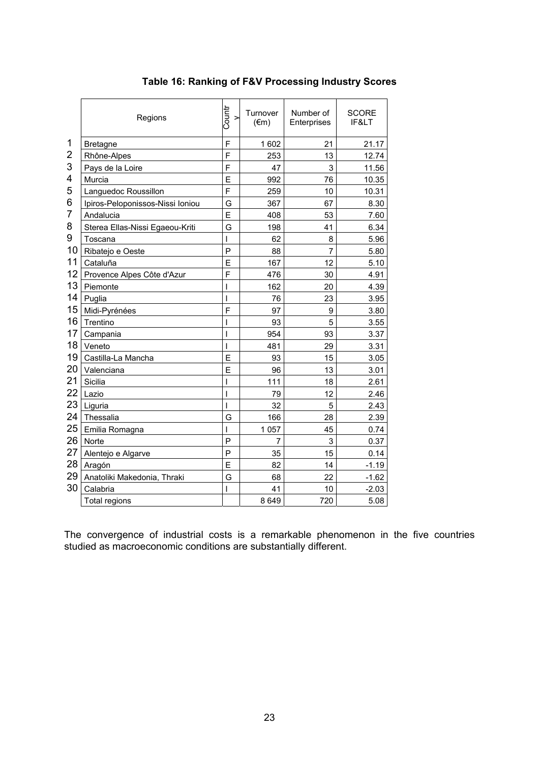**Table 16: Ranking of F&V Processing Industry Scores**

| | Regions | Country | Turnover (€m) | Number of Enterprises | SCORE IF&LT |
|---|---|---|---|---|---|
| 1 | Bretagne | F | 1 602 | 21 | 21.17 |
| 2 | Rhône-Alpes | F | 253 | 13 | 12.74 |
| 3 | Pays de la Loire | F | 47 | 3 | 11.56 |
| 4 | Murcia | E | 992 | 76 | 10.35 |
| 5 | Languedoc Roussillon | F | 259 | 10 | 10.31 |
| 6 | Ipiros-Peloponissos-Nissi Ioniou | G | 367 | 67 | 8.30 |
| 7 | Andalucia | E | 408 | 53 | 7.60 |
| 8 | Sterea Ellas-Nissi Egaeou-Kriti | G | 198 | 41 | 6.34 |
| 9 | Toscana | I | 62 | 8 | 5.96 |
| 10 | Ribatejo e Oeste | P | 88 | 7 | 5.80 |
| 11 | Cataluña | E | 167 | 12 | 5.10 |
| 12 | Provence Alpes Côte d'Azur | F | 476 | 30 | 4.91 |
| 13 | Piemonte | I | 162 | 20 | 4.39 |
| 14 | Puglia | I | 76 | 23 | 3.95 |
| 15 | Midi-Pyrénées | F | 97 | 9 | 3.80 |
| 16 | Trentino | I | 93 | 5 | 3.55 |
| 17 | Campania | I | 954 | 93 | 3.37 |
| 18 | Veneto | I | 481 | 29 | 3.31 |
| 19 | Castilla-La Mancha | E | 93 | 15 | 3.05 |
| 20 | Valenciana | E | 96 | 13 | 3.01 |
| 21 | Sicilia | I | 111 | 18 | 2.61 |
| 22 | Lazio | I | 79 | 12 | 2.46 |
| 23 | Liguria | I | 32 | 5 | 2.43 |
| 24 | Thessalia | G | 166 | 28 | 2.39 |
| 25 | Emilia Romagna | I | 1 057 | 45 | 0.74 |
| 26 | Norte | P | 7 | 3 | 0.37 |
| 27 | Alentejo e Algarve | P | 35 | 15 | 0.14 |
| 28 | Aragón | E | 82 | 14 | -1.19 |
| 29 | Anatoliki Makedonia, Thraki | G | 68 | 22 | -1.62 |
| 30 | Calabria | I | 41 | 10 | -2.03 |
| | Total regions | | 8 649 | 720 | 5.08 |

The convergence of industrial costs is a remarkable phenomenon in the five countries studied as macroeconomic conditions are substantially different.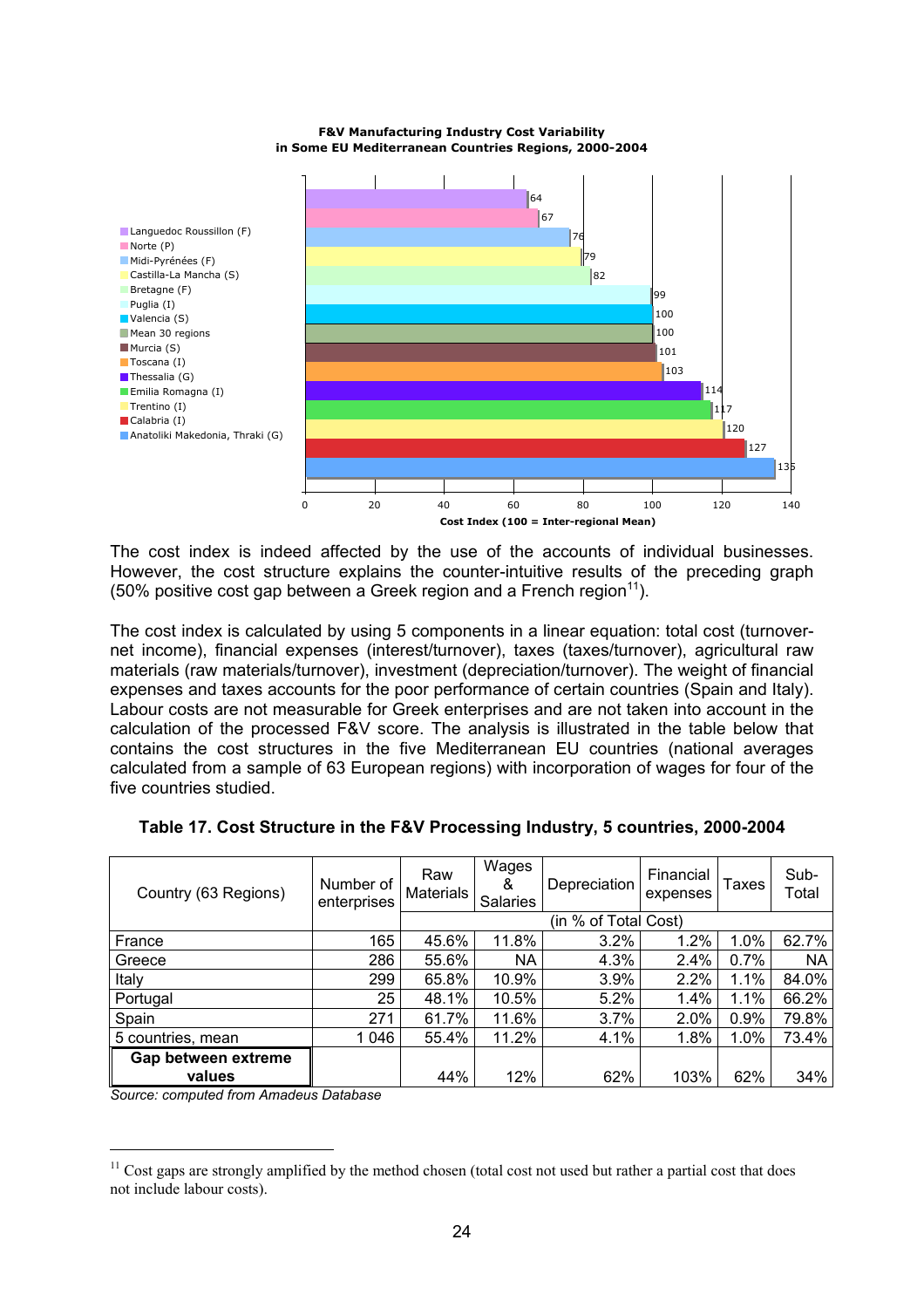**F&V Manufacturing Industry Cost Variability in Some EU Mediterranean Countries Regions, 2000-2004**

| Region | Cost Index (100 = Inter-regional Mean) |
|---|---|
| Languedoc Roussillon (F) | 64 |
| Norte (P) | 67 |
| Midi-Pyrénées (F) | 76 |
| Castilla-La Mancha (S) | 79 |
| Bretagne (F) | 82 |
| Puglia (I) | 99 |
| Valencia (S) | 100 |
| Mean 30 regions | 100 |
| Murcia (S) | 101 |
| Toscana (I) | 103 |
| Thessalia (G) | 114 |
| Emilia Romagna (I) | 117 |
| Trentino (I) | 120 |
| Calabria (I) | 127 |
| Anatoliki Makedonia, Thraki (G) | 135 |

The cost index is indeed affected by the use of the accounts of individual businesses. However, the cost structure explains the counter-intuitive results of the preceding graph (50% positive cost gap between a Greek region and a French region[11]).

The cost index is calculated by using 5 components in a linear equation: total cost (turnover-net income), financial expenses (interest/turnover), taxes (taxes/turnover), agricultural raw materials (raw materials/turnover), investment (depreciation/turnover). The weight of financial expenses and taxes accounts for the poor performance of certain countries (Spain and Italy). Labour costs are not measurable for Greek enterprises and are not taken into account in the calculation of the processed F&V score. The analysis is illustrated in the table below that contains the cost structures in the five Mediterranean EU countries (national averages calculated from a sample of 63 European regions) with incorporation of wages for four of the five countries studied.

**Table 17. Cost Structure in the F&V Processing Industry, 5 countries, 2000-2004**

| Country (63 Regions) | Number of enterprises | Raw Materials | Wages & Salaries | Depreciation | Financial expenses | Taxes | Sub-Total |
|---|---|---|---|---|---|---|---|
| | | (in % of Total Cost) | | | | | |
| France | 165 | 45.6% | 11.8% | 3.2% | 1.2% | 1.0% | 62.7% |
| Greece | 286 | 55.6% | NA | 4.3% | 2.4% | 0.7% | NA |
| Italy | 299 | 65.8% | 10.9% | 3.9% | 2.2% | 1.1% | 84.0% |
| Portugal | 25 | 48.1% | 10.5% | 5.2% | 1.4% | 1.1% | 66.2% |
| Spain | 271 | 61.7% | 11.6% | 3.7% | 2.0% | 0.9% | 79.8% |
| 5 countries, mean | 1 046 | 55.4% | 11.2% | 4.1% | 1.8% | 1.0% | 73.4% |
| **Gap between extreme values** | | 44% | 12% | 62% | 103% | 62% | 34% |

*Source: computed from Amadeus Database*

[11] Cost gaps are strongly amplified by the method chosen (total cost not used but rather a partial cost that does not include labour costs).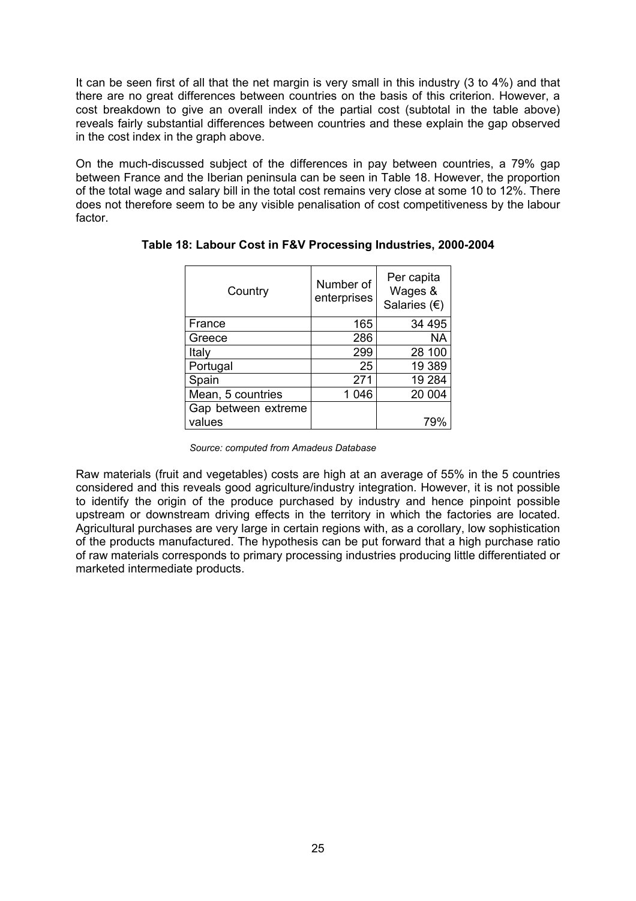It can be seen first of all that the net margin is very small in this industry (3 to 4%) and that there are no great differences between countries on the basis of this criterion. However, a cost breakdown to give an overall index of the partial cost (subtotal in the table above) reveals fairly substantial differences between countries and these explain the gap observed in the cost index in the graph above.

On the much-discussed subject of the differences in pay between countries, a 79% gap between France and the Iberian peninsula can be seen in Table 18. However, the proportion of the total wage and salary bill in the total cost remains very close at some 10 to 12%. There does not therefore seem to be any visible penalisation of cost competitiveness by the labour factor.

**Table 18: Labour Cost in F&V Processing Industries, 2000-2004**

| Country | Number of enterprises | Per capita Wages & Salaries (€) |
|---|---|---|
| France | 165 | 34 495 |
| Greece | 286 | NA |
| Italy | 299 | 28 100 |
| Portugal | 25 | 19 389 |
| Spain | 271 | 19 284 |
| Mean, 5 countries | 1 046 | 20 004 |
| Gap between extreme values | | 79% |

*Source: computed from Amadeus Database*

Raw materials (fruit and vegetables) costs are high at an average of 55% in the 5 countries considered and this reveals good agriculture/industry integration. However, it is not possible to identify the origin of the produce purchased by industry and hence pinpoint possible upstream or downstream driving effects in the territory in which the factories are located. Agricultural purchases are very large in certain regions with, as a corollary, low sophistication of the products manufactured. The hypothesis can be put forward that a high purchase ratio of raw materials corresponds to primary processing industries producing little differentiated or marketed intermediate products.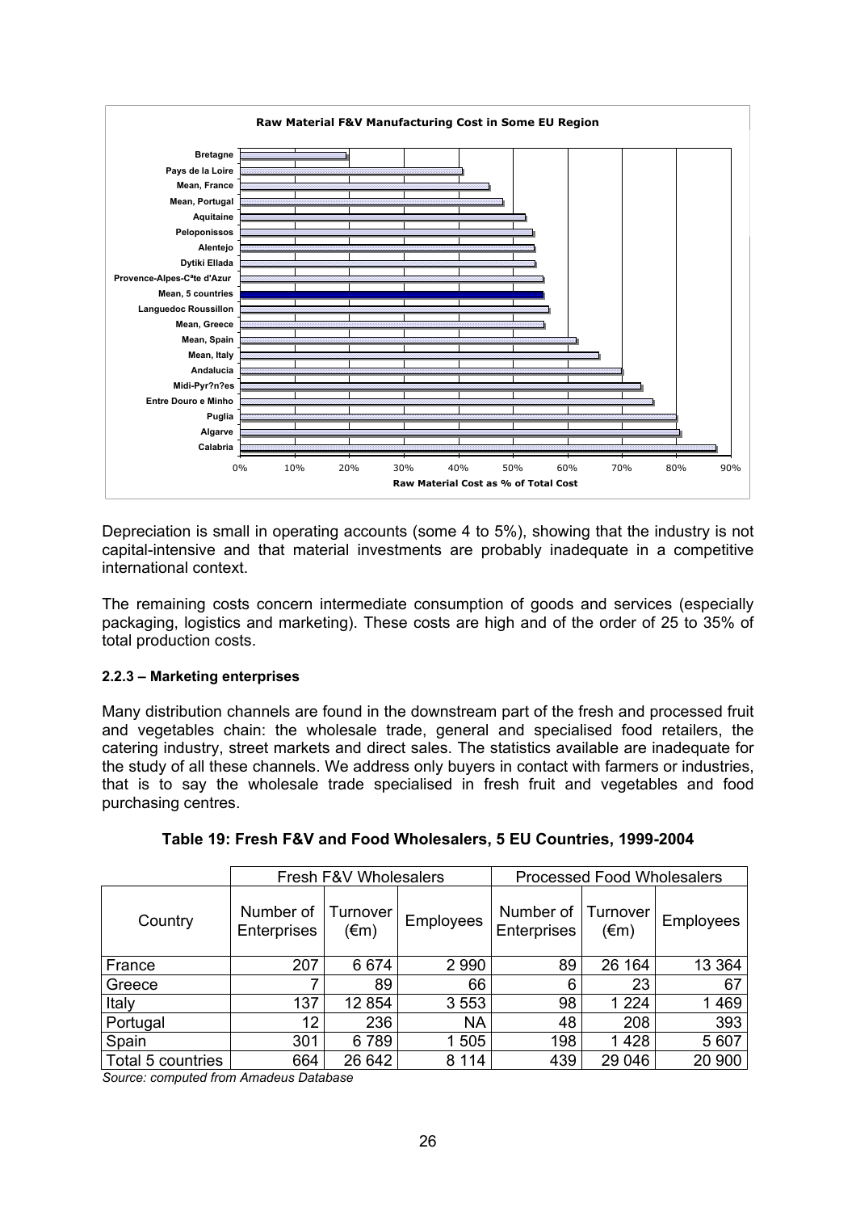**Raw Material F&V Manufacturing Cost in Some EU Region**

Depreciation is small in operating accounts (some 4 to 5%), showing that the industry is not capital-intensive and that material investments are probably inadequate in a competitive international context.

The remaining costs concern intermediate consumption of goods and services (especially packaging, logistics and marketing). These costs are high and of the order of 25 to 35% of total production costs.

#### 2.2.3 – Marketing enterprises

Many distribution channels are found in the downstream part of the fresh and processed fruit and vegetables chain: the wholesale trade, general and specialised food retailers, the catering industry, street markets and direct sales. The statistics available are inadequate for the study of all these channels. We address only buyers in contact with farmers or industries, that is to say the wholesale trade specialised in fresh fruit and vegetables and food purchasing centres.

**Table 19: Fresh F&V and Food Wholesalers, 5 EU Countries, 1999-2004**

| | Fresh F&V Wholesalers | | | Processed Food Wholesalers | | |
|---|---|---|---|---|---|---|
| Country | Number of Enterprises | Turnover (€m) | Employees | Number of Enterprises | Turnover (€m) | Employees |
| France | 207 | 6 674 | 2 990 | 89 | 26 164 | 13 364 |
| Greece | 7 | 89 | 66 | 6 | 23 | 67 |
| Italy | 137 | 12 854 | 3 553 | 98 | 1 224 | 1 469 |
| Portugal | 12 | 236 | NA | 48 | 208 | 393 |
| Spain | 301 | 6 789 | 1 505 | 198 | 1 428 | 5 607 |
| Total 5 countries | 664 | 26 642 | 8 114 | 439 | 29 046 | 20 900 |

*Source: computed from Amadeus Database*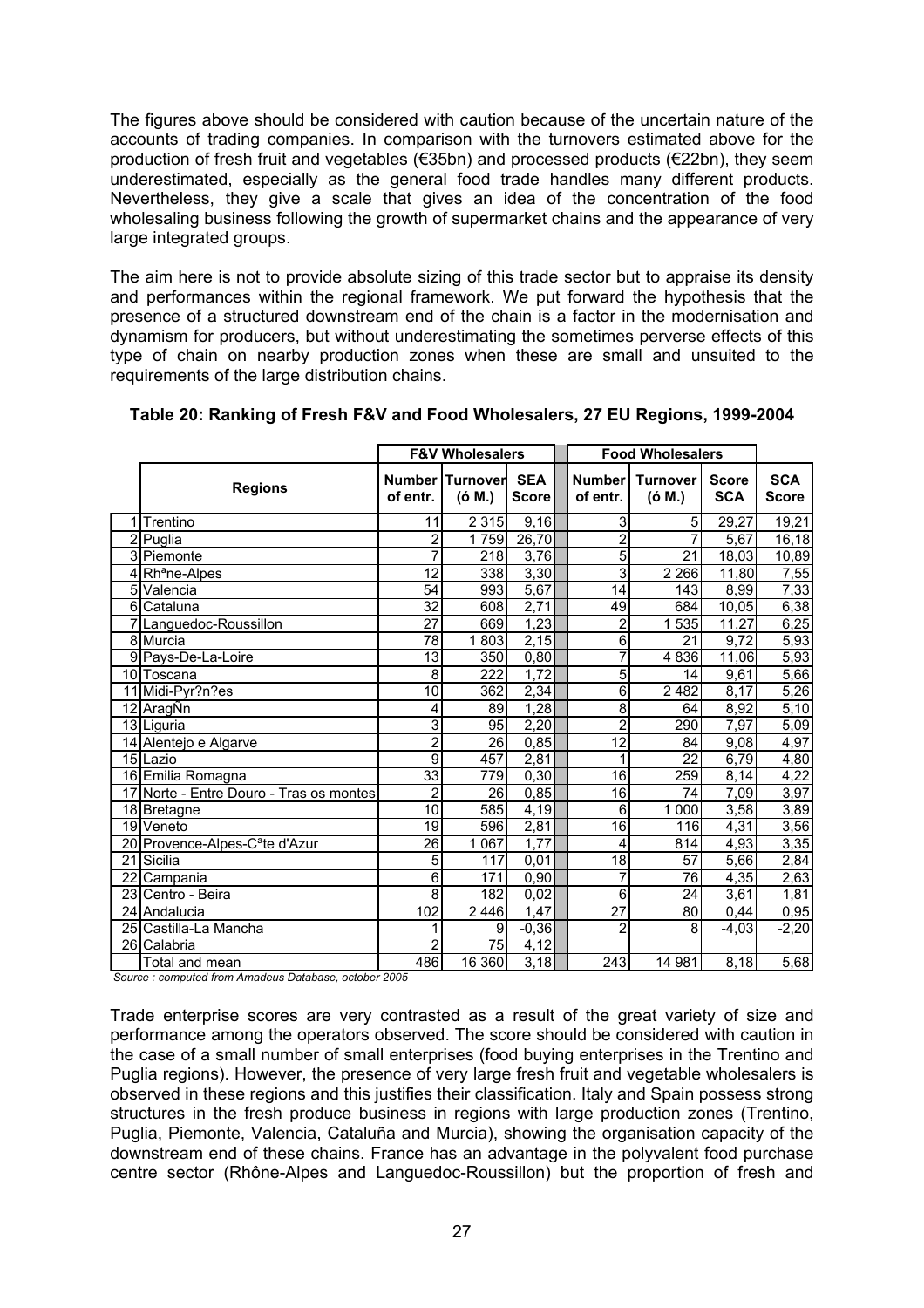The figures above should be considered with caution because of the uncertain nature of the accounts of trading companies. In comparison with the turnovers estimated above for the production of fresh fruit and vegetables (€35bn) and processed products (€22bn), they seem underestimated, especially as the general food trade handles many different products. Nevertheless, they give a scale that gives an idea of the concentration of the food wholesaling business following the growth of supermarket chains and the appearance of very large integrated groups.

The aim here is not to provide absolute sizing of this trade sector but to appraise its density and performances within the regional framework. We put forward the hypothesis that the presence of a structured downstream end of the chain is a factor in the modernisation and dynamism for producers, but without underestimating the sometimes perverse effects of this type of chain on nearby production zones when these are small and unsuited to the requirements of the large distribution chains.

**Table 20: Ranking of Fresh F&V and Food Wholesalers, 27 EU Regions, 1999-2004**

| | | F&V Wholesalers | | | Food Wholesalers | | | |
|---|---|---|---|---|---|---|---|---|
| | Regions | Number of entr. | Turnover (ó M.) | SEA Score | Number of entr. | Turnover (ó M.) | Score SCA | SCA Score |
| 1 | Trentino | 11 | 2 315 | 9,16 | 3 | 5 | 29,27 | 19,21 |
| 2 | Puglia | 2 | 1 759 | 26,70 | 2 | 7 | 5,67 | 16,18 |
| 3 | Piemonte | 7 | 218 | 3,76 | 5 | 21 | 18,03 | 10,89 |
| 4 | Rhªne-Alpes | 12 | 338 | 3,30 | 3 | 2 266 | 11,80 | 7,55 |
| 5 | Valencia | 54 | 993 | 5,67 | 14 | 143 | 8,99 | 7,33 |
| 6 | Cataluna | 32 | 608 | 2,71 | 49 | 684 | 10,05 | 6,38 |
| 7 | Languedoc-Roussillon | 27 | 669 | 1,23 | 2 | 1 535 | 11,27 | 6,25 |
| 8 | Murcia | 78 | 1 803 | 2,15 | 6 | 21 | 9,72 | 5,93 |
| 9 | Pays-De-La-Loire | 13 | 350 | 0,80 | 7 | 4 836 | 11,06 | 5,93 |
| 10 | Toscana | 8 | 222 | 1,72 | 5 | 14 | 9,61 | 5,66 |
| 11 | Midi-Pyr?n?es | 10 | 362 | 2,34 | 6 | 2 482 | 8,17 | 5,26 |
| 12 | AragÑn | 4 | 89 | 1,28 | 8 | 64 | 8,92 | 5,10 |
| 13 | Liguria | 3 | 95 | 2,20 | 2 | 290 | 7,97 | 5,09 |
| 14 | Alentejo e Algarve | 2 | 26 | 0,85 | 12 | 84 | 9,08 | 4,97 |
| 15 | Lazio | 9 | 457 | 2,81 | 1 | 22 | 6,79 | 4,80 |
| 16 | Emilia Romagna | 33 | 779 | 0,30 | 16 | 259 | 8,14 | 4,22 |
| 17 | Norte - Entre Douro - Tras os montes | 2 | 26 | 0,85 | 16 | 74 | 7,09 | 3,97 |
| 18 | Bretagne | 10 | 585 | 4,19 | 6 | 1 000 | 3,58 | 3,89 |
| 19 | Veneto | 19 | 596 | 2,81 | 16 | 116 | 4,31 | 3,56 |
| 20 | Provence-Alpes-Cªte d'Azur | 26 | 1 067 | 1,77 | 4 | 814 | 4,93 | 3,35 |
| 21 | Sicilia | 5 | 117 | 0,01 | 18 | 57 | 5,66 | 2,84 |
| 22 | Campania | 6 | 171 | 0,90 | 7 | 76 | 4,35 | 2,63 |
| 23 | Centro - Beira | 8 | 182 | 0,02 | 6 | 24 | 3,61 | 1,81 |
| 24 | Andalucia | 102 | 2 446 | 1,47 | 27 | 80 | 0,44 | 0,95 |
| 25 | Castilla-La Mancha | 1 | 9 | -0,36 | 2 | 8 | -4,03 | -2,20 |
| 26 | Calabria | 2 | 75 | 4,12 | | | | |
| | Total and mean | 486 | 16 360 | 3,18 | 243 | 14 981 | 8,18 | 5,68 |

*Source : computed from Amadeus Database, october 2005*

Trade enterprise scores are very contrasted as a result of the great variety of size and performance among the operators observed. The score should be considered with caution in the case of a small number of small enterprises (food buying enterprises in the Trentino and Puglia regions). However, the presence of very large fresh fruit and vegetable wholesalers is observed in these regions and this justifies their classification. Italy and Spain possess strong structures in the fresh produce business in regions with large production zones (Trentino, Puglia, Piemonte, Valencia, Cataluña and Murcia), showing the organisation capacity of the downstream end of these chains. France has an advantage in the polyvalent food purchase centre sector (Rhône-Alpes and Languedoc-Roussillon) but the proportion of fresh and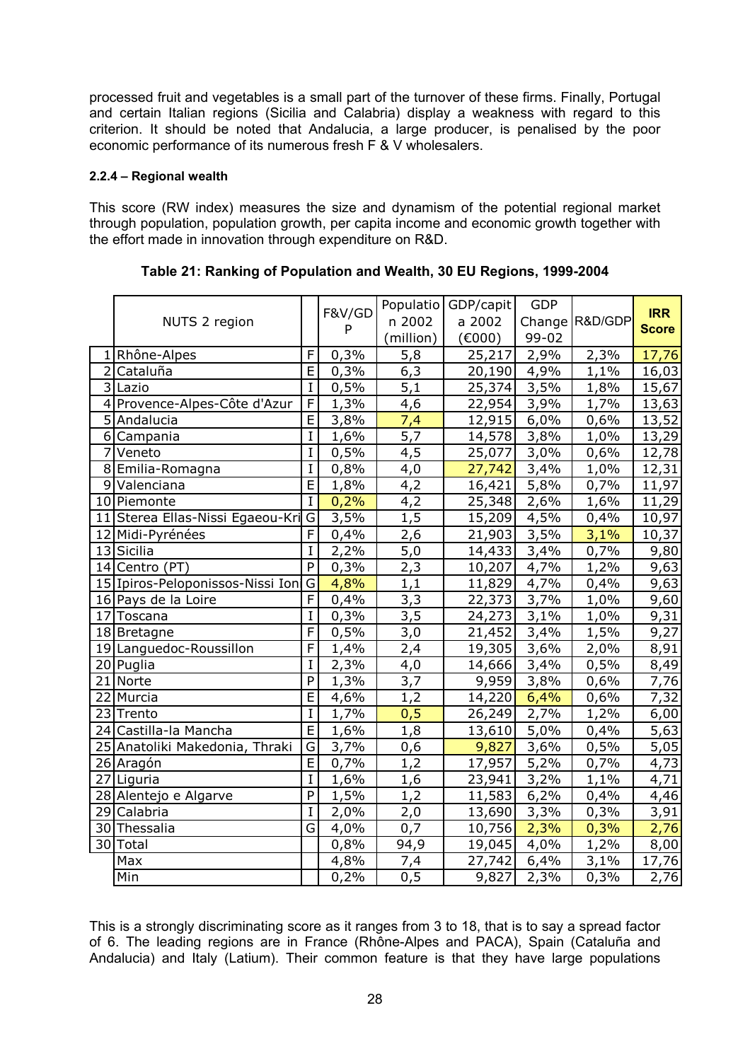processed fruit and vegetables is a small part of the turnover of these firms. Finally, Portugal and certain Italian regions (Sicilia and Calabria) display a weakness with regard to this criterion. It should be noted that Andalucia, a large producer, is penalised by the poor economic performance of its numerous fresh F & V wholesalers.

#### 2.2.4 – Regional wealth

This score (RW index) measures the size and dynamism of the potential regional market through population, population growth, per capita income and economic growth together with the effort made in innovation through expenditure on R&D.

**Table 21: Ranking of Population and Wealth, 30 EU Regions, 1999-2004**

| | NUTS 2 region | | F&V/GDP | Population 2002 (million) | GDP/capita 2002 (€000) | GDP Change 99-02 | R&D/GDP | IRR Score |
|---|---|---|---|---|---|---|---|---|
| 1 | Rhône-Alpes | F | 0,3% | 5,8 | 25,217 | 2,9% | 2,3% | 17,76 |
| 2 | Cataluña | E | 0,3% | 6,3 | 20,190 | 4,9% | 1,1% | 16,03 |
| 3 | Lazio | I | 0,5% | 5,1 | 25,374 | 3,5% | 1,8% | 15,67 |
| 4 | Provence-Alpes-Côte d'Azur | F | 1,3% | 4,6 | 22,954 | 3,9% | 1,7% | 13,63 |
| 5 | Andalucia | E | 3,8% | 7,4 | 12,915 | 6,0% | 0,6% | 13,52 |
| 6 | Campania | I | 1,6% | 5,7 | 14,578 | 3,8% | 1,0% | 13,29 |
| 7 | Veneto | I | 0,5% | 4,5 | 25,077 | 3,0% | 0,6% | 12,78 |
| 8 | Emilia-Romagna | I | 0,8% | 4,0 | 27,742 | 3,4% | 1,0% | 12,31 |
| 9 | Valenciana | E | 1,8% | 4,2 | 16,421 | 5,8% | 0,7% | 11,97 |
| 10 | Piemonte | I | 0,2% | 4,2 | 25,348 | 2,6% | 1,6% | 11,29 |
| 11 | Sterea Ellas-Nissi Egaeou-Kri | G | 3,5% | 1,5 | 15,209 | 4,5% | 0,4% | 10,97 |
| 12 | Midi-Pyrénées | F | 0,4% | 2,6 | 21,903 | 3,5% | 3,1% | 10,37 |
| 13 | Sicilia | I | 2,2% | 5,0 | 14,433 | 3,4% | 0,7% | 9,80 |
| 14 | Centro (PT) | P | 0,3% | 2,3 | 10,207 | 4,7% | 1,2% | 9,63 |
| 15 | Ipiros-Peloponissos-Nissi Ion | G | 4,8% | 1,1 | 11,829 | 4,7% | 0,4% | 9,63 |
| 16 | Pays de la Loire | F | 0,4% | 3,3 | 22,373 | 3,7% | 1,0% | 9,60 |
| 17 | Toscana | I | 0,3% | 3,5 | 24,273 | 3,1% | 1,0% | 9,31 |
| 18 | Bretagne | F | 0,5% | 3,0 | 21,452 | 3,4% | 1,5% | 9,27 |
| 19 | Languedoc-Roussillon | F | 1,4% | 2,4 | 19,305 | 3,6% | 2,0% | 8,91 |
| 20 | Puglia | I | 2,3% | 4,0 | 14,666 | 3,4% | 0,5% | 8,49 |
| 21 | Norte | P | 1,3% | 3,7 | 9,959 | 3,8% | 0,6% | 7,76 |
| 22 | Murcia | E | 4,6% | 1,2 | 14,220 | 6,4% | 0,6% | 7,32 |
| 23 | Trento | I | 1,7% | 0,5 | 26,249 | 2,7% | 1,2% | 6,00 |
| 24 | Castilla-la Mancha | E | 1,6% | 1,8 | 13,610 | 5,0% | 0,4% | 5,63 |
| 25 | Anatoliki Makedonia, Thraki | G | 3,7% | 0,6 | 9,827 | 3,6% | 0,5% | 5,05 |
| 26 | Aragón | E | 0,7% | 1,2 | 17,957 | 5,2% | 0,7% | 4,73 |
| 27 | Liguria | I | 1,6% | 1,6 | 23,941 | 3,2% | 1,1% | 4,71 |
| 28 | Alentejo e Algarve | P | 1,5% | 1,2 | 11,583 | 6,2% | 0,4% | 4,46 |
| 29 | Calabria | I | 2,0% | 2,0 | 13,690 | 3,3% | 0,3% | 3,91 |
| 30 | Thessalia | G | 4,0% | 0,7 | 10,756 | 2,3% | 0,3% | 2,76 |
| 30 | Total | | 0,8% | 94,9 | 19,045 | 4,0% | 1,2% | 8,00 |
| | Max | | 4,8% | 7,4 | 27,742 | 6,4% | 3,1% | 17,76 |
| | Min | | 0,2% | 0,5 | 9,827 | 2,3% | 0,3% | 2,76 |

This is a strongly discriminating score as it ranges from 3 to 18, that is to say a spread factor of 6. The leading regions are in France (Rhône-Alpes and PACA), Spain (Cataluña and Andalucia) and Italy (Latium). Their common feature is that they have large populations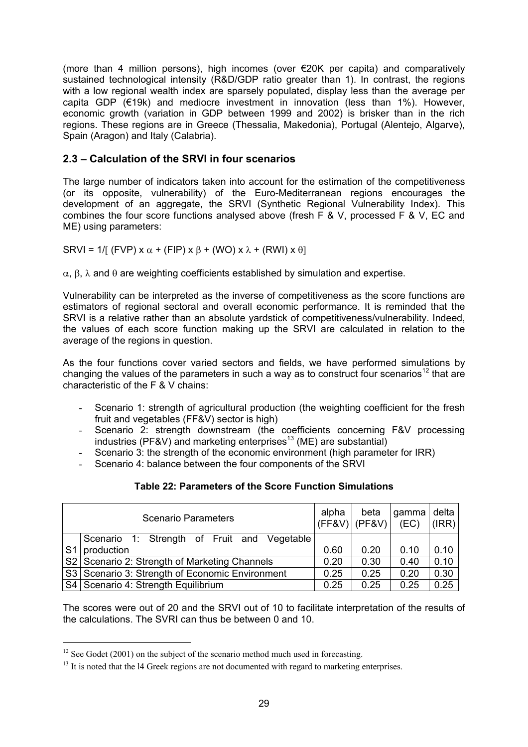(more than 4 million persons), high incomes (over €20K per capita) and comparatively sustained technological intensity (R&D/GDP ratio greater than 1). In contrast, the regions with a low regional wealth index are sparsely populated, display less than the average per capita GDP (€19k) and mediocre investment in innovation (less than 1%). However, economic growth (variation in GDP between 1999 and 2002) is brisker than in the rich regions. These regions are in Greece (Thessalia, Makedonia), Portugal (Alentejo, Algarve), Spain (Aragon) and Italy (Calabria).

## 2.3 – Calculation of the SRVI in four scenarios

The large number of indicators taken into account for the estimation of the competitiveness (or its opposite, vulnerability) of the Euro-Mediterranean regions encourages the development of an aggregate, the SRVI (Synthetic Regional Vulnerability Index). This combines the four score functions analysed above (fresh F & V, processed F & V, EC and ME) using parameters:

SRVI = $1/[\,(FVP) \times \alpha + (FIP) \times \beta + (WO) \times \lambda + (RWI) \times \theta]$

$\alpha$, $\beta$, $\lambda$ and $\theta$ are weighting coefficients established by simulation and expertise.

Vulnerability can be interpreted as the inverse of competitiveness as the score functions are estimators of regional sectoral and overall economic performance. It is reminded that the SRVI is a relative rather than an absolute yardstick of competitiveness/vulnerability. Indeed, the values of each score function making up the SRVI are calculated in relation to the average of the regions in question.

As the four functions cover varied sectors and fields, we have performed simulations by changing the values of the parameters in such a way as to construct four scenarios[12] that are characteristic of the F & V chains:

- Scenario 1: strength of agricultural production (the weighting coefficient for the fresh fruit and vegetables (FF&V) sector is high)
- Scenario 2: strength downstream (the coefficients concerning F&V processing industries (PF&V) and marketing enterprises[13] (ME) are substantial)
- Scenario 3: the strength of the economic environment (high parameter for IRR)
- Scenario 4: balance between the four components of the SRVI

**Table 22: Parameters of the Score Function Simulations**

| | Scenario Parameters | alpha (FF&V) | beta (PF&V) | gamma (EC) | delta (IRR) |
|---|---|---|---|---|---|
| S1 | Scenario 1: Strength of Fruit and Vegetable production | 0.60 | 0.20 | 0.10 | 0.10 |
| S2 | Scenario 2: Strength of Marketing Channels | 0.20 | 0.30 | 0.40 | 0.10 |
| S3 | Scenario 3: Strength of Economic Environment | 0.25 | 0.25 | 0.20 | 0.30 |
| S4 | Scenario 4: Strength Equilibrium | 0.25 | 0.25 | 0.25 | 0.25 |

The scores were out of 20 and the SRVI out of 10 to facilitate interpretation of the results of the calculations. The SVRI can thus be between 0 and 10.

---

[12] See Godet (2001) on the subject of the scenario method much used in forecasting.

[13] It is noted that the l4 Greek regions are not documented with regard to marketing enterprises.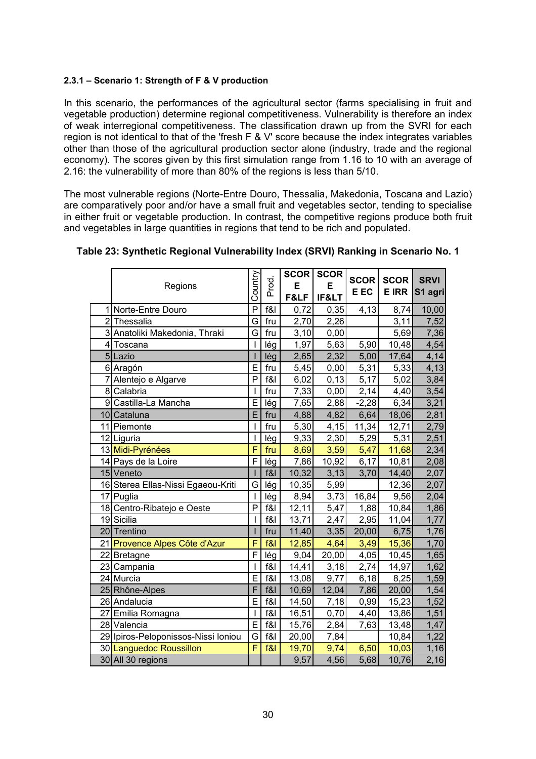#### 2.3.1 – Scenario 1: Strength of F & V production

In this scenario, the performances of the agricultural sector (farms specialising in fruit and vegetable production) determine regional competitiveness. Vulnerability is therefore an index of weak interregional competitiveness. The classification drawn up from the SVRI for each region is not identical to that of the 'fresh F & V' score because the index integrates variables other than those of the agricultural production sector alone (industry, trade and the regional economy). The scores given by this first simulation range from 1.16 to 10 with an average of 2.16: the vulnerability of more than 80% of the regions is less than 5/10.

The most vulnerable regions (Norte-Entre Douro, Thessalia, Makedonia, Toscana and Lazio) are comparatively poor and/or have a small fruit and vegetables sector, tending to specialise in either fruit or vegetable production. In contrast, the competitive regions produce both fruit and vegetables in large quantities in regions that tend to be rich and populated.

**Table 23: Synthetic Regional Vulnerability Index (SRVI) Ranking in Scenario No. 1**

| | Regions | Country | Prod. | SCORE F&LF | SCORE IF&LT | SCORE EC | SCORE IRR | SRVI S1 agri |
|---|---|---|---|---|---|---|---|---|
| 1 | Norte-Entre Douro | P | f&l | 0,72 | 0,35 | 4,13 | 8,74 | 10,00 |
| 2 | Thessalia | G | fru | 2,70 | 2,26 | | 3,11 | 7,52 |
| 3 | Anatoliki Makedonia, Thraki | G | fru | 3,10 | 0,00 | | 5,69 | 7,36 |
| 4 | Toscana | I | lég | 1,97 | 5,63 | 5,90 | 10,48 | 4,54 |
| 5 | Lazio | I | lég | 2,65 | 2,32 | 5,00 | 17,64 | 4,14 |
| 6 | Aragón | E | fru | 5,45 | 0,00 | 5,31 | 5,33 | 4,13 |
| 7 | Alentejo e Algarve | P | f&l | 6,02 | 0,13 | 5,17 | 5,02 | 3,84 |
| 8 | Calabria | I | fru | 7,33 | 0,00 | 2,14 | 4,40 | 3,54 |
| 9 | Castilla-La Mancha | E | lég | 7,65 | 2,88 | -2,28 | 6,34 | 3,21 |
| 10 | Cataluna | E | fru | 4,88 | 4,82 | 6,64 | 18,06 | 2,81 |
| 11 | Piemonte | I | fru | 5,30 | 4,15 | 11,34 | 12,71 | 2,79 |
| 12 | Liguria | I | lég | 9,33 | 2,30 | 5,29 | 5,31 | 2,51 |
| 13 | Midi-Pyrénées | F | fru | 8,69 | 3,59 | 5,47 | 11,68 | 2,34 |
| 14 | Pays de la Loire | F | lég | 7,86 | 10,92 | 6,17 | 10,81 | 2,08 |
| 15 | Veneto | I | f&l | 10,32 | 3,13 | 3,70 | 14,40 | 2,07 |
| 16 | Sterea Ellas-Nissi Egaeou-Kriti | G | lég | 10,35 | 5,99 | | 12,36 | 2,07 |
| 17 | Puglia | I | lég | 8,94 | 3,73 | 16,84 | 9,56 | 2,04 |
| 18 | Centro-Ribatejo e Oeste | P | f&l | 12,11 | 5,47 | 1,88 | 10,84 | 1,86 |
| 19 | Sicilia | I | f&l | 13,71 | 2,47 | 2,95 | 11,04 | 1,77 |
| 20 | Trentino | I | fru | 11,40 | 3,35 | 20,00 | 6,75 | 1,76 |
| 21 | Provence Alpes Côte d'Azur | F | f&l | 12,85 | 4,64 | 3,49 | 15,36 | 1,70 |
| 22 | Bretagne | F | lég | 9,04 | 20,00 | 4,05 | 10,45 | 1,65 |
| 23 | Campania | I | f&l | 14,41 | 3,18 | 2,74 | 14,97 | 1,62 |
| 24 | Murcia | E | f&l | 13,08 | 9,77 | 6,18 | 8,25 | 1,59 |
| 25 | Rhône-Alpes | F | f&l | 10,69 | 12,04 | 7,86 | 20,00 | 1,54 |
| 26 | Andalucia | E | f&l | 14,50 | 7,18 | 0,99 | 15,23 | 1,52 |
| 27 | Emilia Romagna | I | f&l | 16,51 | 0,70 | 4,40 | 13,86 | 1,51 |
| 28 | Valencia | E | f&l | 15,76 | 2,84 | 7,63 | 13,48 | 1,47 |
| 29 | Ipiros-Peloponissos-Nissi Ioniou | G | f&l | 20,00 | 7,84 | | 10,84 | 1,22 |
| 30 | Languedoc Roussillon | F | f&l | 19,70 | 9,74 | 6,50 | 10,03 | 1,16 |
| 30 | All 30 regions | | | 9,57 | 4,56 | 5,68 | 10,76 | 2,16 |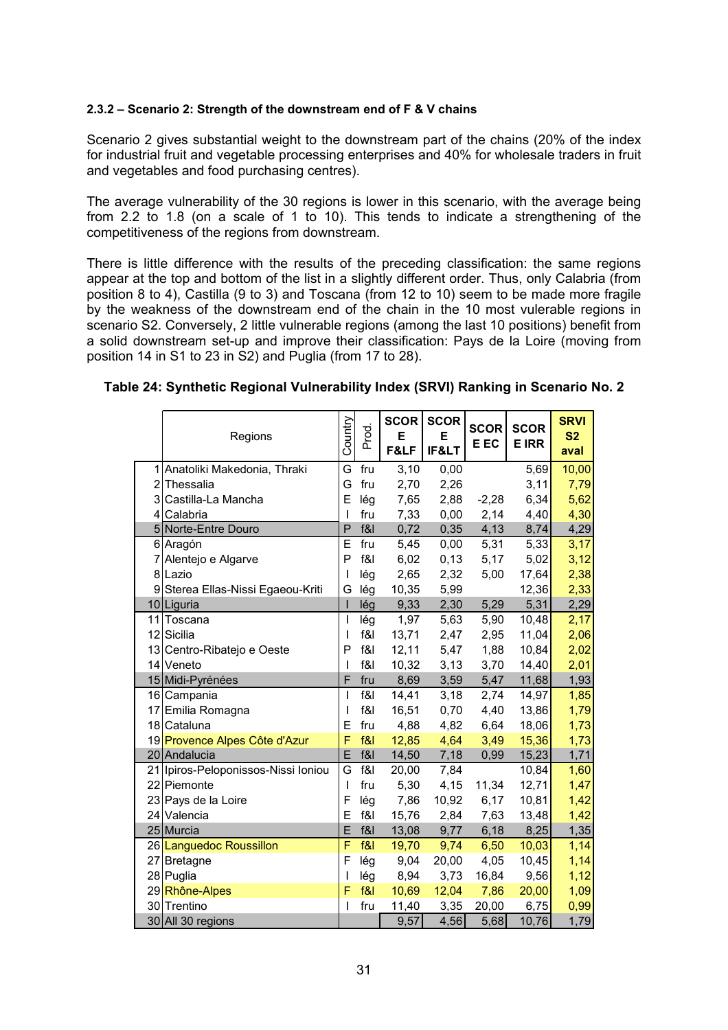#### 2.3.2 – Scenario 2: Strength of the downstream end of F & V chains

Scenario 2 gives substantial weight to the downstream part of the chains (20% of the index for industrial fruit and vegetable processing enterprises and 40% for wholesale traders in fruit and vegetables and food purchasing centres).

The average vulnerability of the 30 regions is lower in this scenario, with the average being from 2.2 to 1.8 (on a scale of 1 to 10). This tends to indicate a strengthening of the competitiveness of the regions from downstream.

There is little difference with the results of the preceding classification: the same regions appear at the top and bottom of the list in a slightly different order. Thus, only Calabria (from position 8 to 4), Castilla (9 to 3) and Toscana (from 12 to 10) seem to be made more fragile by the weakness of the downstream end of the chain in the 10 most vulerable regions in scenario S2. Conversely, 2 little vulnerable regions (among the last 10 positions) benefit from a solid downstream set-up and improve their classification: Pays de la Loire (moving from position 14 in S1 to 23 in S2) and Puglia (from 17 to 28).

**Table 24: Synthetic Regional Vulnerability Index (SRVI) Ranking in Scenario No. 2**

| | Regions | Country | Prod. | SCORE F&LF | SCORE IF&LT | SCORE EC | SCORE IRR | SRVI S2 aval |
|---|---|---|---|---|---|---|---|---|
| 1 | Anatoliki Makedonia, Thraki | G | fru | 3,10 | 0,00 | | 5,69 | 10,00 |
| 2 | Thessalia | G | fru | 2,70 | 2,26 | | 3,11 | 7,79 |
| 3 | Castilla-La Mancha | E | lég | 7,65 | 2,88 | -2,28 | 6,34 | 5,62 |
| 4 | Calabria | I | fru | 7,33 | 0,00 | 2,14 | 4,40 | 4,30 |
| 5 | Norte-Entre Douro | P | f&l | 0,72 | 0,35 | 4,13 | 8,74 | 4,29 |
| 6 | Aragón | E | fru | 5,45 | 0,00 | 5,31 | 5,33 | 3,17 |
| 7 | Alentejo e Algarve | P | f&l | 6,02 | 0,13 | 5,17 | 5,02 | 3,12 |
| 8 | Lazio | I | lég | 2,65 | 2,32 | 5,00 | 17,64 | 2,38 |
| 9 | Sterea Ellas-Nissi Egaeou-Kriti | G | lég | 10,35 | 5,99 | | 12,36 | 2,33 |
| 10 | Liguria | I | lég | 9,33 | 2,30 | 5,29 | 5,31 | 2,29 |
| 11 | Toscana | I | lég | 1,97 | 5,63 | 5,90 | 10,48 | 2,17 |
| 12 | Sicilia | I | f&l | 13,71 | 2,47 | 2,95 | 11,04 | 2,06 |
| 13 | Centro-Ribatejo e Oeste | P | f&l | 12,11 | 5,47 | 1,88 | 10,84 | 2,02 |
| 14 | Veneto | I | f&l | 10,32 | 3,13 | 3,70 | 14,40 | 2,01 |
| 15 | Midi-Pyrénées | F | fru | 8,69 | 3,59 | 5,47 | 11,68 | 1,93 |
| 16 | Campania | I | f&l | 14,41 | 3,18 | 2,74 | 14,97 | 1,85 |
| 17 | Emilia Romagna | I | f&l | 16,51 | 0,70 | 4,40 | 13,86 | 1,79 |
| 18 | Cataluna | E | fru | 4,88 | 4,82 | 6,64 | 18,06 | 1,73 |
| 19 | Provence Alpes Côte d'Azur | F | f&l | 12,85 | 4,64 | 3,49 | 15,36 | 1,73 |
| 20 | Andalucia | E | f&l | 14,50 | 7,18 | 0,99 | 15,23 | 1,71 |
| 21 | Ipiros-Peloponissos-Nissi Ioniou | G | f&l | 20,00 | 7,84 | | 10,84 | 1,60 |
| 22 | Piemonte | I | fru | 5,30 | 4,15 | 11,34 | 12,71 | 1,47 |
| 23 | Pays de la Loire | F | lég | 7,86 | 10,92 | 6,17 | 10,81 | 1,42 |
| 24 | Valencia | E | f&l | 15,76 | 2,84 | 7,63 | 13,48 | 1,42 |
| 25 | Murcia | E | f&l | 13,08 | 9,77 | 6,18 | 8,25 | 1,35 |
| 26 | Languedoc Roussillon | F | f&l | 19,70 | 9,74 | 6,50 | 10,03 | 1,14 |
| 27 | Bretagne | F | lég | 9,04 | 20,00 | 4,05 | 10,45 | 1,14 |
| 28 | Puglia | I | lég | 8,94 | 3,73 | 16,84 | 9,56 | 1,12 |
| 29 | Rhône-Alpes | F | f&l | 10,69 | 12,04 | 7,86 | 20,00 | 1,09 |
| 30 | Trentino | I | fru | 11,40 | 3,35 | 20,00 | 6,75 | 0,99 |
| 30 | All 30 regions | | | 9,57 | 4,56 | 5,68 | 10,76 | 1,79 |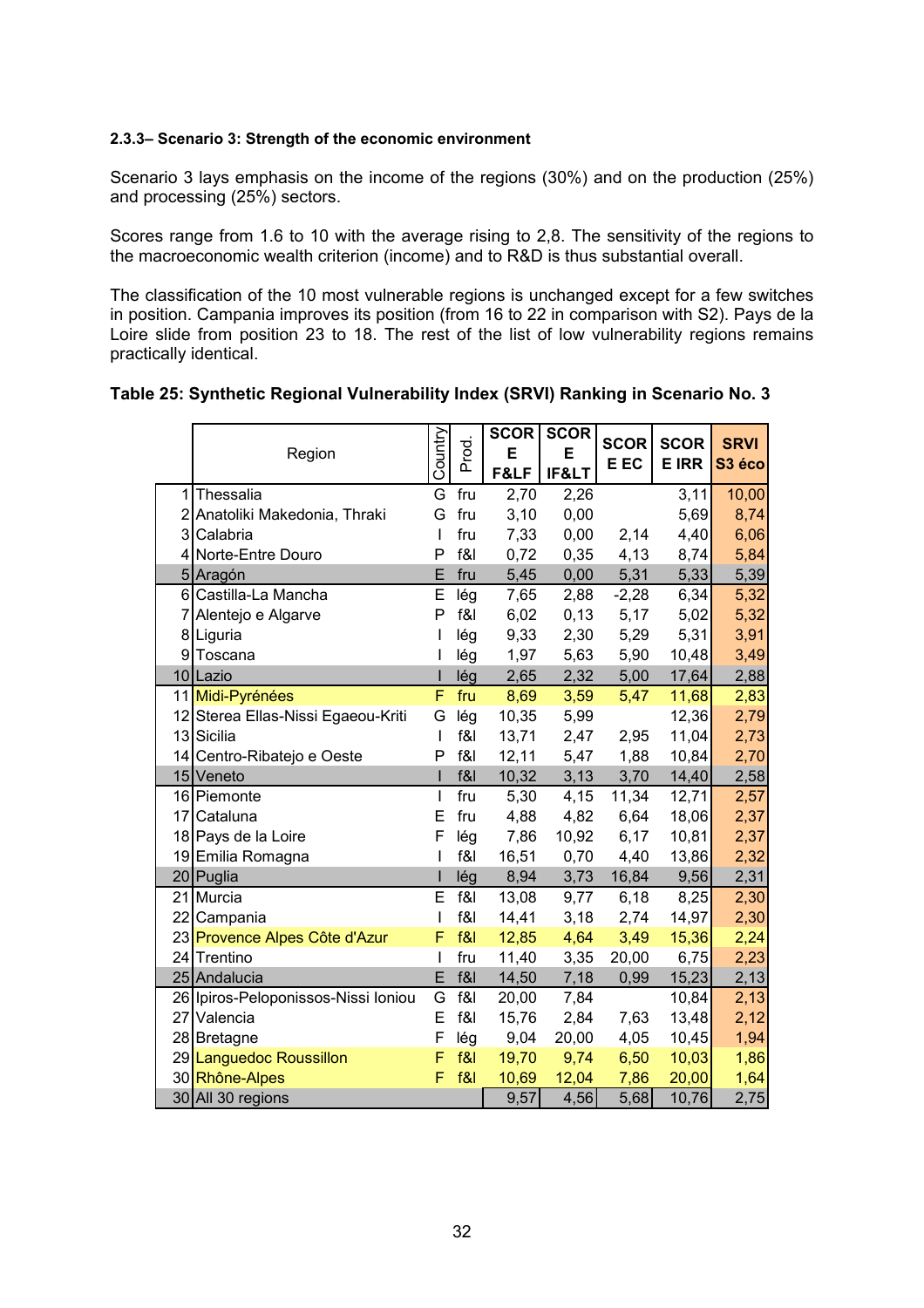#### 2.3.3– Scenario 3: Strength of the economic environment

Scenario 3 lays emphasis on the income of the regions (30%) and on the production (25%) and processing (25%) sectors.

Scores range from 1.6 to 10 with the average rising to 2,8. The sensitivity of the regions to the macroeconomic wealth criterion (income) and to R&D is thus substantial overall.

The classification of the 10 most vulnerable regions is unchanged except for a few switches in position. Campania improves its position (from 16 to 22 in comparison with S2). Pays de la Loire slide from position 23 to 18. The rest of the list of low vulnerability regions remains practically identical.

**Table 25: Synthetic Regional Vulnerability Index (SRVI) Ranking in Scenario No. 3**

| | Region | Country | Prod. | SCORE F&LF | SCORE IF&LT | SCORE EC | SCORE IRR | SRVI S3 éco |
|---|---|---|---|---|---|---|---|---|
| 1 | Thessalia | G | fru | 2,70 | 2,26 | | 3,11 | 10,00 |
| 2 | Anatoliki Makedonia, Thraki | G | fru | 3,10 | 0,00 | | 5,69 | 8,74 |
| 3 | Calabria | I | fru | 7,33 | 0,00 | 2,14 | 4,40 | 6,06 |
| 4 | Norte-Entre Douro | P | f&l | 0,72 | 0,35 | 4,13 | 8,74 | 5,84 |
| 5 | Aragón | E | fru | 5,45 | 0,00 | 5,31 | 5,33 | 5,39 |
| 6 | Castilla-La Mancha | E | lég | 7,65 | 2,88 | -2,28 | 6,34 | 5,32 |
| 7 | Alentejo e Algarve | P | f&l | 6,02 | 0,13 | 5,17 | 5,02 | 5,32 |
| 8 | Liguria | I | lég | 9,33 | 2,30 | 5,29 | 5,31 | 3,91 |
| 9 | Toscana | I | lég | 1,97 | 5,63 | 5,90 | 10,48 | 3,49 |
| 10 | Lazio | I | lég | 2,65 | 2,32 | 5,00 | 17,64 | 2,88 |
| 11 | Midi-Pyrénées | F | fru | 8,69 | 3,59 | 5,47 | 11,68 | 2,83 |
| 12 | Sterea Ellas-Nissi Egaeou-Kriti | G | lég | 10,35 | 5,99 | | 12,36 | 2,79 |
| 13 | Sicilia | I | f&l | 13,71 | 2,47 | 2,95 | 11,04 | 2,73 |
| 14 | Centro-Ribatejo e Oeste | P | f&l | 12,11 | 5,47 | 1,88 | 10,84 | 2,70 |
| 15 | Veneto | I | f&l | 10,32 | 3,13 | 3,70 | 14,40 | 2,58 |
| 16 | Piemonte | I | fru | 5,30 | 4,15 | 11,34 | 12,71 | 2,57 |
| 17 | Cataluna | E | fru | 4,88 | 4,82 | 6,64 | 18,06 | 2,37 |
| 18 | Pays de la Loire | F | lég | 7,86 | 10,92 | 6,17 | 10,81 | 2,37 |
| 19 | Emilia Romagna | I | f&l | 16,51 | 0,70 | 4,40 | 13,86 | 2,32 |
| 20 | Puglia | I | lég | 8,94 | 3,73 | 16,84 | 9,56 | 2,31 |
| 21 | Murcia | E | f&l | 13,08 | 9,77 | 6,18 | 8,25 | 2,30 |
| 22 | Campania | I | f&l | 14,41 | 3,18 | 2,74 | 14,97 | 2,30 |
| 23 | Provence Alpes Côte d'Azur | F | f&l | 12,85 | 4,64 | 3,49 | 15,36 | 2,24 |
| 24 | Trentino | I | fru | 11,40 | 3,35 | 20,00 | 6,75 | 2,23 |
| 25 | Andalucia | E | f&l | 14,50 | 7,18 | 0,99 | 15,23 | 2,13 |
| 26 | Ipiros-Peloponissos-Nissi Ioniou | G | f&l | 20,00 | 7,84 | | 10,84 | 2,13 |
| 27 | Valencia | E | f&l | 15,76 | 2,84 | 7,63 | 13,48 | 2,12 |
| 28 | Bretagne | F | lég | 9,04 | 20,00 | 4,05 | 10,45 | 1,94 |
| 29 | Languedoc Roussillon | F | f&l | 19,70 | 9,74 | 6,50 | 10,03 | 1,86 |
| 30 | Rhône-Alpes | F | f&l | 10,69 | 12,04 | 7,86 | 20,00 | 1,64 |
| 30 | All 30 regions | | | 9,57 | 4,56 | 5,68 | 10,76 | 2,75 |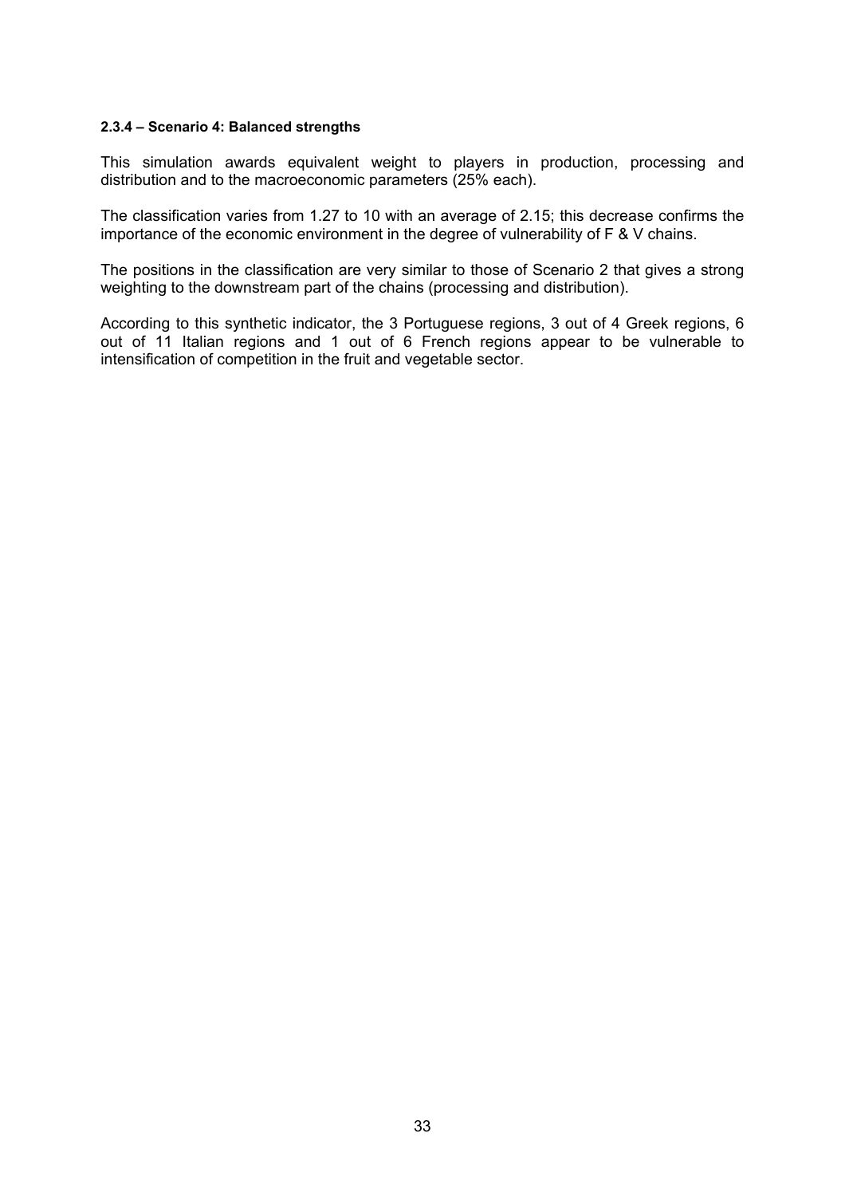#### 2.3.4 – Scenario 4: Balanced strengths

This simulation awards equivalent weight to players in production, processing and distribution and to the macroeconomic parameters (25% each).

The classification varies from 1.27 to 10 with an average of 2.15; this decrease confirms the importance of the economic environment in the degree of vulnerability of F & V chains.

The positions in the classification are very similar to those of Scenario 2 that gives a strong weighting to the downstream part of the chains (processing and distribution).

According to this synthetic indicator, the 3 Portuguese regions, 3 out of 4 Greek regions, 6 out of 11 Italian regions and 1 out of 6 French regions appear to be vulnerable to intensification of competition in the fruit and vegetable sector.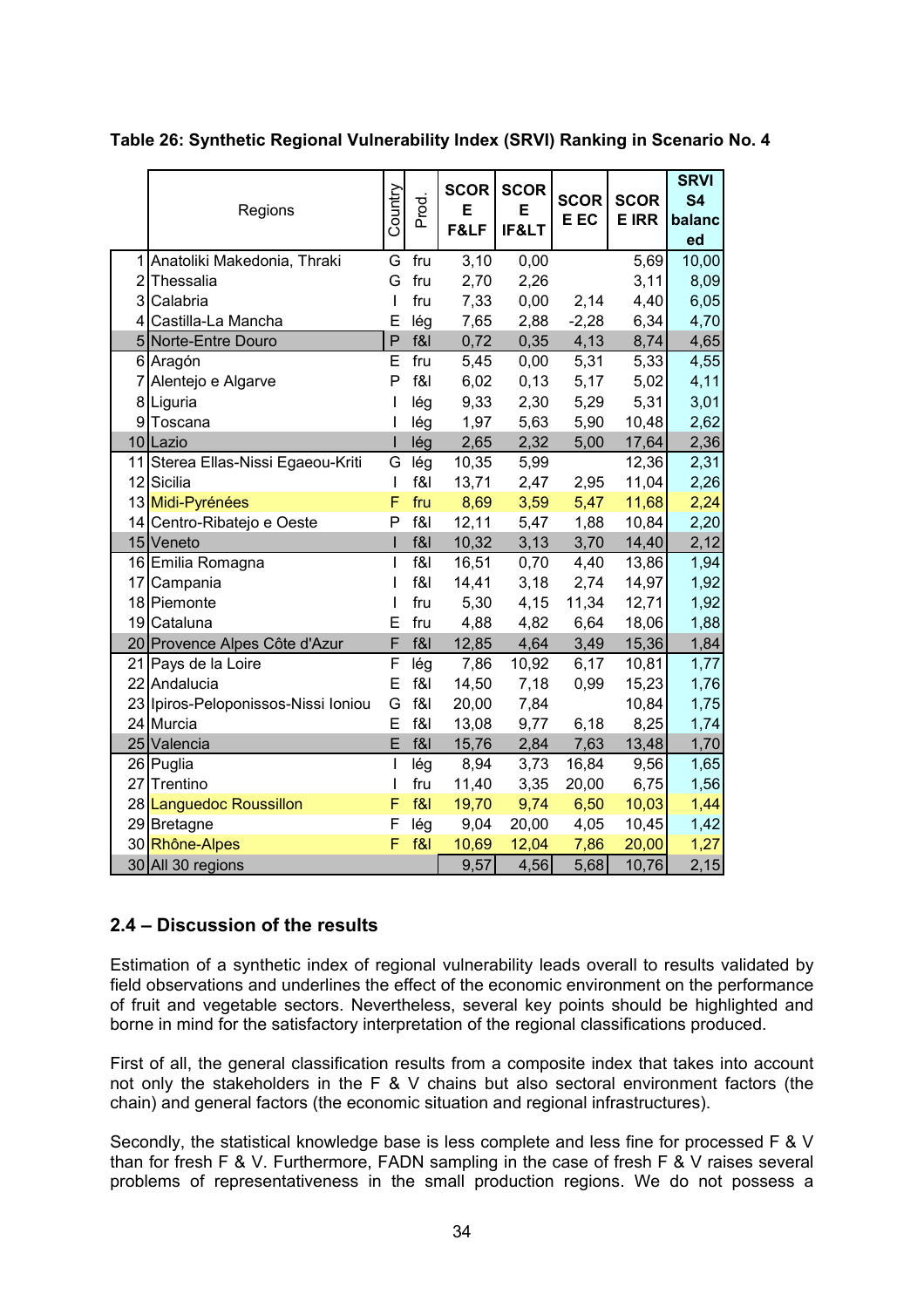**Table 26: Synthetic Regional Vulnerability Index (SRVI) Ranking in Scenario No. 4**

| | Regions | Country | Prod. | SCORE F&LF | SCORE IF&LT | SCORE EC | SCORE IRR | SRVI S4 balanced |
|---|---|---|---|---|---|---|---|---|
| 1 | Anatoliki Makedonia, Thraki | G | fru | 3,10 | 0,00 | | 5,69 | 10,00 |
| 2 | Thessalia | G | fru | 2,70 | 2,26 | | 3,11 | 8,09 |
| 3 | Calabria | I | fru | 7,33 | 0,00 | 2,14 | 4,40 | 6,05 |
| 4 | Castilla-La Mancha | E | lég | 7,65 | 2,88 | -2,28 | 6,34 | 4,70 |
| 5 | Norte-Entre Douro | P | f&l | 0,72 | 0,35 | 4,13 | 8,74 | 4,65 |
| 6 | Aragón | E | fru | 5,45 | 0,00 | 5,31 | 5,33 | 4,55 |
| 7 | Alentejo e Algarve | P | f&l | 6,02 | 0,13 | 5,17 | 5,02 | 4,11 |
| 8 | Liguria | I | lég | 9,33 | 2,30 | 5,29 | 5,31 | 3,01 |
| 9 | Toscana | I | lég | 1,97 | 5,63 | 5,90 | 10,48 | 2,62 |
| 10 | Lazio | I | lég | 2,65 | 2,32 | 5,00 | 17,64 | 2,36 |
| 11 | Sterea Ellas-Nissi Egaeou-Kriti | G | lég | 10,35 | 5,99 | | 12,36 | 2,31 |
| 12 | Sicilia | I | f&l | 13,71 | 2,47 | 2,95 | 11,04 | 2,26 |
| 13 | Midi-Pyrénées | F | fru | 8,69 | 3,59 | 5,47 | 11,68 | 2,24 |
| 14 | Centro-Ribatejo e Oeste | P | f&l | 12,11 | 5,47 | 1,88 | 10,84 | 2,20 |
| 15 | Veneto | I | f&l | 10,32 | 3,13 | 3,70 | 14,40 | 2,12 |
| 16 | Emilia Romagna | I | f&l | 16,51 | 0,70 | 4,40 | 13,86 | 1,94 |
| 17 | Campania | I | f&l | 14,41 | 3,18 | 2,74 | 14,97 | 1,92 |
| 18 | Piemonte | I | fru | 5,30 | 4,15 | 11,34 | 12,71 | 1,92 |
| 19 | Cataluna | E | fru | 4,88 | 4,82 | 6,64 | 18,06 | 1,88 |
| 20 | Provence Alpes Côte d'Azur | F | f&l | 12,85 | 4,64 | 3,49 | 15,36 | 1,84 |
| 21 | Pays de la Loire | F | lég | 7,86 | 10,92 | 6,17 | 10,81 | 1,77 |
| 22 | Andalucia | E | f&l | 14,50 | 7,18 | 0,99 | 15,23 | 1,76 |
| 23 | Ipiros-Peloponissos-Nissi Ioniou | G | f&l | 20,00 | 7,84 | | 10,84 | 1,75 |
| 24 | Murcia | E | f&l | 13,08 | 9,77 | 6,18 | 8,25 | 1,74 |
| 25 | Valencia | E | f&l | 15,76 | 2,84 | 7,63 | 13,48 | 1,70 |
| 26 | Puglia | I | lég | 8,94 | 3,73 | 16,84 | 9,56 | 1,65 |
| 27 | Trentino | I | fru | 11,40 | 3,35 | 20,00 | 6,75 | 1,56 |
| 28 | Languedoc Roussillon | F | f&l | 19,70 | 9,74 | 6,50 | 10,03 | 1,44 |
| 29 | Bretagne | F | lég | 9,04 | 20,00 | 4,05 | 10,45 | 1,42 |
| 30 | Rhône-Alpes | F | f&l | 10,69 | 12,04 | 7,86 | 20,00 | 1,27 |
| 30 | All 30 regions | | | 9,57 | 4,56 | 5,68 | 10,76 | 2,15 |

## 2.4 – Discussion of the results

Estimation of a synthetic index of regional vulnerability leads overall to results validated by field observations and underlines the effect of the economic environment on the performance of fruit and vegetable sectors. Nevertheless, several key points should be highlighted and borne in mind for the satisfactory interpretation of the regional classifications produced.

First of all, the general classification results from a composite index that takes into account not only the stakeholders in the F & V chains but also sectoral environment factors (the chain) and general factors (the economic situation and regional infrastructures).

Secondly, the statistical knowledge base is less complete and less fine for processed F & V than for fresh F & V. Furthermore, FADN sampling in the case of fresh F & V raises several problems of representativeness in the small production regions. We do not possess a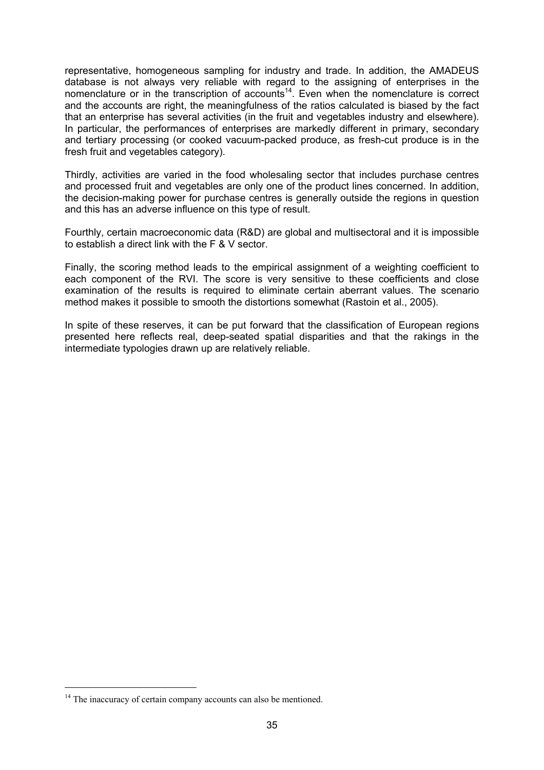representative, homogeneous sampling for industry and trade. In addition, the AMADEUS database is not always very reliable with regard to the assigning of enterprises in the nomenclature or in the transcription of accounts[14]. Even when the nomenclature is correct and the accounts are right, the meaningfulness of the ratios calculated is biased by the fact that an enterprise has several activities (in the fruit and vegetables industry and elsewhere). In particular, the performances of enterprises are markedly different in primary, secondary and tertiary processing (or cooked vacuum-packed produce, as fresh-cut produce is in the fresh fruit and vegetables category).

Thirdly, activities are varied in the food wholesaling sector that includes purchase centres and processed fruit and vegetables are only one of the product lines concerned. In addition, the decision-making power for purchase centres is generally outside the regions in question and this has an adverse influence on this type of result.

Fourthly, certain macroeconomic data (R&D) are global and multisectoral and it is impossible to establish a direct link with the F & V sector.

Finally, the scoring method leads to the empirical assignment of a weighting coefficient to each component of the RVI. The score is very sensitive to these coefficients and close examination of the results is required to eliminate certain aberrant values. The scenario method makes it possible to smooth the distortions somewhat (Rastoin et al., 2005).

In spite of these reserves, it can be put forward that the classification of European regions presented here reflects real, deep-seated spatial disparities and that the rakings in the intermediate typologies drawn up are relatively reliable.

[14] The inaccuracy of certain company accounts can also be mentioned.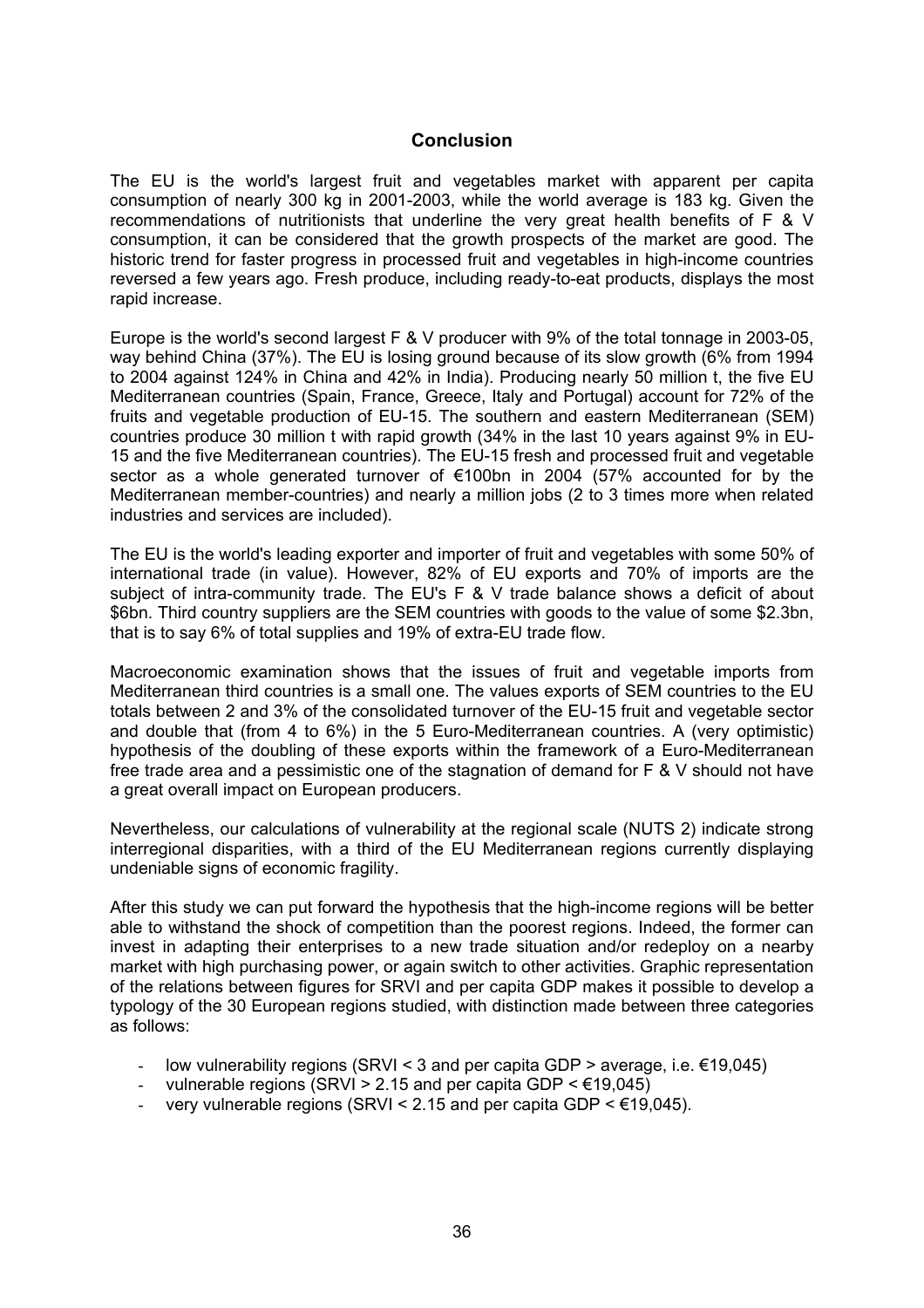## Conclusion

The EU is the world's largest fruit and vegetables market with apparent per capita consumption of nearly 300 kg in 2001-2003, while the world average is 183 kg. Given the recommendations of nutritionists that underline the very great health benefits of F & V consumption, it can be considered that the growth prospects of the market are good. The historic trend for faster progress in processed fruit and vegetables in high-income countries reversed a few years ago. Fresh produce, including ready-to-eat products, displays the most rapid increase.

Europe is the world's second largest F & V producer with 9% of the total tonnage in 2003-05, way behind China (37%). The EU is losing ground because of its slow growth (6% from 1994 to 2004 against 124% in China and 42% in India). Producing nearly 50 million t, the five EU Mediterranean countries (Spain, France, Greece, Italy and Portugal) account for 72% of the fruits and vegetable production of EU-15. The southern and eastern Mediterranean (SEM) countries produce 30 million t with rapid growth (34% in the last 10 years against 9% in EU-15 and the five Mediterranean countries). The EU-15 fresh and processed fruit and vegetable sector as a whole generated turnover of €100bn in 2004 (57% accounted for by the Mediterranean member-countries) and nearly a million jobs (2 to 3 times more when related industries and services are included).

The EU is the world's leading exporter and importer of fruit and vegetables with some 50% of international trade (in value). However, 82% of EU exports and 70% of imports are the subject of intra-community trade. The EU's F & V trade balance shows a deficit of about $6bn. Third country suppliers are the SEM countries with goods to the value of some $2.3bn, that is to say 6% of total supplies and 19% of extra-EU trade flow.

Macroeconomic examination shows that the issues of fruit and vegetable imports from Mediterranean third countries is a small one. The values exports of SEM countries to the EU totals between 2 and 3% of the consolidated turnover of the EU-15 fruit and vegetable sector and double that (from 4 to 6%) in the 5 Euro-Mediterranean countries. A (very optimistic) hypothesis of the doubling of these exports within the framework of a Euro-Mediterranean free trade area and a pessimistic one of the stagnation of demand for F & V should not have a great overall impact on European producers.

Nevertheless, our calculations of vulnerability at the regional scale (NUTS 2) indicate strong interregional disparities, with a third of the EU Mediterranean regions currently displaying undeniable signs of economic fragility.

After this study we can put forward the hypothesis that the high-income regions will be better able to withstand the shock of competition than the poorest regions. Indeed, the former can invest in adapting their enterprises to a new trade situation and/or redeploy on a nearby market with high purchasing power, or again switch to other activities. Graphic representation of the relations between figures for SRVI and per capita GDP makes it possible to develop a typology of the 30 European regions studied, with distinction made between three categories as follows:

- low vulnerability regions (SRVI < 3 and per capita GDP > average, i.e. €19,045)
- vulnerable regions (SRVI > 2.15 and per capita GDP < €19,045)
- very vulnerable regions (SRVI < 2.15 and per capita GDP < €19,045).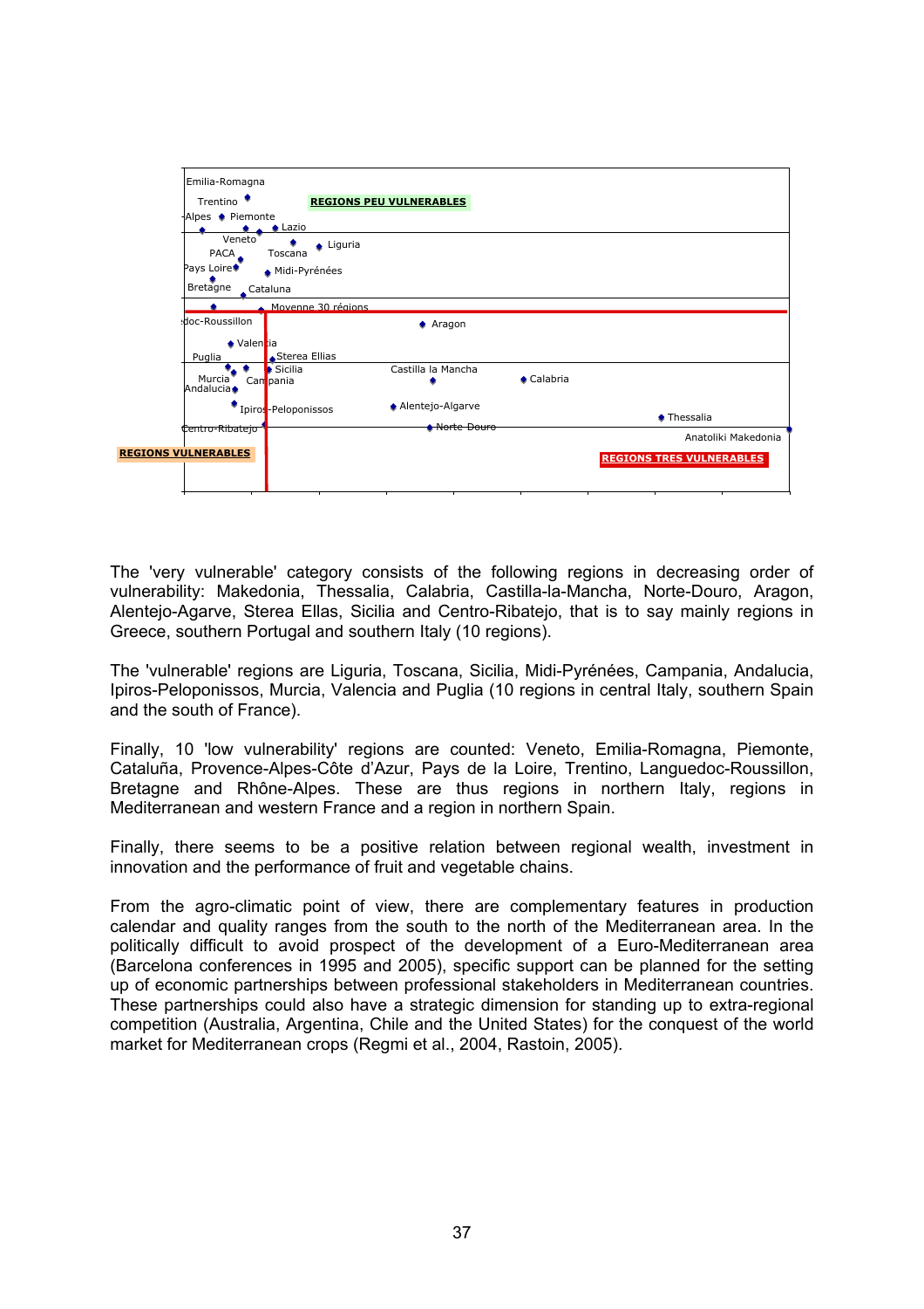Emilia-Romagna

Trentino

REGIONS PEU VULNERABLES

-Alpes Piemonte

Lazio

Veneto

Liguria

PACA

Toscana

Pays Loire

Midi-Pyrénées

Bretagne

Cataluna

Moyenne 30 régions

doc-Roussillon

Aragon

Valencia

Puglia

Sterea Ellias

Sicilia

Castilla la Mancha

Murcia

Campania

Calabria

Andalucia

Ipiros-Peloponissos

Alentejo-Algarve

Thessalia

Centro-Ribatejo

Norte Douro

Anatoliki Makedonia

REGIONS VULNERABLES

REGIONS TRES VULNERABLES

The 'very vulnerable' category consists of the following regions in decreasing order of vulnerability: Makedonia, Thessalia, Calabria, Castilla-la-Mancha, Norte-Douro, Aragon, Alentejo-Agarve, Sterea Ellas, Sicilia and Centro-Ribatejo, that is to say mainly regions in Greece, southern Portugal and southern Italy (10 regions).

The 'vulnerable' regions are Liguria, Toscana, Sicilia, Midi-Pyrénées, Campania, Andalucia, Ipiros-Peloponissos, Murcia, Valencia and Puglia (10 regions in central Italy, southern Spain and the south of France).

Finally, 10 'low vulnerability' regions are counted: Veneto, Emilia-Romagna, Piemonte, Cataluña, Provence-Alpes-Côte d'Azur, Pays de la Loire, Trentino, Languedoc-Roussillon, Bretagne and Rhône-Alpes. These are thus regions in northern Italy, regions in Mediterranean and western France and a region in northern Spain.

Finally, there seems to be a positive relation between regional wealth, investment in innovation and the performance of fruit and vegetable chains.

From the agro-climatic point of view, there are complementary features in production calendar and quality ranges from the south to the north of the Mediterranean area. In the politically difficult to avoid prospect of the development of a Euro-Mediterranean area (Barcelona conferences in 1995 and 2005), specific support can be planned for the setting up of economic partnerships between professional stakeholders in Mediterranean countries. These partnerships could also have a strategic dimension for standing up to extra-regional competition (Australia, Argentina, Chile and the United States) for the conquest of the world market for Mediterranean crops (Regmi et al., 2004, Rastoin, 2005).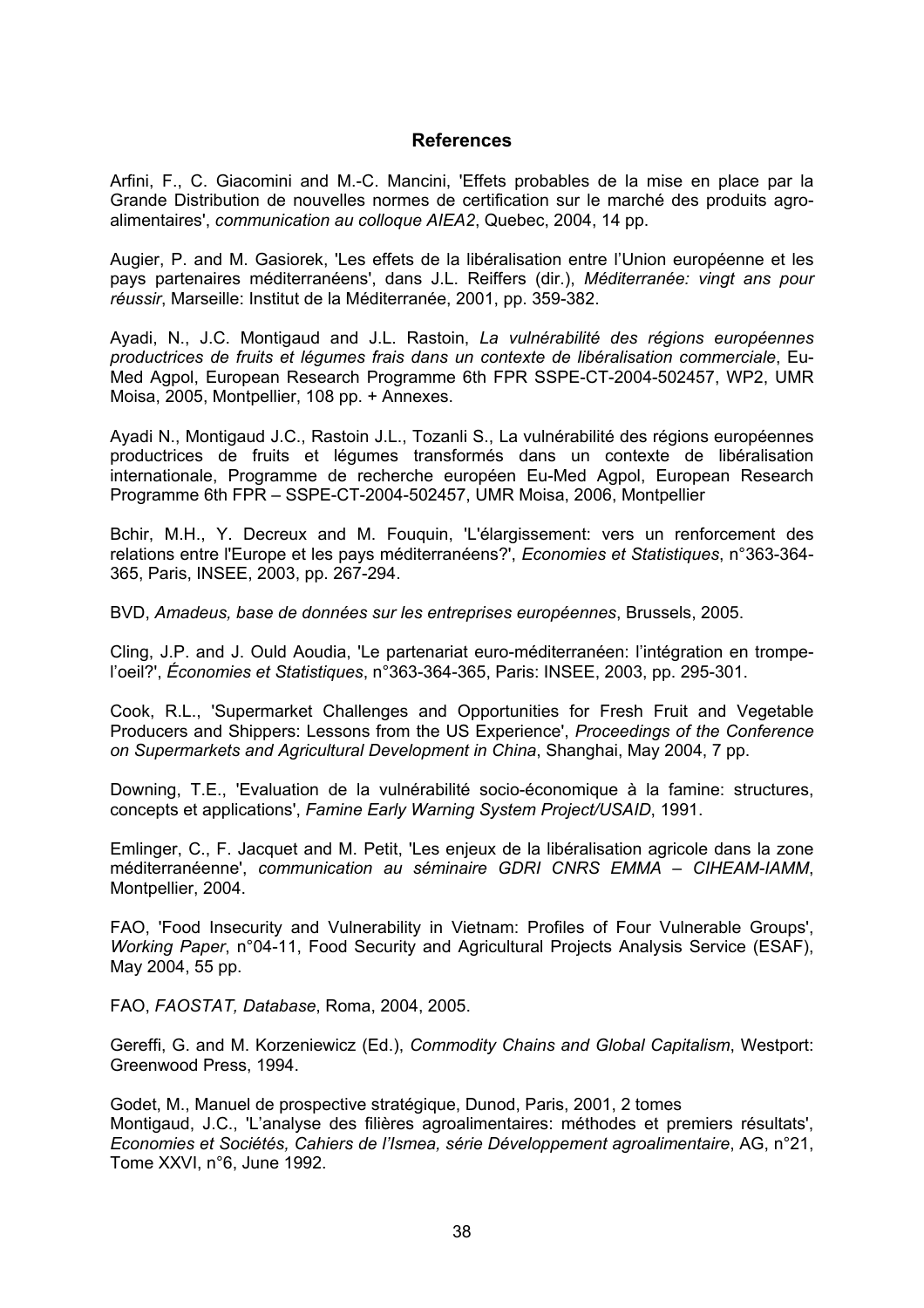## References

Arfini, F., C. Giacomini and M.-C. Mancini, 'Effets probables de la mise en place par la Grande Distribution de nouvelles normes de certification sur le marché des produits agro-alimentaires', *communication au colloque AIEA2*, Quebec, 2004, 14 pp.

Augier, P. and M. Gasiorek, 'Les effets de la libéralisation entre l'Union européenne et les pays partenaires méditerranéens', dans J.L. Reiffers (dir.), *Méditerranée: vingt ans pour réussir*, Marseille: Institut de la Méditerranée, 2001, pp. 359-382.

Ayadi, N., J.C. Montigaud and J.L. Rastoin, *La vulnérabilité des régions européennes productrices de fruits et légumes frais dans un contexte de libéralisation commerciale*, Eu-Med Agpol, European Research Programme 6th FPR SSPE-CT-2004-502457, WP2, UMR Moisa, 2005, Montpellier, 108 pp. + Annexes.

Ayadi N., Montigaud J.C., Rastoin J.L., Tozanli S., La vulnérabilité des régions européennes productrices de fruits et légumes transformés dans un contexte de libéralisation internationale, Programme de recherche européen Eu-Med Agpol, European Research Programme 6th FPR – SSPE-CT-2004-502457, UMR Moisa, 2006, Montpellier

Bchir, M.H., Y. Decreux and M. Fouquin, 'L'élargissement: vers un renforcement des relations entre l'Europe et les pays méditerranéens?', *Economies et Statistiques*, n°363-364-365, Paris, INSEE, 2003, pp. 267-294.

BVD, *Amadeus, base de données sur les entreprises européennes*, Brussels, 2005.

Cling, J.P. and J. Ould Aoudia, 'Le partenariat euro-méditerranéen: l'intégration en trompe-l'oeil?', *Économies et Statistiques*, n°363-364-365, Paris: INSEE, 2003, pp. 295-301.

Cook, R.L., 'Supermarket Challenges and Opportunities for Fresh Fruit and Vegetable Producers and Shippers: Lessons from the US Experience', *Proceedings of the Conference on Supermarkets and Agricultural Development in China*, Shanghai, May 2004, 7 pp.

Downing, T.E., 'Evaluation de la vulnérabilité socio-économique à la famine: structures, concepts et applications', *Famine Early Warning System Project/USAID*, 1991.

Emlinger, C., F. Jacquet and M. Petit, 'Les enjeux de la libéralisation agricole dans la zone méditerranéenne', *communication au séminaire GDRI CNRS EMMA – CIHEAM-IAMM*, Montpellier, 2004.

FAO, 'Food Insecurity and Vulnerability in Vietnam: Profiles of Four Vulnerable Groups', *Working Paper*, n°04-11, Food Security and Agricultural Projects Analysis Service (ESAF), May 2004, 55 pp.

FAO, *FAOSTAT, Database*, Roma, 2004, 2005.

Gereffi, G. and M. Korzeniewicz (Ed.), *Commodity Chains and Global Capitalism*, Westport: Greenwood Press, 1994.

Godet, M., Manuel de prospective stratégique, Dunod, Paris, 2001, 2 tomes

Montigaud, J.C., 'L'analyse des filières agroalimentaires: méthodes et premiers résultats', *Economies et Sociétés, Cahiers de l'Ismea, série Développement agroalimentaire*, AG, n°21, Tome XXVI, n°6, June 1992.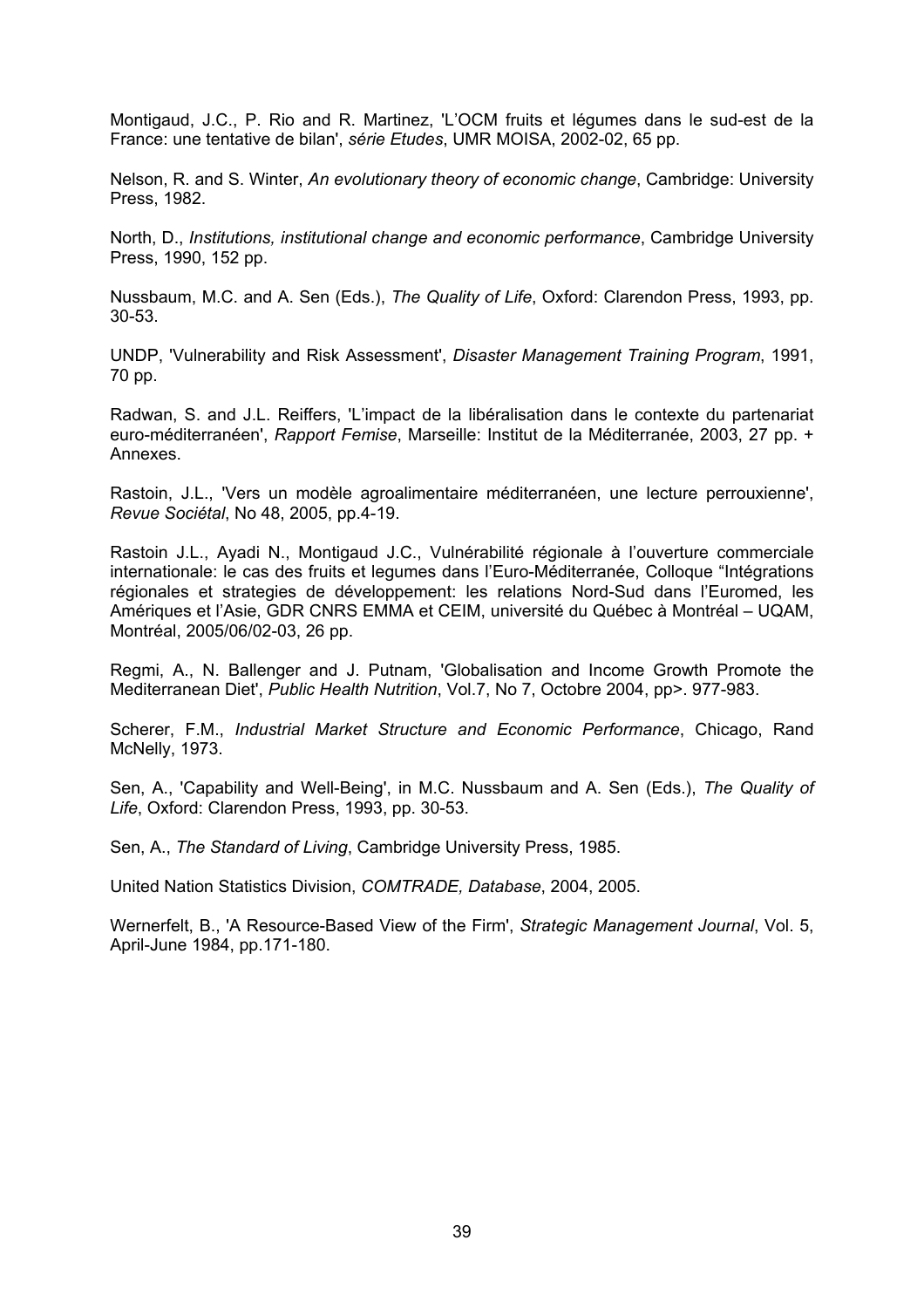Montigaud, J.C., P. Rio and R. Martinez, 'L'OCM fruits et légumes dans le sud-est de la France: une tentative de bilan', *série Etudes*, UMR MOISA, 2002-02, 65 pp.

Nelson, R. and S. Winter, *An evolutionary theory of economic change*, Cambridge: University Press, 1982.

North, D., *Institutions, institutional change and economic performance*, Cambridge University Press, 1990, 152 pp.

Nussbaum, M.C. and A. Sen (Eds.), *The Quality of Life*, Oxford: Clarendon Press, 1993, pp. 30-53.

UNDP, 'Vulnerability and Risk Assessment', *Disaster Management Training Program*, 1991, 70 pp.

Radwan, S. and J.L. Reiffers, 'L'impact de la libéralisation dans le contexte du partenariat euro-méditerranéen', *Rapport Femise*, Marseille: Institut de la Méditerranée, 2003, 27 pp. + Annexes.

Rastoin, J.L., 'Vers un modèle agroalimentaire méditerranéen, une lecture perrouxienne', *Revue Sociétal*, No 48, 2005, pp.4-19.

Rastoin J.L., Ayadi N., Montigaud J.C., Vulnérabilité régionale à l'ouverture commerciale internationale: le cas des fruits et legumes dans l'Euro-Méditerranée, Colloque "Intégrations régionales et strategies de développement: les relations Nord-Sud dans l'Euromed, les Amériques et l'Asie, GDR CNRS EMMA et CEIM, université du Québec à Montréal – UQAM, Montréal, 2005/06/02-03, 26 pp.

Regmi, A., N. Ballenger and J. Putnam, 'Globalisation and Income Growth Promote the Mediterranean Diet', *Public Health Nutrition*, Vol.7, No 7, Octobre 2004, pp>. 977-983.

Scherer, F.M., *Industrial Market Structure and Economic Performance*, Chicago, Rand McNelly, 1973.

Sen, A., 'Capability and Well-Being', in M.C. Nussbaum and A. Sen (Eds.), *The Quality of Life*, Oxford: Clarendon Press, 1993, pp. 30-53.

Sen, A., *The Standard of Living*, Cambridge University Press, 1985.

United Nation Statistics Division, *COMTRADE, Database*, 2004, 2005.

Wernerfelt, B., 'A Resource-Based View of the Firm', *Strategic Management Journal*, Vol. 5, April-June 1984, pp.171-180.